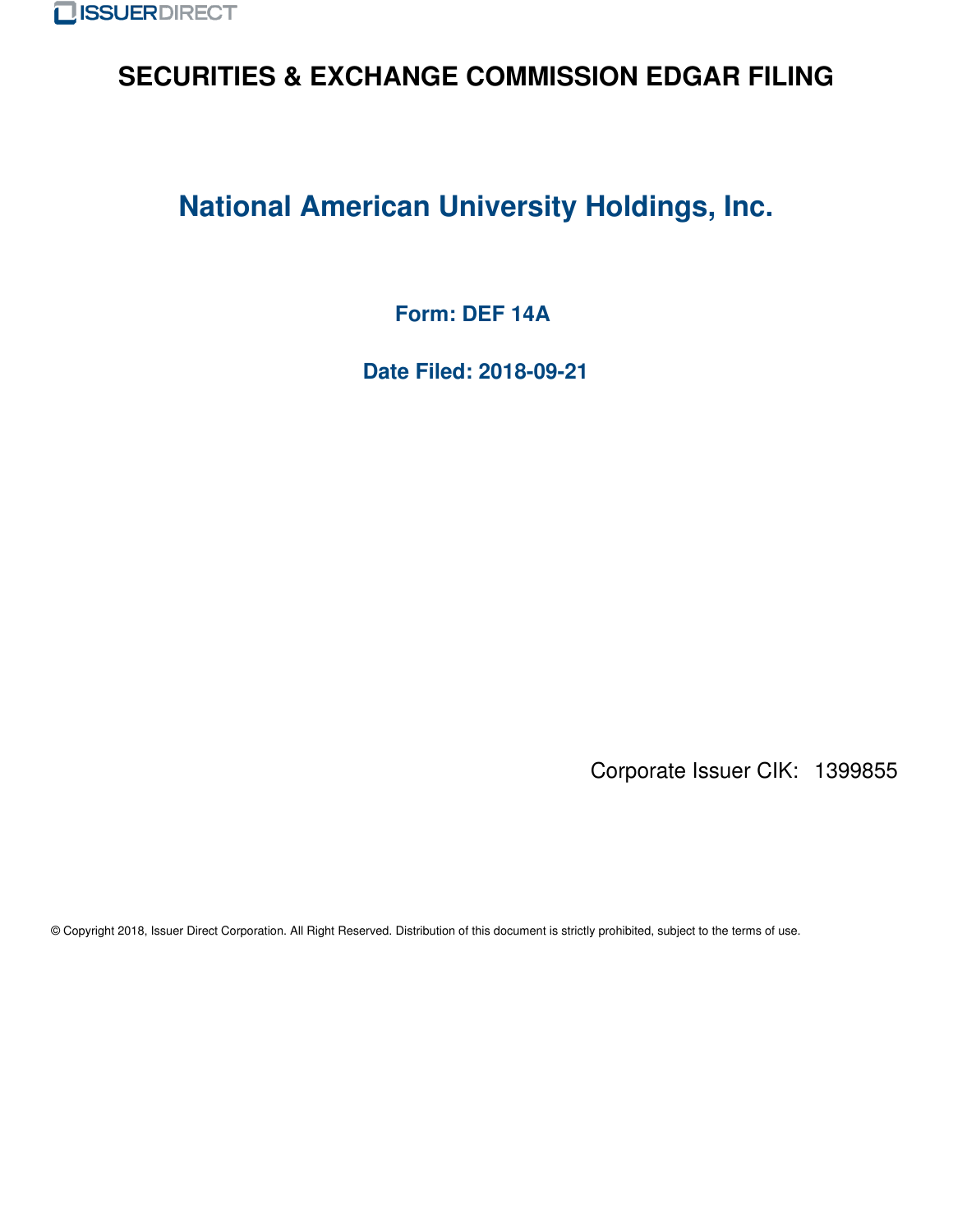# SECURITIES & EXCHANGE COMMISSION EDGAR FILING

## National American University Holdings, Inc.

**Form: DEF 14A**

**Date Filed: 2018-09-21**

Corporate Issuer CIK: 1399855

© Copyright 2018, Issuer Direct Corporation. All Right Reserved. Distribution of this document is strictly prohibited, subject to the terms of use.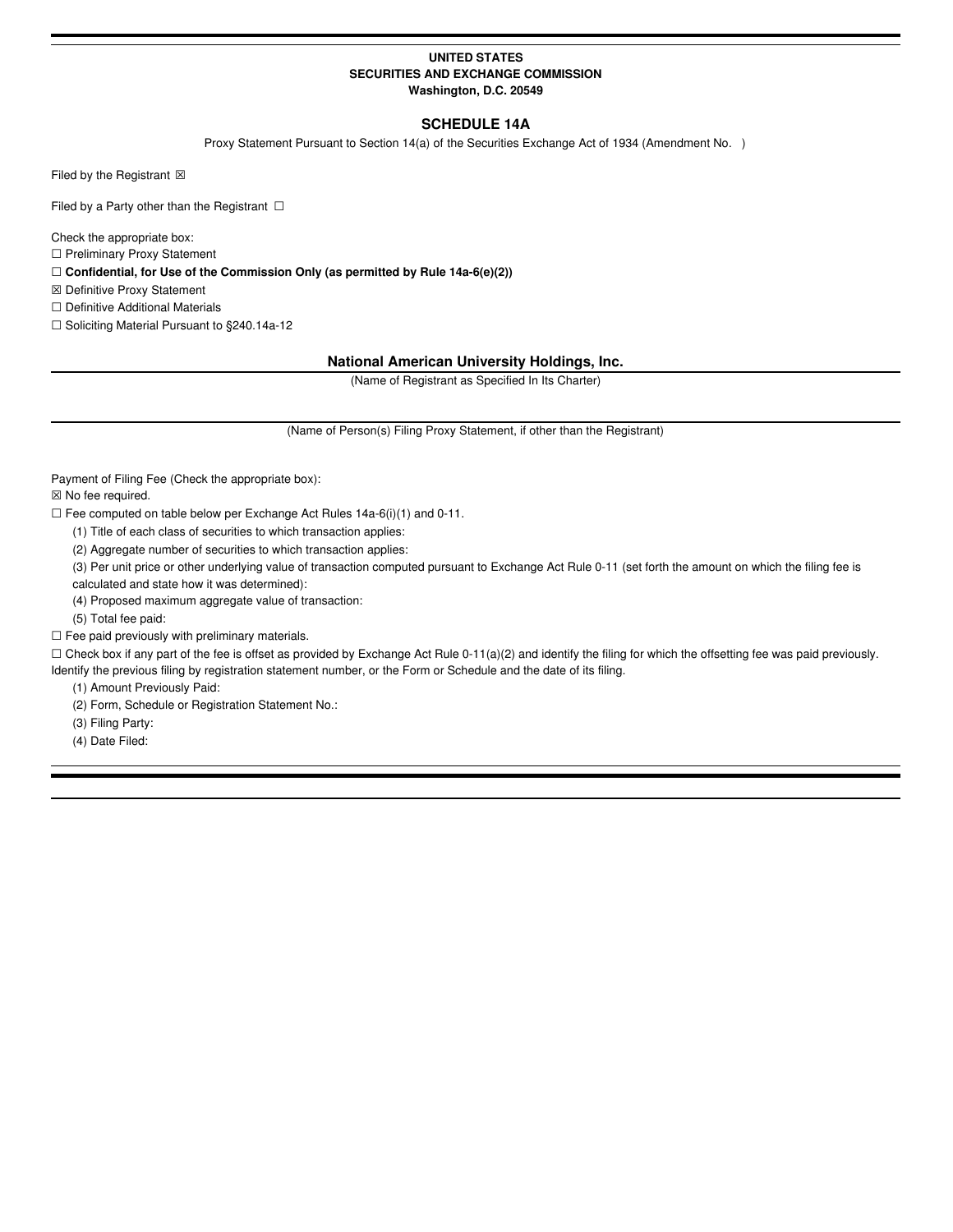**UNITED STATES**
**SECURITIES AND EXCHANGE COMMISSION**
**Washington, D.C. 20549**

## SCHEDULE 14A

Proxy Statement Pursuant to Section 14(a) of the Securities Exchange Act of 1934 (Amendment No. )

Filed by the Registrant ☒

Filed by a Party other than the Registrant ☐

Check the appropriate box:

☐ Preliminary Proxy Statement

☐ **Confidential, for Use of the Commission Only (as permitted by Rule 14a-6(e)(2))**

☒ Definitive Proxy Statement

☐ Definitive Additional Materials

☐ Soliciting Material Pursuant to §240.14a-12

**National American University Holdings, Inc.**

(Name of Registrant as Specified In Its Charter)

(Name of Person(s) Filing Proxy Statement, if other than the Registrant)

Payment of Filing Fee (Check the appropriate box):

☒ No fee required.

☐ Fee computed on table below per Exchange Act Rules 14a-6(i)(1) and 0-11.

(1) Title of each class of securities to which transaction applies:

(2) Aggregate number of securities to which transaction applies:

(3) Per unit price or other underlying value of transaction computed pursuant to Exchange Act Rule 0-11 (set forth the amount on which the filing fee is calculated and state how it was determined):

(4) Proposed maximum aggregate value of transaction:

(5) Total fee paid:

☐ Fee paid previously with preliminary materials.

☐ Check box if any part of the fee is offset as provided by Exchange Act Rule 0-11(a)(2) and identify the filing for which the offsetting fee was paid previously. Identify the previous filing by registration statement number, or the Form or Schedule and the date of its filing.

(1) Amount Previously Paid:

(2) Form, Schedule or Registration Statement No.:

(3) Filing Party:

(4) Date Filed: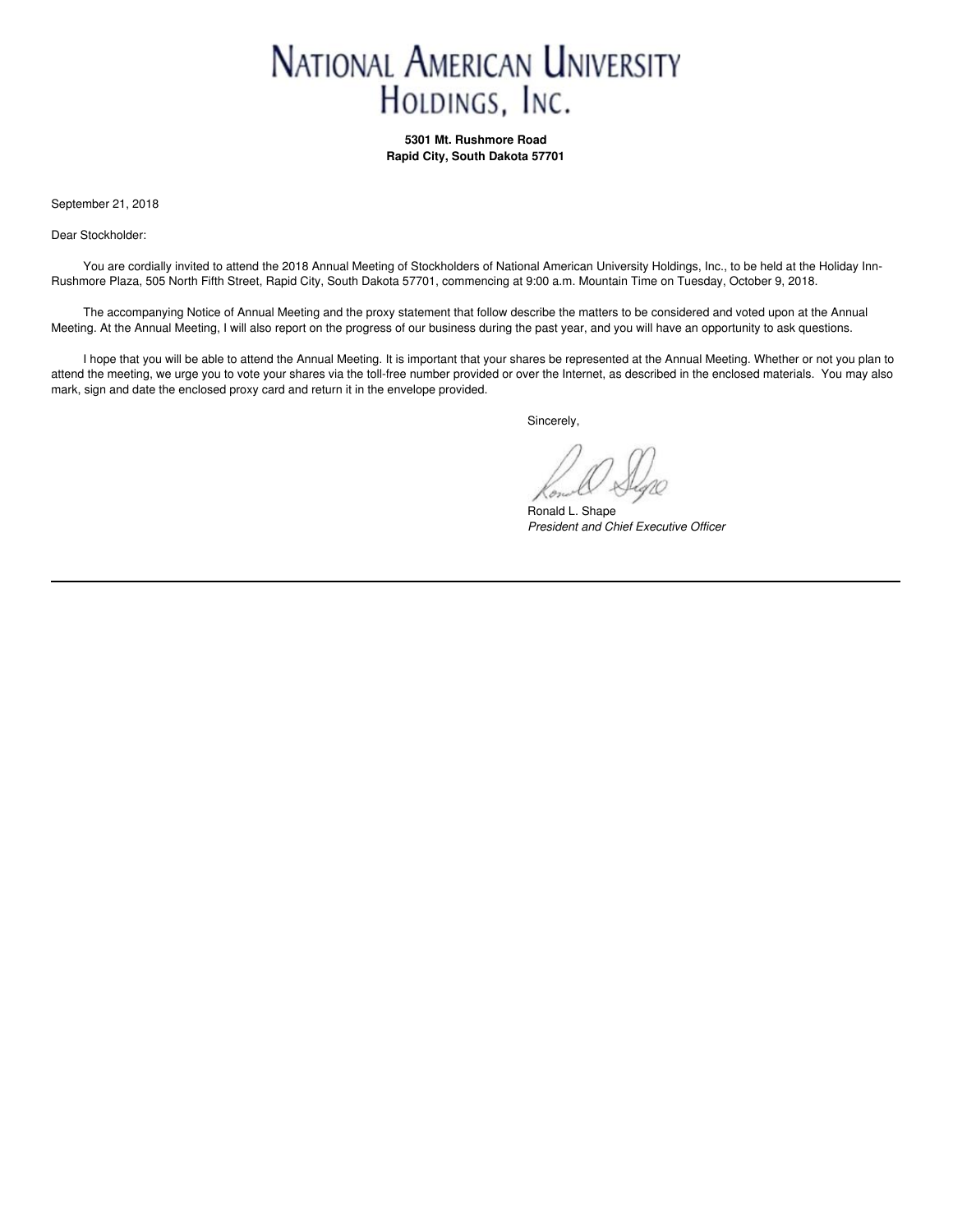# National American University Holdings, Inc.

**5301 Mt. Rushmore Road**
**Rapid City, South Dakota 57701**

September 21, 2018

Dear Stockholder:

You are cordially invited to attend the 2018 Annual Meeting of Stockholders of National American University Holdings, Inc., to be held at the Holiday Inn-Rushmore Plaza, 505 North Fifth Street, Rapid City, South Dakota 57701, commencing at 9:00 a.m. Mountain Time on Tuesday, October 9, 2018.

The accompanying Notice of Annual Meeting and the proxy statement that follow describe the matters to be considered and voted upon at the Annual Meeting. At the Annual Meeting, I will also report on the progress of our business during the past year, and you will have an opportunity to ask questions.

I hope that you will be able to attend the Annual Meeting. It is important that your shares be represented at the Annual Meeting. Whether or not you plan to attend the meeting, we urge you to vote your shares via the toll-free number provided or over the Internet, as described in the enclosed materials. You may also mark, sign and date the enclosed proxy card and return it in the envelope provided.

Sincerely,

Ronald L. Shape
*President and Chief Executive Officer*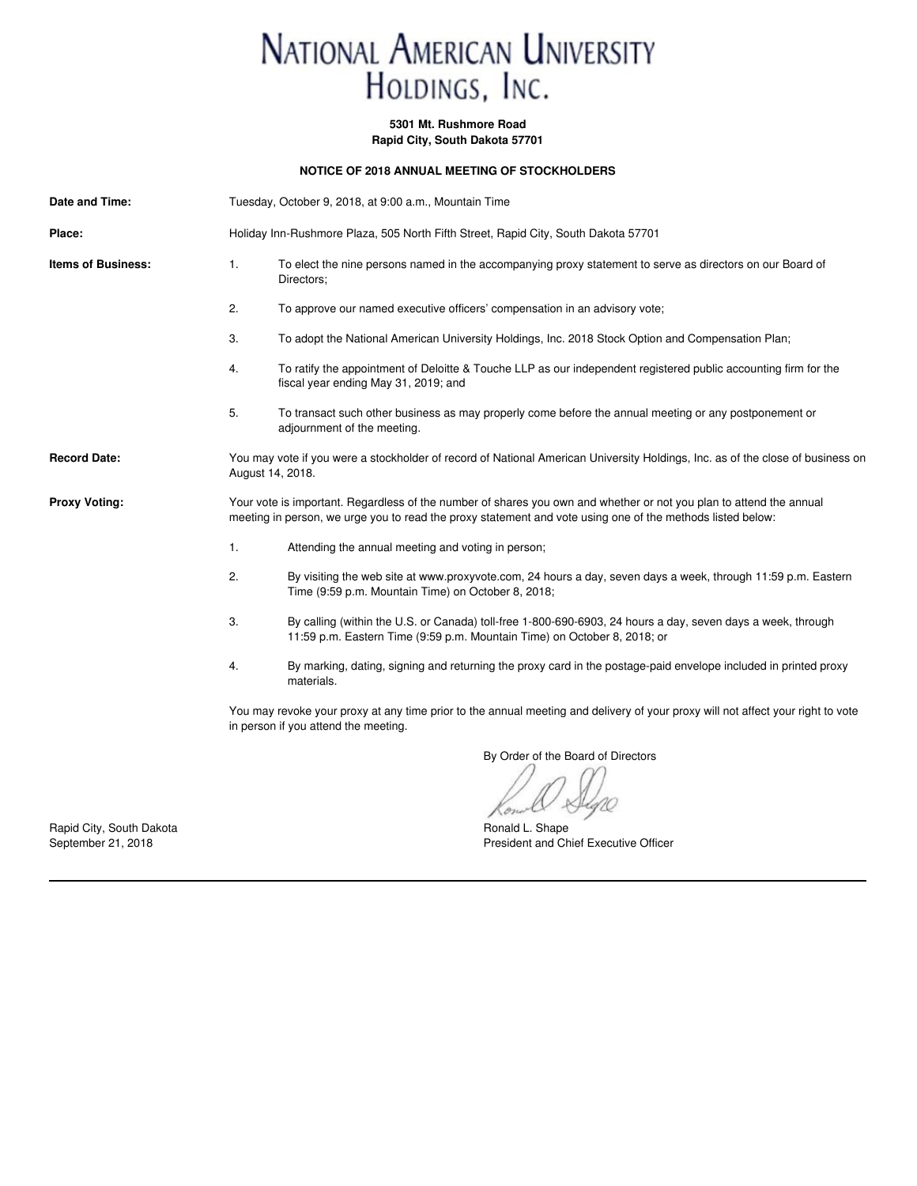# NATIONAL AMERICAN UNIVERSITY HOLDINGS, INC.

**5301 Mt. Rushmore Road**
**Rapid City, South Dakota 57701**

**NOTICE OF 2018 ANNUAL MEETING OF STOCKHOLDERS**

**Date and Time:** Tuesday, October 9, 2018, at 9:00 a.m., Mountain Time

**Place:** Holiday Inn-Rushmore Plaza, 505 North Fifth Street, Rapid City, South Dakota 57701

**Items of Business:**

1. To elect the nine persons named in the accompanying proxy statement to serve as directors on our Board of Directors;
2. To approve our named executive officers' compensation in an advisory vote;
3. To adopt the National American University Holdings, Inc. 2018 Stock Option and Compensation Plan;
4. To ratify the appointment of Deloitte & Touche LLP as our independent registered public accounting firm for the fiscal year ending May 31, 2019; and
5. To transact such other business as may properly come before the annual meeting or any postponement or adjournment of the meeting.

**Record Date:** You may vote if you were a stockholder of record of National American University Holdings, Inc. as of the close of business on August 14, 2018.

**Proxy Voting:** Your vote is important. Regardless of the number of shares you own and whether or not you plan to attend the annual meeting in person, we urge you to read the proxy statement and vote using one of the methods listed below:

1. Attending the annual meeting and voting in person;
2. By visiting the web site at www.proxyvote.com, 24 hours a day, seven days a week, through 11:59 p.m. Eastern Time (9:59 p.m. Mountain Time) on October 8, 2018;
3. By calling (within the U.S. or Canada) toll-free 1-800-690-6903, 24 hours a day, seven days a week, through 11:59 p.m. Eastern Time (9:59 p.m. Mountain Time) on October 8, 2018; or
4. By marking, dating, signing and returning the proxy card in the postage-paid envelope included in printed proxy materials.

You may revoke your proxy at any time prior to the annual meeting and delivery of your proxy will not affect your right to vote in person if you attend the meeting.

By Order of the Board of Directors

Ronald L. Shape
President and Chief Executive Officer

Rapid City, South Dakota
September 21, 2018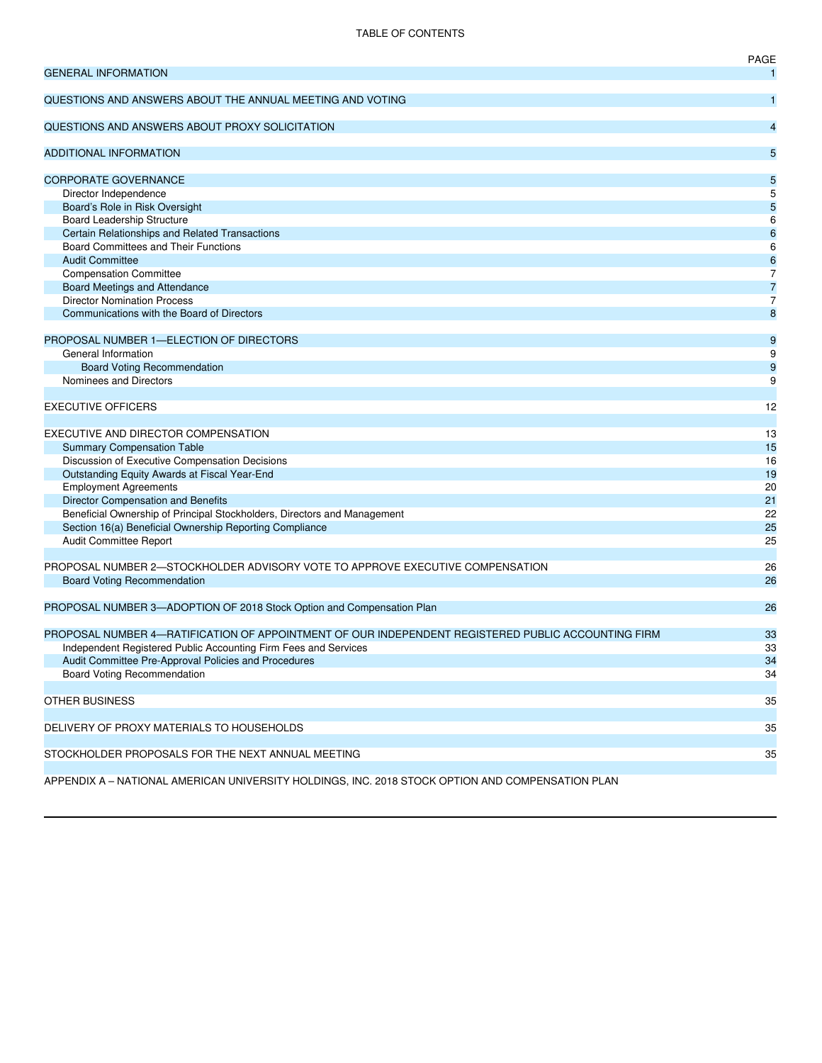TABLE OF CONTENTS

| | PAGE |
|---|---|
| GENERAL INFORMATION | 1 |
| QUESTIONS AND ANSWERS ABOUT THE ANNUAL MEETING AND VOTING | 1 |
| QUESTIONS AND ANSWERS ABOUT PROXY SOLICITATION | 4 |
| ADDITIONAL INFORMATION | 5 |
| CORPORATE GOVERNANCE | 5 |
| Director Independence | 5 |
| Board's Role in Risk Oversight | 5 |
| Board Leadership Structure | 6 |
| Certain Relationships and Related Transactions | 6 |
| Board Committees and Their Functions | 6 |
| Audit Committee | 6 |
| Compensation Committee | 7 |
| Board Meetings and Attendance | 7 |
| Director Nomination Process | 7 |
| Communications with the Board of Directors | 8 |
| PROPOSAL NUMBER 1—ELECTION OF DIRECTORS | 9 |
| General Information | 9 |
| Board Voting Recommendation | 9 |
| Nominees and Directors | 9 |
| EXECUTIVE OFFICERS | 12 |
| EXECUTIVE AND DIRECTOR COMPENSATION | 13 |
| Summary Compensation Table | 15 |
| Discussion of Executive Compensation Decisions | 16 |
| Outstanding Equity Awards at Fiscal Year-End | 19 |
| Employment Agreements | 20 |
| Director Compensation and Benefits | 21 |
| Beneficial Ownership of Principal Stockholders, Directors and Management | 22 |
| Section 16(a) Beneficial Ownership Reporting Compliance | 25 |
| Audit Committee Report | 25 |
| PROPOSAL NUMBER 2—STOCKHOLDER ADVISORY VOTE TO APPROVE EXECUTIVE COMPENSATION | 26 |
| Board Voting Recommendation | 26 |
| PROPOSAL NUMBER 3—ADOPTION OF 2018 Stock Option and Compensation Plan | 26 |
| PROPOSAL NUMBER 4—RATIFICATION OF APPOINTMENT OF OUR INDEPENDENT REGISTERED PUBLIC ACCOUNTING FIRM | 33 |
| Independent Registered Public Accounting Firm Fees and Services | 33 |
| Audit Committee Pre-Approval Policies and Procedures | 34 |
| Board Voting Recommendation | 34 |
| OTHER BUSINESS | 35 |
| DELIVERY OF PROXY MATERIALS TO HOUSEHOLDS | 35 |
| STOCKHOLDER PROPOSALS FOR THE NEXT ANNUAL MEETING | 35 |
| APPENDIX A – NATIONAL AMERICAN UNIVERSITY HOLDINGS, INC. 2018 STOCK OPTION AND COMPENSATION PLAN | |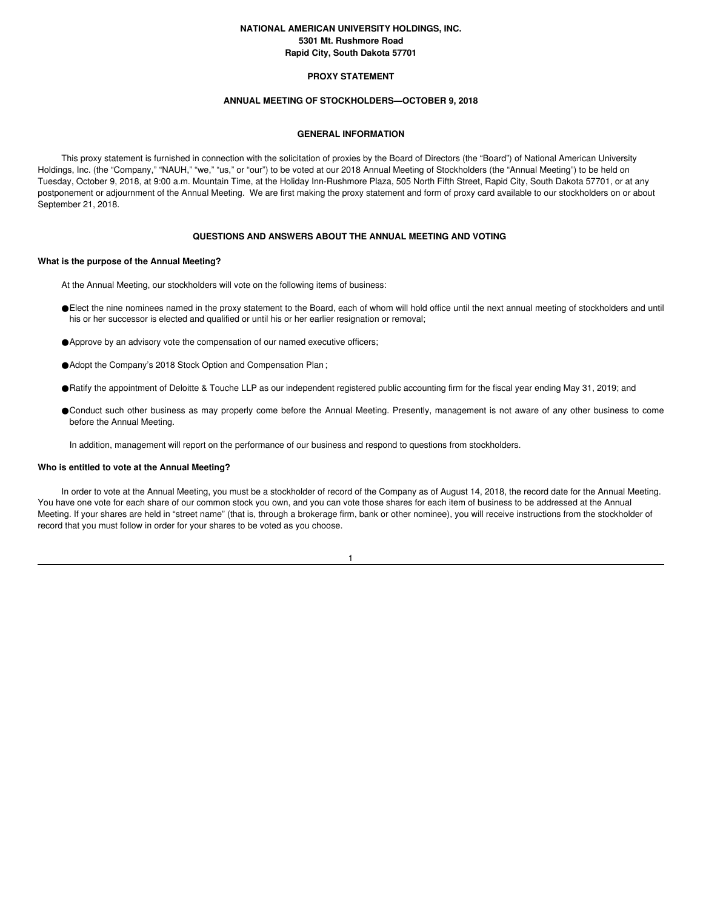**NATIONAL AMERICAN UNIVERSITY HOLDINGS, INC.**
**5301 Mt. Rushmore Road**
**Rapid City, South Dakota 57701**

**PROXY STATEMENT**

**ANNUAL MEETING OF STOCKHOLDERS—OCTOBER 9, 2018**

## GENERAL INFORMATION

This proxy statement is furnished in connection with the solicitation of proxies by the Board of Directors (the "Board") of National American University Holdings, Inc. (the "Company," "NAUH," "we," "us," or "our") to be voted at our 2018 Annual Meeting of Stockholders (the "Annual Meeting") to be held on Tuesday, October 9, 2018, at 9:00 a.m. Mountain Time, at the Holiday Inn-Rushmore Plaza, 505 North Fifth Street, Rapid City, South Dakota 57701, or at any postponement or adjournment of the Annual Meeting. We are first making the proxy statement and form of proxy card available to our stockholders on or about September 21, 2018.

## QUESTIONS AND ANSWERS ABOUT THE ANNUAL MEETING AND VOTING

### What is the purpose of the Annual Meeting?

At the Annual Meeting, our stockholders will vote on the following items of business:

- Elect the nine nominees named in the proxy statement to the Board, each of whom will hold office until the next annual meeting of stockholders and until his or her successor is elected and qualified or until his or her earlier resignation or removal;
- Approve by an advisory vote the compensation of our named executive officers;
- Adopt the Company's 2018 Stock Option and Compensation Plan ;
- Ratify the appointment of Deloitte & Touche LLP as our independent registered public accounting firm for the fiscal year ending May 31, 2019; and
- Conduct such other business as may properly come before the Annual Meeting. Presently, management is not aware of any other business to come before the Annual Meeting.

In addition, management will report on the performance of our business and respond to questions from stockholders.

### Who is entitled to vote at the Annual Meeting?

In order to vote at the Annual Meeting, you must be a stockholder of record of the Company as of August 14, 2018, the record date for the Annual Meeting. You have one vote for each share of our common stock you own, and you can vote those shares for each item of business to be addressed at the Annual Meeting. If your shares are held in "street name" (that is, through a brokerage firm, bank or other nominee), you will receive instructions from the stockholder of record that you must follow in order for your shares to be voted as you choose.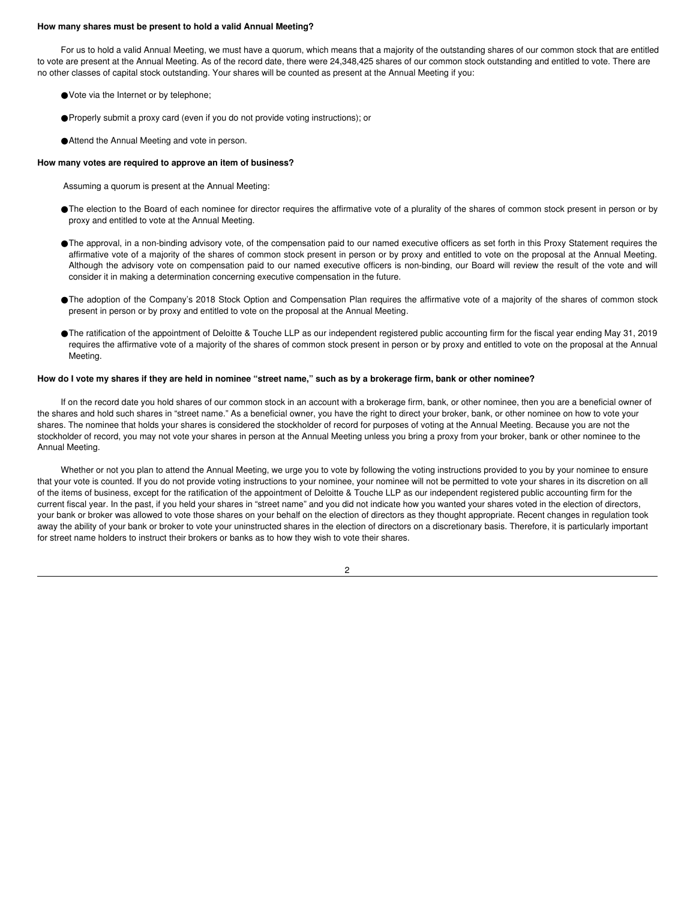**How many shares must be present to hold a valid Annual Meeting?**

For us to hold a valid Annual Meeting, we must have a quorum, which means that a majority of the outstanding shares of our common stock that are entitled to vote are present at the Annual Meeting. As of the record date, there were 24,348,425 shares of our common stock outstanding and entitled to vote. There are no other classes of capital stock outstanding. Your shares will be counted as present at the Annual Meeting if you:

- Vote via the Internet or by telephone;
- Properly submit a proxy card (even if you do not provide voting instructions); or
- Attend the Annual Meeting and vote in person.

**How many votes are required to approve an item of business?**

Assuming a quorum is present at the Annual Meeting:

- The election to the Board of each nominee for director requires the affirmative vote of a plurality of the shares of common stock present in person or by proxy and entitled to vote at the Annual Meeting.
- The approval, in a non-binding advisory vote, of the compensation paid to our named executive officers as set forth in this Proxy Statement requires the affirmative vote of a majority of the shares of common stock present in person or by proxy and entitled to vote on the proposal at the Annual Meeting. Although the advisory vote on compensation paid to our named executive officers is non-binding, our Board will review the result of the vote and will consider it in making a determination concerning executive compensation in the future.
- The adoption of the Company's 2018 Stock Option and Compensation Plan requires the affirmative vote of a majority of the shares of common stock present in person or by proxy and entitled to vote on the proposal at the Annual Meeting.
- The ratification of the appointment of Deloitte & Touche LLP as our independent registered public accounting firm for the fiscal year ending May 31, 2019 requires the affirmative vote of a majority of the shares of common stock present in person or by proxy and entitled to vote on the proposal at the Annual Meeting.

**How do I vote my shares if they are held in nominee "street name," such as by a brokerage firm, bank or other nominee?**

If on the record date you hold shares of our common stock in an account with a brokerage firm, bank, or other nominee, then you are a beneficial owner of the shares and hold such shares in "street name." As a beneficial owner, you have the right to direct your broker, bank, or other nominee on how to vote your shares. The nominee that holds your shares is considered the stockholder of record for purposes of voting at the Annual Meeting. Because you are not the stockholder of record, you may not vote your shares in person at the Annual Meeting unless you bring a proxy from your broker, bank or other nominee to the Annual Meeting.

Whether or not you plan to attend the Annual Meeting, we urge you to vote by following the voting instructions provided to you by your nominee to ensure that your vote is counted. If you do not provide voting instructions to your nominee, your nominee will not be permitted to vote your shares in its discretion on all of the items of business, except for the ratification of the appointment of Deloitte & Touche LLP as our independent registered public accounting firm for the current fiscal year. In the past, if you held your shares in "street name" and you did not indicate how you wanted your shares voted in the election of directors, your bank or broker was allowed to vote those shares on your behalf on the election of directors as they thought appropriate. Recent changes in regulation took away the ability of your bank or broker to vote your uninstructed shares in the election of directors on a discretionary basis. Therefore, it is particularly important for street name holders to instruct their brokers or banks as to how they wish to vote their shares.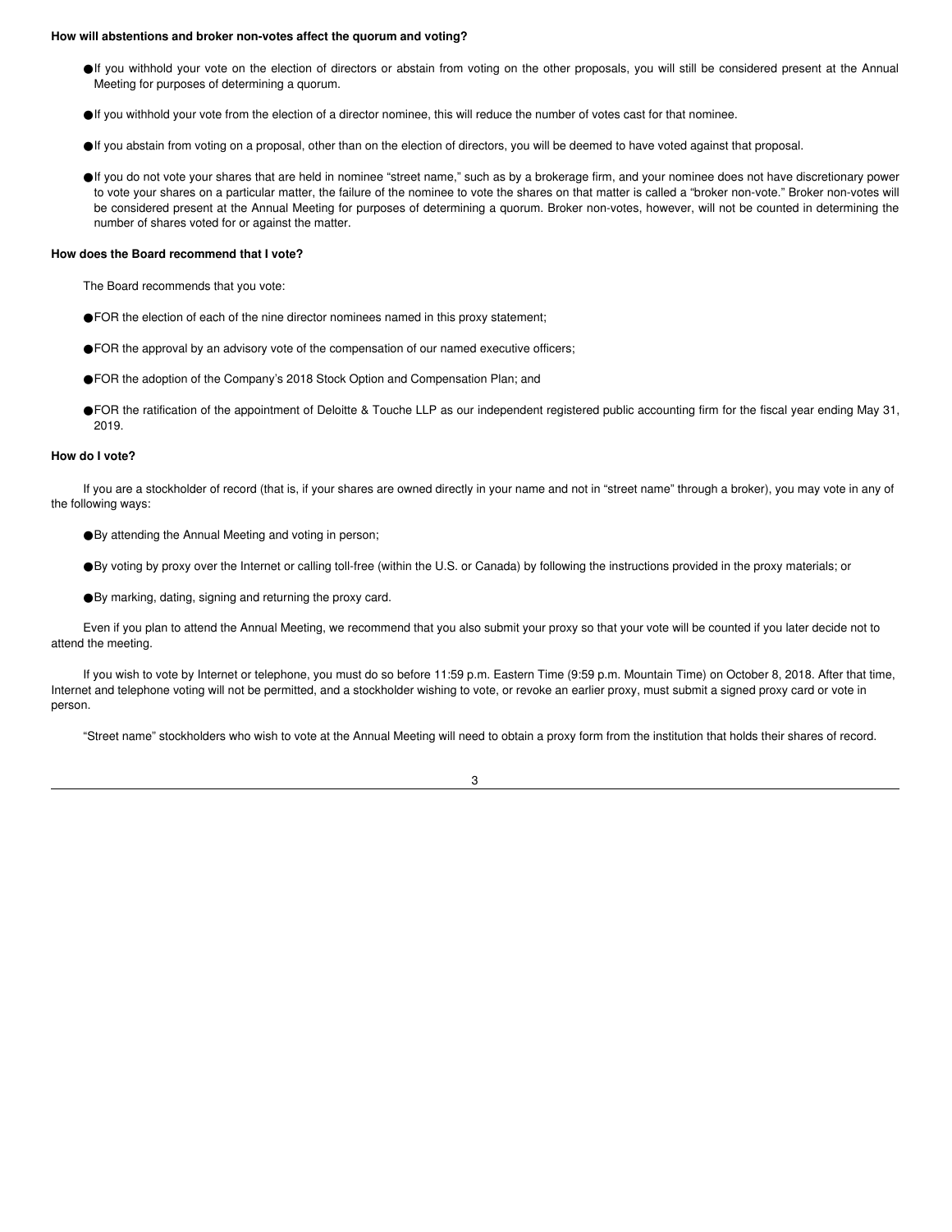**How will abstentions and broker non-votes affect the quorum and voting?**

- If you withhold your vote on the election of directors or abstain from voting on the other proposals, you will still be considered present at the Annual Meeting for purposes of determining a quorum.
- If you withhold your vote from the election of a director nominee, this will reduce the number of votes cast for that nominee.
- If you abstain from voting on a proposal, other than on the election of directors, you will be deemed to have voted against that proposal.
- If you do not vote your shares that are held in nominee "street name," such as by a brokerage firm, and your nominee does not have discretionary power to vote your shares on a particular matter, the failure of the nominee to vote the shares on that matter is called a "broker non-vote." Broker non-votes will be considered present at the Annual Meeting for purposes of determining a quorum. Broker non-votes, however, will not be counted in determining the number of shares voted for or against the matter.

**How does the Board recommend that I vote?**

The Board recommends that you vote:

- FOR the election of each of the nine director nominees named in this proxy statement;
- FOR the approval by an advisory vote of the compensation of our named executive officers;
- FOR the adoption of the Company's 2018 Stock Option and Compensation Plan; and
- FOR the ratification of the appointment of Deloitte & Touche LLP as our independent registered public accounting firm for the fiscal year ending May 31, 2019.

**How do I vote?**

If you are a stockholder of record (that is, if your shares are owned directly in your name and not in "street name" through a broker), you may vote in any of the following ways:

- By attending the Annual Meeting and voting in person;
- By voting by proxy over the Internet or calling toll-free (within the U.S. or Canada) by following the instructions provided in the proxy materials; or
- By marking, dating, signing and returning the proxy card.

Even if you plan to attend the Annual Meeting, we recommend that you also submit your proxy so that your vote will be counted if you later decide not to attend the meeting.

If you wish to vote by Internet or telephone, you must do so before 11:59 p.m. Eastern Time (9:59 p.m. Mountain Time) on October 8, 2018. After that time, Internet and telephone voting will not be permitted, and a stockholder wishing to vote, or revoke an earlier proxy, must submit a signed proxy card or vote in person.

"Street name" stockholders who wish to vote at the Annual Meeting will need to obtain a proxy form from the institution that holds their shares of record.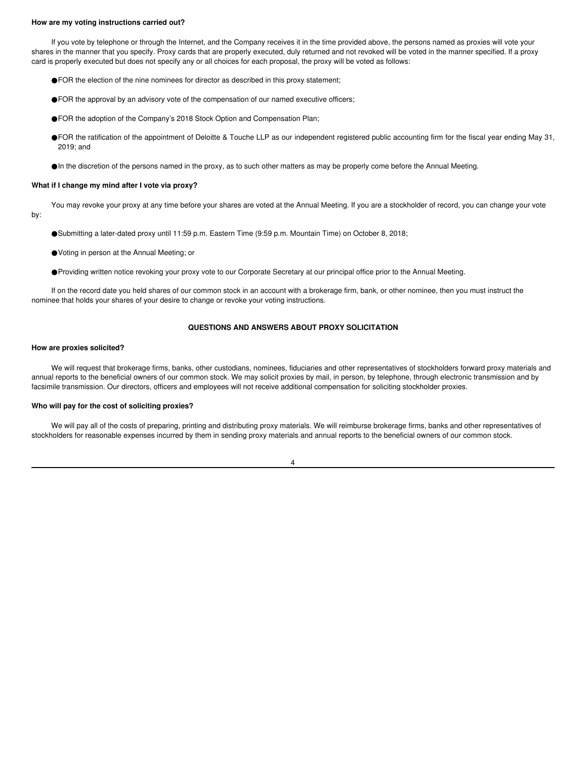**How are my voting instructions carried out?**

If you vote by telephone or through the Internet, and the Company receives it in the time provided above, the persons named as proxies will vote your shares in the manner that you specify. Proxy cards that are properly executed, duly returned and not revoked will be voted in the manner specified. If a proxy card is properly executed but does not specify any or all choices for each proposal, the proxy will be voted as follows:

- FOR the election of the nine nominees for director as described in this proxy statement;
- FOR the approval by an advisory vote of the compensation of our named executive officers;
- FOR the adoption of the Company's 2018 Stock Option and Compensation Plan;
- FOR the ratification of the appointment of Deloitte & Touche LLP as our independent registered public accounting firm for the fiscal year ending May 31, 2019; and
- In the discretion of the persons named in the proxy, as to such other matters as may be properly come before the Annual Meeting.

**What if I change my mind after I vote via proxy?**

You may revoke your proxy at any time before your shares are voted at the Annual Meeting. If you are a stockholder of record, you can change your vote by:

- Submitting a later-dated proxy until 11:59 p.m. Eastern Time (9:59 p.m. Mountain Time) on October 8, 2018;
- Voting in person at the Annual Meeting; or
- Providing written notice revoking your proxy vote to our Corporate Secretary at our principal office prior to the Annual Meeting.

If on the record date you held shares of our common stock in an account with a brokerage firm, bank, or other nominee, then you must instruct the nominee that holds your shares of your desire to change or revoke your voting instructions.

## QUESTIONS AND ANSWERS ABOUT PROXY SOLICITATION

**How are proxies solicited?**

We will request that brokerage firms, banks, other custodians, nominees, fiduciaries and other representatives of stockholders forward proxy materials and annual reports to the beneficial owners of our common stock. We may solicit proxies by mail, in person, by telephone, through electronic transmission and by facsimile transmission. Our directors, officers and employees will not receive additional compensation for soliciting stockholder proxies.

**Who will pay for the cost of soliciting proxies?**

We will pay all of the costs of preparing, printing and distributing proxy materials. We will reimburse brokerage firms, banks and other representatives of stockholders for reasonable expenses incurred by them in sending proxy materials and annual reports to the beneficial owners of our common stock.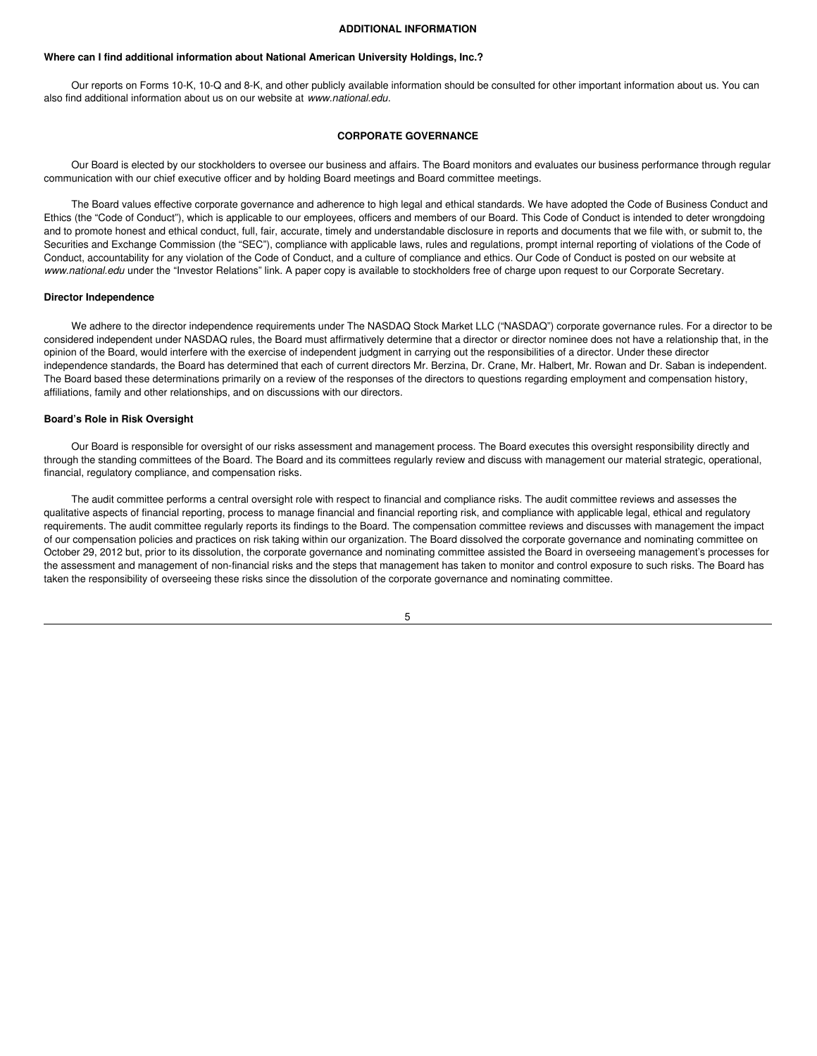## ADDITIONAL INFORMATION

**Where can I find additional information about National American University Holdings, Inc.?**

Our reports on Forms 10-K, 10-Q and 8-K, and other publicly available information should be consulted for other important information about us. You can also find additional information about us on our website at *www.national.edu*.

## CORPORATE GOVERNANCE

Our Board is elected by our stockholders to oversee our business and affairs. The Board monitors and evaluates our business performance through regular communication with our chief executive officer and by holding Board meetings and Board committee meetings.

The Board values effective corporate governance and adherence to high legal and ethical standards. We have adopted the Code of Business Conduct and Ethics (the "Code of Conduct"), which is applicable to our employees, officers and members of our Board. This Code of Conduct is intended to deter wrongdoing and to promote honest and ethical conduct, full, fair, accurate, timely and understandable disclosure in reports and documents that we file with, or submit to, the Securities and Exchange Commission (the "SEC"), compliance with applicable laws, rules and regulations, prompt internal reporting of violations of the Code of Conduct, accountability for any violation of the Code of Conduct, and a culture of compliance and ethics. Our Code of Conduct is posted on our website at *www.national.edu* under the "Investor Relations" link. A paper copy is available to stockholders free of charge upon request to our Corporate Secretary.

### Director Independence

We adhere to the director independence requirements under The NASDAQ Stock Market LLC ("NASDAQ") corporate governance rules. For a director to be considered independent under NASDAQ rules, the Board must affirmatively determine that a director or director nominee does not have a relationship that, in the opinion of the Board, would interfere with the exercise of independent judgment in carrying out the responsibilities of a director. Under these director independence standards, the Board has determined that each of current directors Mr. Berzina, Dr. Crane, Mr. Halbert, Mr. Rowan and Dr. Saban is independent. The Board based these determinations primarily on a review of the responses of the directors to questions regarding employment and compensation history, affiliations, family and other relationships, and on discussions with our directors.

### Board's Role in Risk Oversight

Our Board is responsible for oversight of our risks assessment and management process. The Board executes this oversight responsibility directly and through the standing committees of the Board. The Board and its committees regularly review and discuss with management our material strategic, operational, financial, regulatory compliance, and compensation risks.

The audit committee performs a central oversight role with respect to financial and compliance risks. The audit committee reviews and assesses the qualitative aspects of financial reporting, process to manage financial and financial reporting risk, and compliance with applicable legal, ethical and regulatory requirements. The audit committee regularly reports its findings to the Board. The compensation committee reviews and discusses with management the impact of our compensation policies and practices on risk taking within our organization. The Board dissolved the corporate governance and nominating committee on October 29, 2012 but, prior to its dissolution, the corporate governance and nominating committee assisted the Board in overseeing management's processes for the assessment and management of non-financial risks and the steps that management has taken to monitor and control exposure to such risks. The Board has taken the responsibility of overseeing these risks since the dissolution of the corporate governance and nominating committee.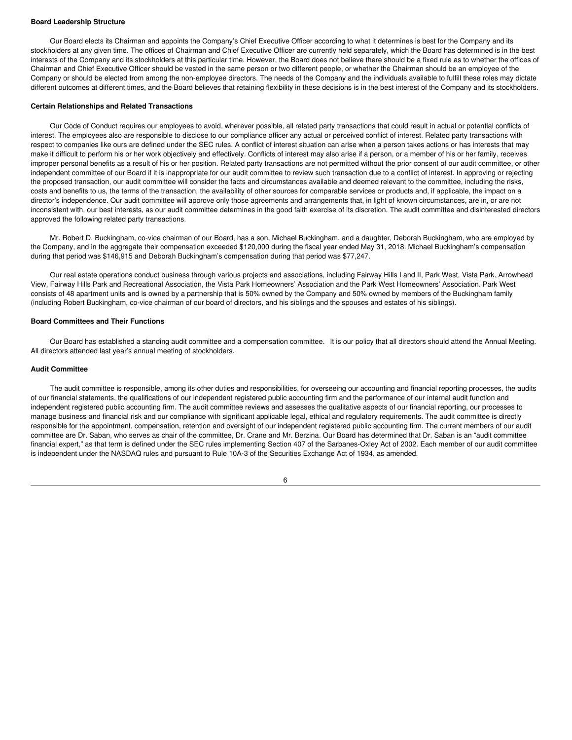### Board Leadership Structure

Our Board elects its Chairman and appoints the Company's Chief Executive Officer according to what it determines is best for the Company and its stockholders at any given time. The offices of Chairman and Chief Executive Officer are currently held separately, which the Board has determined is in the best interests of the Company and its stockholders at this particular time. However, the Board does not believe there should be a fixed rule as to whether the offices of Chairman and Chief Executive Officer should be vested in the same person or two different people, or whether the Chairman should be an employee of the Company or should be elected from among the non-employee directors. The needs of the Company and the individuals available to fulfill these roles may dictate different outcomes at different times, and the Board believes that retaining flexibility in these decisions is in the best interest of the Company and its stockholders.

### Certain Relationships and Related Transactions

Our Code of Conduct requires our employees to avoid, wherever possible, all related party transactions that could result in actual or potential conflicts of interest. The employees also are responsible to disclose to our compliance officer any actual or perceived conflict of interest. Related party transactions with respect to companies like ours are defined under the SEC rules. A conflict of interest situation can arise when a person takes actions or has interests that may make it difficult to perform his or her work objectively and effectively. Conflicts of interest may also arise if a person, or a member of his or her family, receives improper personal benefits as a result of his or her position. Related party transactions are not permitted without the prior consent of our audit committee, or other independent committee of our Board if it is inappropriate for our audit committee to review such transaction due to a conflict of interest. In approving or rejecting the proposed transaction, our audit committee will consider the facts and circumstances available and deemed relevant to the committee, including the risks, costs and benefits to us, the terms of the transaction, the availability of other sources for comparable services or products and, if applicable, the impact on a director's independence. Our audit committee will approve only those agreements and arrangements that, in light of known circumstances, are in, or are not inconsistent with, our best interests, as our audit committee determines in the good faith exercise of its discretion. The audit committee and disinterested directors approved the following related party transactions.

Mr. Robert D. Buckingham, co-vice chairman of our Board, has a son, Michael Buckingham, and a daughter, Deborah Buckingham, who are employed by the Company, and in the aggregate their compensation exceeded $120,000 during the fiscal year ended May 31, 2018. Michael Buckingham's compensation during that period was $146,915 and Deborah Buckingham's compensation during that period was $77,247.

Our real estate operations conduct business through various projects and associations, including Fairway Hills I and II, Park West, Vista Park, Arrowhead View, Fairway Hills Park and Recreational Association, the Vista Park Homeowners' Association and the Park West Homeowners' Association. Park West consists of 48 apartment units and is owned by a partnership that is 50% owned by the Company and 50% owned by members of the Buckingham family (including Robert Buckingham, co-vice chairman of our board of directors, and his siblings and the spouses and estates of his siblings).

### Board Committees and Their Functions

Our Board has established a standing audit committee and a compensation committee. It is our policy that all directors should attend the Annual Meeting. All directors attended last year's annual meeting of stockholders.

### Audit Committee

The audit committee is responsible, among its other duties and responsibilities, for overseeing our accounting and financial reporting processes, the audits of our financial statements, the qualifications of our independent registered public accounting firm and the performance of our internal audit function and independent registered public accounting firm. The audit committee reviews and assesses the qualitative aspects of our financial reporting, our processes to manage business and financial risk and our compliance with significant applicable legal, ethical and regulatory requirements. The audit committee is directly responsible for the appointment, compensation, retention and oversight of our independent registered public accounting firm. The current members of our audit committee are Dr. Saban, who serves as chair of the committee, Dr. Crane and Mr. Berzina. Our Board has determined that Dr. Saban is an "audit committee financial expert," as that term is defined under the SEC rules implementing Section 407 of the Sarbanes-Oxley Act of 2002. Each member of our audit committee is independent under the NASDAQ rules and pursuant to Rule 10A-3 of the Securities Exchange Act of 1934, as amended.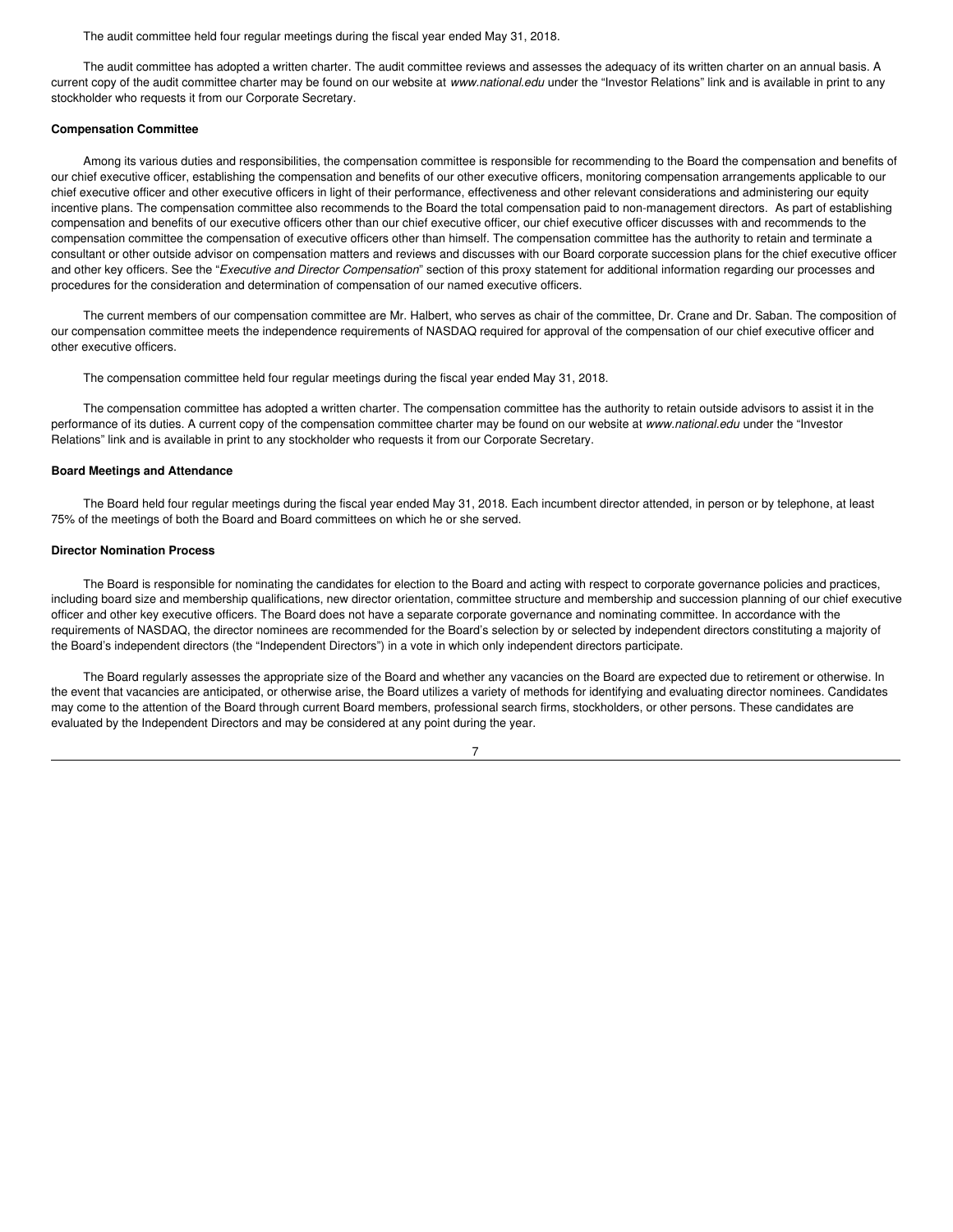The audit committee held four regular meetings during the fiscal year ended May 31, 2018.

The audit committee has adopted a written charter. The audit committee reviews and assesses the adequacy of its written charter on an annual basis. A current copy of the audit committee charter may be found on our website at *www.national.edu* under the "Investor Relations" link and is available in print to any stockholder who requests it from our Corporate Secretary.

**Compensation Committee**

Among its various duties and responsibilities, the compensation committee is responsible for recommending to the Board the compensation and benefits of our chief executive officer, establishing the compensation and benefits of our other executive officers, monitoring compensation arrangements applicable to our chief executive officer and other executive officers in light of their performance, effectiveness and other relevant considerations and administering our equity incentive plans. The compensation committee also recommends to the Board the total compensation paid to non-management directors. As part of establishing compensation and benefits of our executive officers other than our chief executive officer, our chief executive officer discusses with and recommends to the compensation committee the compensation of executive officers other than himself. The compensation committee has the authority to retain and terminate a consultant or other outside advisor on compensation matters and reviews and discusses with our Board corporate succession plans for the chief executive officer and other key officers. See the "*Executive and Director Compensation*" section of this proxy statement for additional information regarding our processes and procedures for the consideration and determination of compensation of our named executive officers.

The current members of our compensation committee are Mr. Halbert, who serves as chair of the committee, Dr. Crane and Dr. Saban. The composition of our compensation committee meets the independence requirements of NASDAQ required for approval of the compensation of our chief executive officer and other executive officers.

The compensation committee held four regular meetings during the fiscal year ended May 31, 2018.

The compensation committee has adopted a written charter. The compensation committee has the authority to retain outside advisors to assist it in the performance of its duties. A current copy of the compensation committee charter may be found on our website at *www.national.edu* under the "Investor Relations" link and is available in print to any stockholder who requests it from our Corporate Secretary.

**Board Meetings and Attendance**

The Board held four regular meetings during the fiscal year ended May 31, 2018. Each incumbent director attended, in person or by telephone, at least 75% of the meetings of both the Board and Board committees on which he or she served.

**Director Nomination Process**

The Board is responsible for nominating the candidates for election to the Board and acting with respect to corporate governance policies and practices, including board size and membership qualifications, new director orientation, committee structure and membership and succession planning of our chief executive officer and other key executive officers. The Board does not have a separate corporate governance and nominating committee. In accordance with the requirements of NASDAQ, the director nominees are recommended for the Board's selection by or selected by independent directors constituting a majority of the Board's independent directors (the "Independent Directors") in a vote in which only independent directors participate.

The Board regularly assesses the appropriate size of the Board and whether any vacancies on the Board are expected due to retirement or otherwise. In the event that vacancies are anticipated, or otherwise arise, the Board utilizes a variety of methods for identifying and evaluating director nominees. Candidates may come to the attention of the Board through current Board members, professional search firms, stockholders, or other persons. These candidates are evaluated by the Independent Directors and may be considered at any point during the year.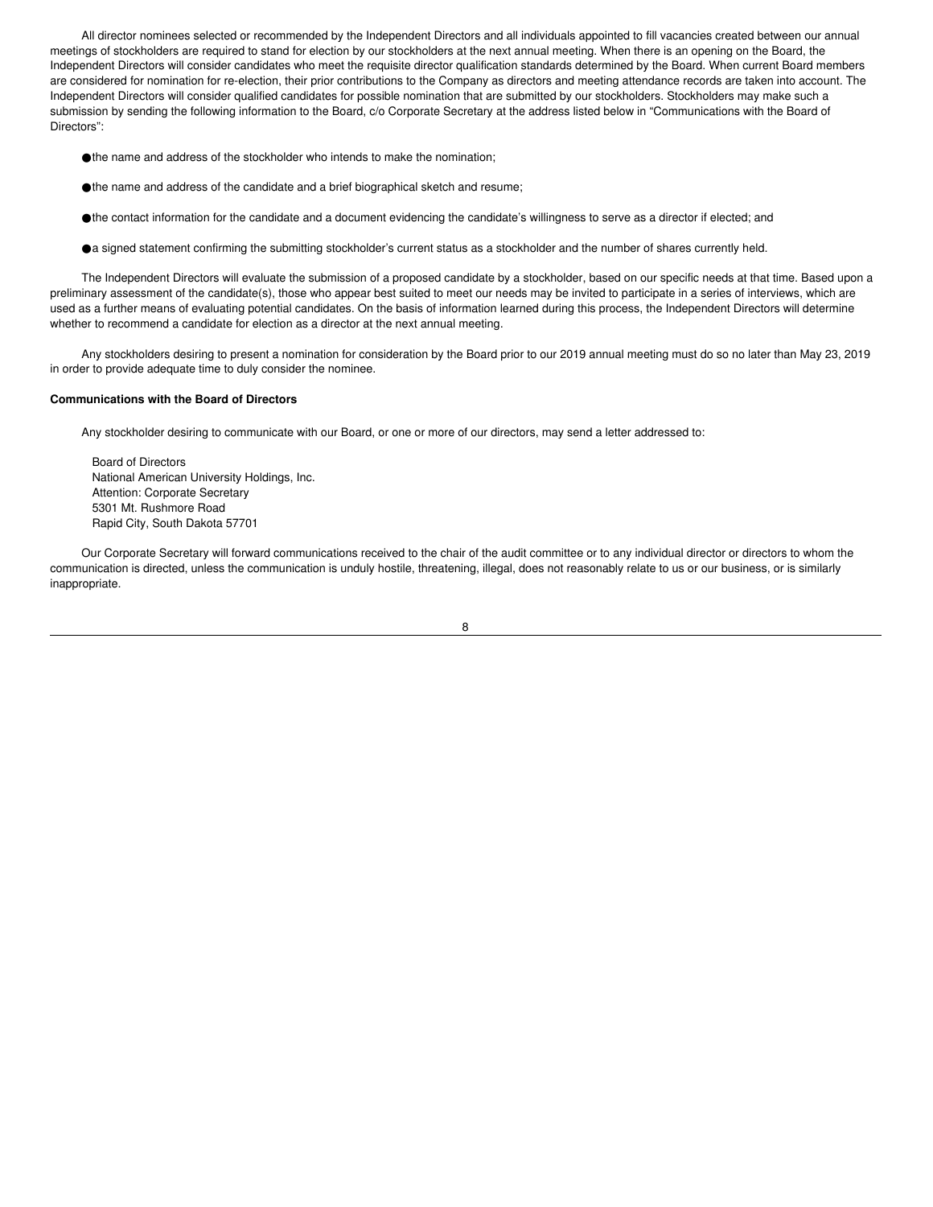All director nominees selected or recommended by the Independent Directors and all individuals appointed to fill vacancies created between our annual meetings of stockholders are required to stand for election by our stockholders at the next annual meeting. When there is an opening on the Board, the Independent Directors will consider candidates who meet the requisite director qualification standards determined by the Board. When current Board members are considered for nomination for re-election, their prior contributions to the Company as directors and meeting attendance records are taken into account. The Independent Directors will consider qualified candidates for possible nomination that are submitted by our stockholders. Stockholders may make such a submission by sending the following information to the Board, c/o Corporate Secretary at the address listed below in "Communications with the Board of Directors":

- the name and address of the stockholder who intends to make the nomination;
- the name and address of the candidate and a brief biographical sketch and resume;
- the contact information for the candidate and a document evidencing the candidate's willingness to serve as a director if elected; and
- a signed statement confirming the submitting stockholder's current status as a stockholder and the number of shares currently held.

The Independent Directors will evaluate the submission of a proposed candidate by a stockholder, based on our specific needs at that time. Based upon a preliminary assessment of the candidate(s), those who appear best suited to meet our needs may be invited to participate in a series of interviews, which are used as a further means of evaluating potential candidates. On the basis of information learned during this process, the Independent Directors will determine whether to recommend a candidate for election as a director at the next annual meeting.

Any stockholders desiring to present a nomination for consideration by the Board prior to our 2019 annual meeting must do so no later than May 23, 2019 in order to provide adequate time to duly consider the nominee.

**Communications with the Board of Directors**

Any stockholder desiring to communicate with our Board, or one or more of our directors, may send a letter addressed to:

Board of Directors
National American University Holdings, Inc.
Attention: Corporate Secretary
5301 Mt. Rushmore Road
Rapid City, South Dakota 57701

Our Corporate Secretary will forward communications received to the chair of the audit committee or to any individual director or directors to whom the communication is directed, unless the communication is unduly hostile, threatening, illegal, does not reasonably relate to us or our business, or is similarly inappropriate.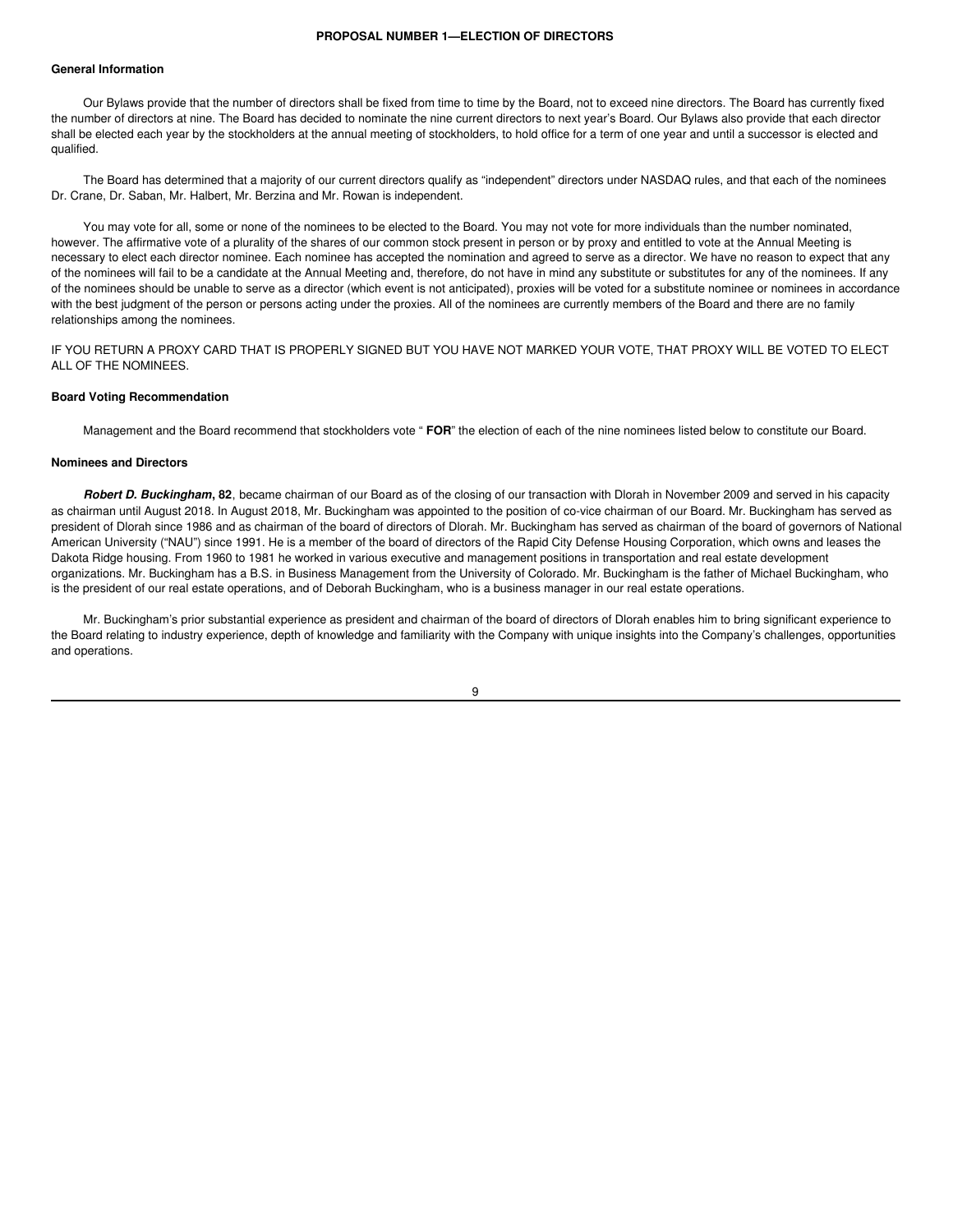## PROPOSAL NUMBER 1—ELECTION OF DIRECTORS

### General Information

Our Bylaws provide that the number of directors shall be fixed from time to time by the Board, not to exceed nine directors. The Board has currently fixed the number of directors at nine. The Board has decided to nominate the nine current directors to next year's Board. Our Bylaws also provide that each director shall be elected each year by the stockholders at the annual meeting of stockholders, to hold office for a term of one year and until a successor is elected and qualified.

The Board has determined that a majority of our current directors qualify as "independent" directors under NASDAQ rules, and that each of the nominees Dr. Crane, Dr. Saban, Mr. Halbert, Mr. Berzina and Mr. Rowan is independent.

You may vote for all, some or none of the nominees to be elected to the Board. You may not vote for more individuals than the number nominated, however. The affirmative vote of a plurality of the shares of our common stock present in person or by proxy and entitled to vote at the Annual Meeting is necessary to elect each director nominee. Each nominee has accepted the nomination and agreed to serve as a director. We have no reason to expect that any of the nominees will fail to be a candidate at the Annual Meeting and, therefore, do not have in mind any substitute or substitutes for any of the nominees. If any of the nominees should be unable to serve as a director (which event is not anticipated), proxies will be voted for a substitute nominee or nominees in accordance with the best judgment of the person or persons acting under the proxies. All of the nominees are currently members of the Board and there are no family relationships among the nominees.

IF YOU RETURN A PROXY CARD THAT IS PROPERLY SIGNED BUT YOU HAVE NOT MARKED YOUR VOTE, THAT PROXY WILL BE VOTED TO ELECT ALL OF THE NOMINEES.

### Board Voting Recommendation

Management and the Board recommend that stockholders vote " **FOR**" the election of each of the nine nominees listed below to constitute our Board.

### Nominees and Directors

***Robert D. Buckingham*****, 82**, became chairman of our Board as of the closing of our transaction with Dlorah in November 2009 and served in his capacity as chairman until August 2018. In August 2018, Mr. Buckingham was appointed to the position of co-vice chairman of our Board. Mr. Buckingham has served as president of Dlorah since 1986 and as chairman of the board of directors of Dlorah. Mr. Buckingham has served as chairman of the board of governors of National American University ("NAU") since 1991. He is a member of the board of directors of the Rapid City Defense Housing Corporation, which owns and leases the Dakota Ridge housing. From 1960 to 1981 he worked in various executive and management positions in transportation and real estate development organizations. Mr. Buckingham has a B.S. in Business Management from the University of Colorado. Mr. Buckingham is the father of Michael Buckingham, who is the president of our real estate operations, and of Deborah Buckingham, who is a business manager in our real estate operations.

Mr. Buckingham's prior substantial experience as president and chairman of the board of directors of Dlorah enables him to bring significant experience to the Board relating to industry experience, depth of knowledge and familiarity with the Company with unique insights into the Company's challenges, opportunities and operations.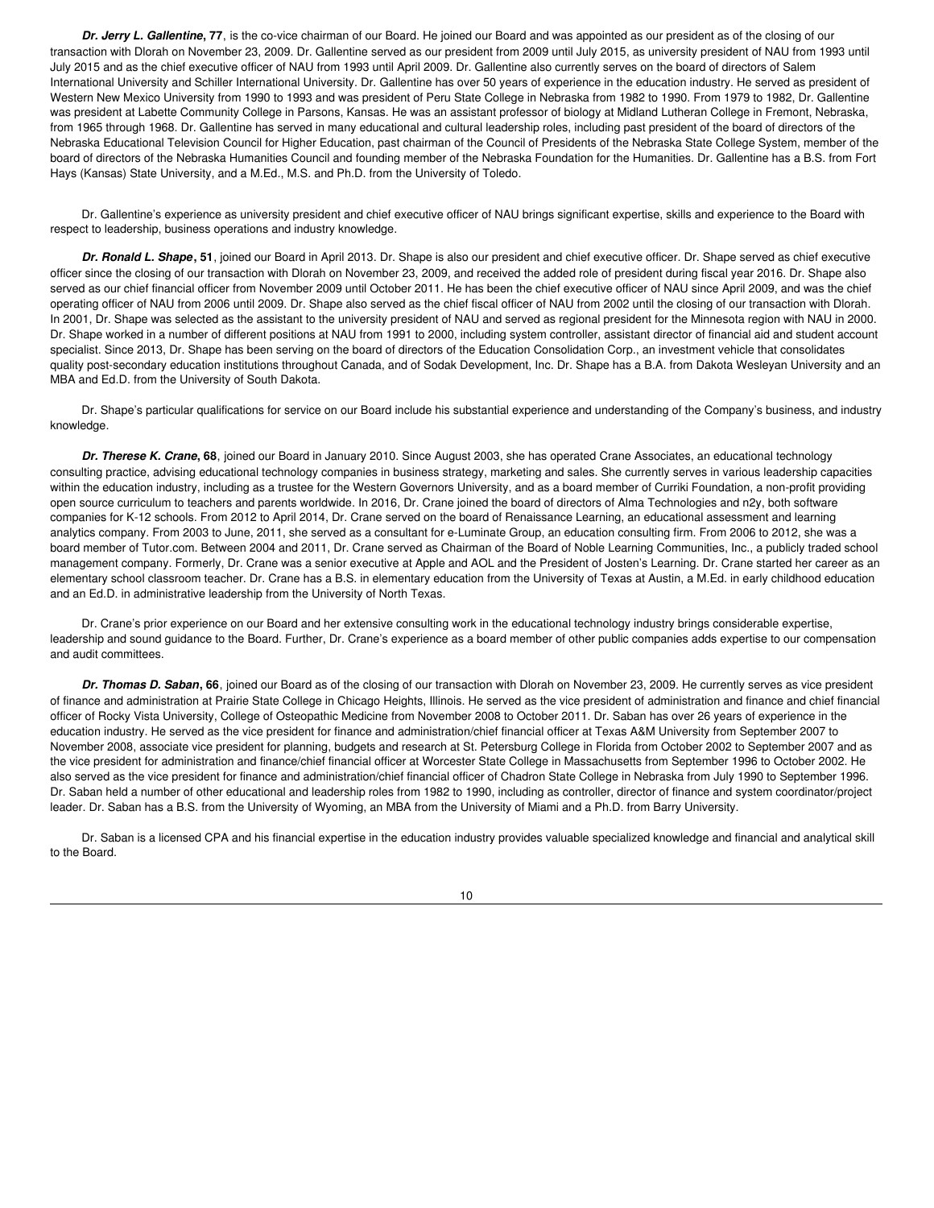***Dr. Jerry L. Gallentine*, 77**, is the co-vice chairman of our Board. He joined our Board and was appointed as our president as of the closing of our transaction with Dlorah on November 23, 2009. Dr. Gallentine served as our president from 2009 until July 2015, as university president of NAU from 1993 until July 2015 and as the chief executive officer of NAU from 1993 until April 2009. Dr. Gallentine also currently serves on the board of directors of Salem International University and Schiller International University. Dr. Gallentine has over 50 years of experience in the education industry. He served as president of Western New Mexico University from 1990 to 1993 and was president of Peru State College in Nebraska from 1982 to 1990. From 1979 to 1982, Dr. Gallentine was president at Labette Community College in Parsons, Kansas. He was an assistant professor of biology at Midland Lutheran College in Fremont, Nebraska, from 1965 through 1968. Dr. Gallentine has served in many educational and cultural leadership roles, including past president of the board of directors of the Nebraska Educational Television Council for Higher Education, past chairman of the Council of Presidents of the Nebraska State College System, member of the board of directors of the Nebraska Humanities Council and founding member of the Nebraska Foundation for the Humanities. Dr. Gallentine has a B.S. from Fort Hays (Kansas) State University, and a M.Ed., M.S. and Ph.D. from the University of Toledo.

Dr. Gallentine's experience as university president and chief executive officer of NAU brings significant expertise, skills and experience to the Board with respect to leadership, business operations and industry knowledge.

***Dr. Ronald L. Shape*, 51**, joined our Board in April 2013. Dr. Shape is also our president and chief executive officer. Dr. Shape served as chief executive officer since the closing of our transaction with Dlorah on November 23, 2009, and received the added role of president during fiscal year 2016. Dr. Shape also served as our chief financial officer from November 2009 until October 2011. He has been the chief executive officer of NAU since April 2009, and was the chief operating officer of NAU from 2006 until 2009. Dr. Shape also served as the chief fiscal officer of NAU from 2002 until the closing of our transaction with Dlorah. In 2001, Dr. Shape was selected as the assistant to the university president of NAU and served as regional president for the Minnesota region with NAU in 2000. Dr. Shape worked in a number of different positions at NAU from 1991 to 2000, including system controller, assistant director of financial aid and student account specialist. Since 2013, Dr. Shape has been serving on the board of directors of the Education Consolidation Corp., an investment vehicle that consolidates quality post-secondary education institutions throughout Canada, and of Sodak Development, Inc. Dr. Shape has a B.A. from Dakota Wesleyan University and an MBA and Ed.D. from the University of South Dakota.

Dr. Shape's particular qualifications for service on our Board include his substantial experience and understanding of the Company's business, and industry knowledge.

***Dr. Therese K. Crane*, 68**, joined our Board in January 2010. Since August 2003, she has operated Crane Associates, an educational technology consulting practice, advising educational technology companies in business strategy, marketing and sales. She currently serves in various leadership capacities within the education industry, including as a trustee for the Western Governors University, and as a board member of Curriki Foundation, a non-profit providing open source curriculum to teachers and parents worldwide. In 2016, Dr. Crane joined the board of directors of Alma Technologies and n2y, both software companies for K-12 schools. From 2012 to April 2014, Dr. Crane served on the board of Renaissance Learning, an educational assessment and learning analytics company. From 2003 to June, 2011, she served as a consultant for e-Luminate Group, an education consulting firm. From 2006 to 2012, she was a board member of Tutor.com. Between 2004 and 2011, Dr. Crane served as Chairman of the Board of Noble Learning Communities, Inc., a publicly traded school management company. Formerly, Dr. Crane was a senior executive at Apple and AOL and the President of Josten's Learning. Dr. Crane started her career as an elementary school classroom teacher. Dr. Crane has a B.S. in elementary education from the University of Texas at Austin, a M.Ed. in early childhood education and an Ed.D. in administrative leadership from the University of North Texas.

Dr. Crane's prior experience on our Board and her extensive consulting work in the educational technology industry brings considerable expertise, leadership and sound guidance to the Board. Further, Dr. Crane's experience as a board member of other public companies adds expertise to our compensation and audit committees.

***Dr. Thomas D. Saban*, 66**, joined our Board as of the closing of our transaction with Dlorah on November 23, 2009. He currently serves as vice president of finance and administration at Prairie State College in Chicago Heights, Illinois. He served as the vice president of administration and finance and chief financial officer of Rocky Vista University, College of Osteopathic Medicine from November 2008 to October 2011. Dr. Saban has over 26 years of experience in the education industry. He served as the vice president for finance and administration/chief financial officer at Texas A&M University from September 2007 to November 2008, associate vice president for planning, budgets and research at St. Petersburg College in Florida from October 2002 to September 2007 and as the vice president for administration and finance/chief financial officer at Worcester State College in Massachusetts from September 1996 to October 2002. He also served as the vice president for finance and administration/chief financial officer of Chadron State College in Nebraska from July 1990 to September 1996. Dr. Saban held a number of other educational and leadership roles from 1982 to 1990, including as controller, director of finance and system coordinator/project leader. Dr. Saban has a B.S. from the University of Wyoming, an MBA from the University of Miami and a Ph.D. from Barry University.

Dr. Saban is a licensed CPA and his financial expertise in the education industry provides valuable specialized knowledge and financial and analytical skill to the Board.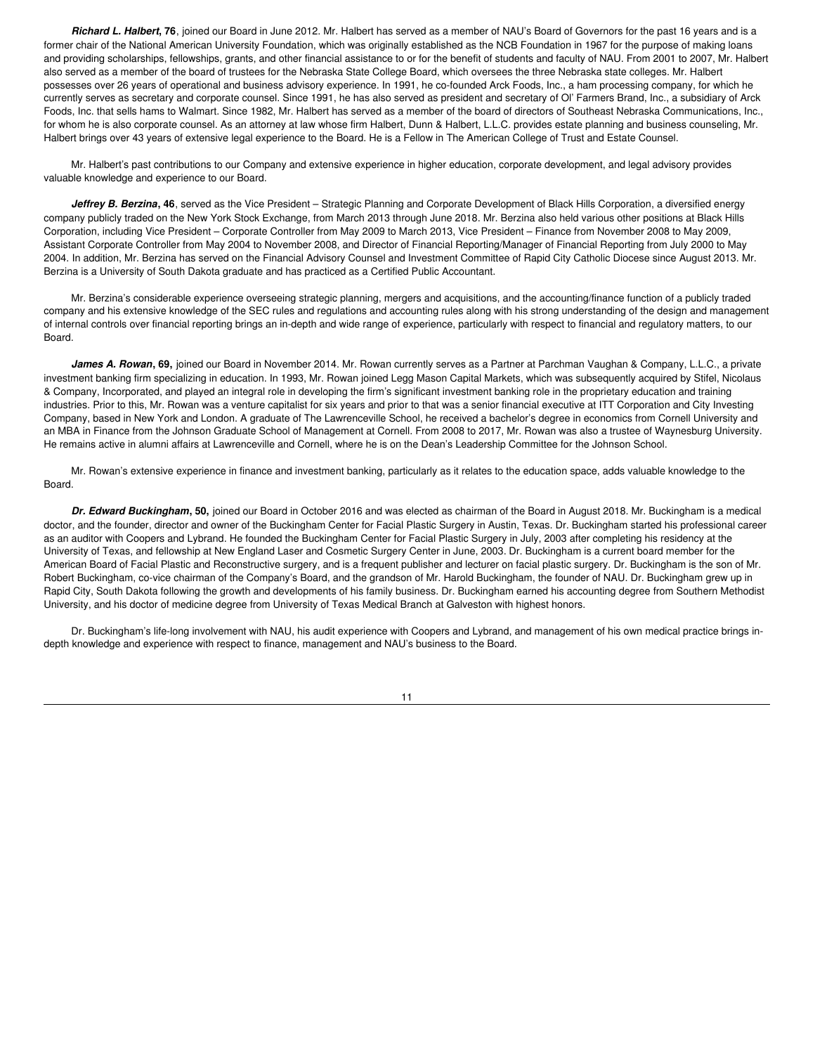***Richard L. Halbert*, 76**, joined our Board in June 2012. Mr. Halbert has served as a member of NAU's Board of Governors for the past 16 years and is a former chair of the National American University Foundation, which was originally established as the NCB Foundation in 1967 for the purpose of making loans and providing scholarships, fellowships, grants, and other financial assistance to or for the benefit of students and faculty of NAU. From 2001 to 2007, Mr. Halbert also served as a member of the board of trustees for the Nebraska State College Board, which oversees the three Nebraska state colleges. Mr. Halbert possesses over 26 years of operational and business advisory experience. In 1991, he co-founded Arck Foods, Inc., a ham processing company, for which he currently serves as secretary and corporate counsel. Since 1991, he has also served as president and secretary of Ol' Farmers Brand, Inc., a subsidiary of Arck Foods, Inc. that sells hams to Walmart. Since 1982, Mr. Halbert has served as a member of the board of directors of Southeast Nebraska Communications, Inc., for whom he is also corporate counsel. As an attorney at law whose firm Halbert, Dunn & Halbert, L.L.C. provides estate planning and business counseling, Mr. Halbert brings over 43 years of extensive legal experience to the Board. He is a Fellow in The American College of Trust and Estate Counsel.

Mr. Halbert's past contributions to our Company and extensive experience in higher education, corporate development, and legal advisory provides valuable knowledge and experience to our Board.

***Jeffrey B. Berzina*, 46**, served as the Vice President – Strategic Planning and Corporate Development of Black Hills Corporation, a diversified energy company publicly traded on the New York Stock Exchange, from March 2013 through June 2018. Mr. Berzina also held various other positions at Black Hills Corporation, including Vice President – Corporate Controller from May 2009 to March 2013, Vice President – Finance from November 2008 to May 2009, Assistant Corporate Controller from May 2004 to November 2008, and Director of Financial Reporting/Manager of Financial Reporting from July 2000 to May 2004. In addition, Mr. Berzina has served on the Financial Advisory Counsel and Investment Committee of Rapid City Catholic Diocese since August 2013. Mr. Berzina is a University of South Dakota graduate and has practiced as a Certified Public Accountant.

Mr. Berzina's considerable experience overseeing strategic planning, mergers and acquisitions, and the accounting/finance function of a publicly traded company and his extensive knowledge of the SEC rules and regulations and accounting rules along with his strong understanding of the design and management of internal controls over financial reporting brings an in-depth and wide range of experience, particularly with respect to financial and regulatory matters, to our Board.

***James A. Rowan*, 69,** joined our Board in November 2014. Mr. Rowan currently serves as a Partner at Parchman Vaughan & Company, L.L.C., a private investment banking firm specializing in education. In 1993, Mr. Rowan joined Legg Mason Capital Markets, which was subsequently acquired by Stifel, Nicolaus & Company, Incorporated, and played an integral role in developing the firm's significant investment banking role in the proprietary education and training industries. Prior to this, Mr. Rowan was a venture capitalist for six years and prior to that was a senior financial executive at ITT Corporation and City Investing Company, based in New York and London. A graduate of The Lawrenceville School, he received a bachelor's degree in economics from Cornell University and an MBA in Finance from the Johnson Graduate School of Management at Cornell. From 2008 to 2017, Mr. Rowan was also a trustee of Waynesburg University. He remains active in alumni affairs at Lawrenceville and Cornell, where he is on the Dean's Leadership Committee for the Johnson School.

Mr. Rowan's extensive experience in finance and investment banking, particularly as it relates to the education space, adds valuable knowledge to the Board.

***Dr. Edward Buckingham*, 50,** joined our Board in October 2016 and was elected as chairman of the Board in August 2018. Mr. Buckingham is a medical doctor, and the founder, director and owner of the Buckingham Center for Facial Plastic Surgery in Austin, Texas. Dr. Buckingham started his professional career as an auditor with Coopers and Lybrand. He founded the Buckingham Center for Facial Plastic Surgery in July, 2003 after completing his residency at the University of Texas, and fellowship at New England Laser and Cosmetic Surgery Center in June, 2003. Dr. Buckingham is a current board member for the American Board of Facial Plastic and Reconstructive surgery, and is a frequent publisher and lecturer on facial plastic surgery. Dr. Buckingham is the son of Mr. Robert Buckingham, co-vice chairman of the Company's Board, and the grandson of Mr. Harold Buckingham, the founder of NAU. Dr. Buckingham grew up in Rapid City, South Dakota following the growth and developments of his family business. Dr. Buckingham earned his accounting degree from Southern Methodist University, and his doctor of medicine degree from University of Texas Medical Branch at Galveston with highest honors.

Dr. Buckingham's life-long involvement with NAU, his audit experience with Coopers and Lybrand, and management of his own medical practice brings in-depth knowledge and experience with respect to finance, management and NAU's business to the Board.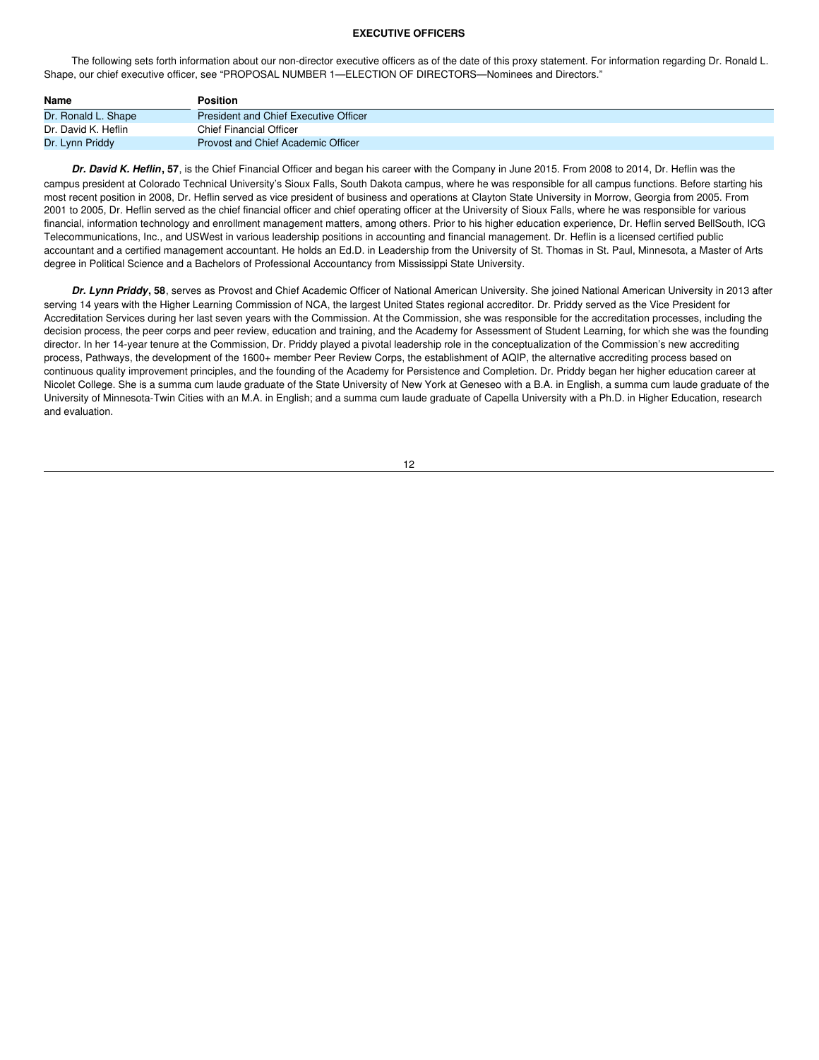## EXECUTIVE OFFICERS

The following sets forth information about our non-director executive officers as of the date of this proxy statement. For information regarding Dr. Ronald L. Shape, our chief executive officer, see "PROPOSAL NUMBER 1—ELECTION OF DIRECTORS—Nominees and Directors."

| Name | Position |
|---|---|
| Dr. Ronald L. Shape | President and Chief Executive Officer |
| Dr. David K. Heflin | Chief Financial Officer |
| Dr. Lynn Priddy | Provost and Chief Academic Officer |

***Dr. David K. Heflin*, 57**, is the Chief Financial Officer and began his career with the Company in June 2015. From 2008 to 2014, Dr. Heflin was the campus president at Colorado Technical University's Sioux Falls, South Dakota campus, where he was responsible for all campus functions. Before starting his most recent position in 2008, Dr. Heflin served as vice president of business and operations at Clayton State University in Morrow, Georgia from 2005. From 2001 to 2005, Dr. Heflin served as the chief financial officer and chief operating officer at the University of Sioux Falls, where he was responsible for various financial, information technology and enrollment management matters, among others. Prior to his higher education experience, Dr. Heflin served BellSouth, ICG Telecommunications, Inc., and USWest in various leadership positions in accounting and financial management. Dr. Heflin is a licensed certified public accountant and a certified management accountant. He holds an Ed.D. in Leadership from the University of St. Thomas in St. Paul, Minnesota, a Master of Arts degree in Political Science and a Bachelors of Professional Accountancy from Mississippi State University.

***Dr. Lynn Priddy*, 58**, serves as Provost and Chief Academic Officer of National American University. She joined National American University in 2013 after serving 14 years with the Higher Learning Commission of NCA, the largest United States regional accreditor. Dr. Priddy served as the Vice President for Accreditation Services during her last seven years with the Commission. At the Commission, she was responsible for the accreditation processes, including the decision process, the peer corps and peer review, education and training, and the Academy for Assessment of Student Learning, for which she was the founding director. In her 14-year tenure at the Commission, Dr. Priddy played a pivotal leadership role in the conceptualization of the Commission's new accrediting process, Pathways, the development of the 1600+ member Peer Review Corps, the establishment of AQIP, the alternative accrediting process based on continuous quality improvement principles, and the founding of the Academy for Persistence and Completion. Dr. Priddy began her higher education career at Nicolet College. She is a summa cum laude graduate of the State University of New York at Geneseo with a B.A. in English, a summa cum laude graduate of the University of Minnesota-Twin Cities with an M.A. in English; and a summa cum laude graduate of Capella University with a Ph.D. in Higher Education, research and evaluation.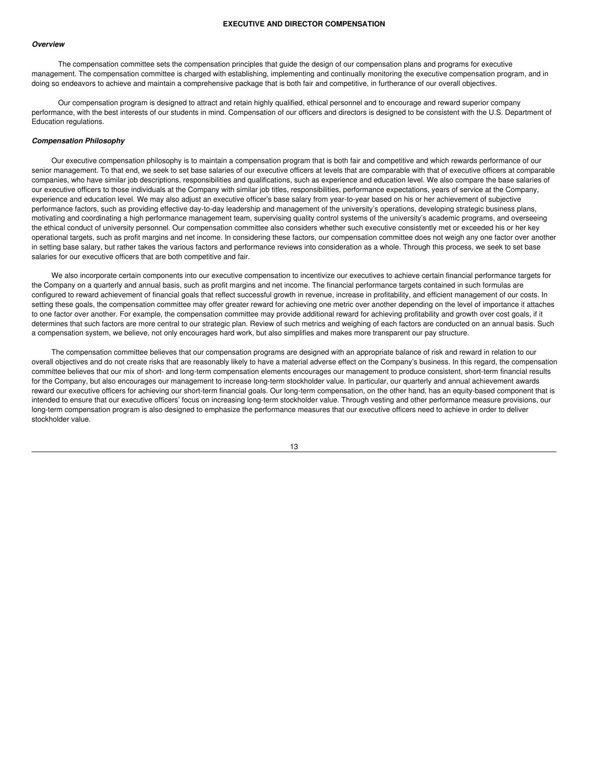## EXECUTIVE AND DIRECTOR COMPENSATION

***Overview***

The compensation committee sets the compensation principles that guide the design of our compensation plans and programs for executive management. The compensation committee is charged with establishing, implementing and continually monitoring the executive compensation program, and in doing so endeavors to achieve and maintain a comprehensive package that is both fair and competitive, in furtherance of our overall objectives.

Our compensation program is designed to attract and retain highly qualified, ethical personnel and to encourage and reward superior company performance, with the best interests of our students in mind. Compensation of our officers and directors is designed to be consistent with the U.S. Department of Education regulations.

***Compensation Philosophy***

Our executive compensation philosophy is to maintain a compensation program that is both fair and competitive and which rewards performance of our senior management. To that end, we seek to set base salaries of our executive officers at levels that are comparable with that of executive officers at comparable companies, who have similar job descriptions, responsibilities and qualifications, such as experience and education level. We also compare the base salaries of our executive officers to those individuals at the Company with similar job titles, responsibilities, performance expectations, years of service at the Company, experience and education level. We may also adjust an executive officer's base salary from year-to-year based on his or her achievement of subjective performance factors, such as providing effective day-to-day leadership and management of the university's operations, developing strategic business plans, motivating and coordinating a high performance management team, supervising quality control systems of the university's academic programs, and overseeing the ethical conduct of university personnel. Our compensation committee also considers whether such executive consistently met or exceeded his or her key operational targets, such as profit margins and net income. In considering these factors, our compensation committee does not weigh any one factor over another in setting base salary, but rather takes the various factors and performance reviews into consideration as a whole. Through this process, we seek to set base salaries for our executive officers that are both competitive and fair.

We also incorporate certain components into our executive compensation to incentivize our executives to achieve certain financial performance targets for the Company on a quarterly and annual basis, such as profit margins and net income. The financial performance targets contained in such formulas are configured to reward achievement of financial goals that reflect successful growth in revenue, increase in profitability, and efficient management of our costs. In setting these goals, the compensation committee may offer greater reward for achieving one metric over another depending on the level of importance it attaches to one factor over another. For example, the compensation committee may provide additional reward for achieving profitability and growth over cost goals, if it determines that such factors are more central to our strategic plan. Review of such metrics and weighing of each factors are conducted on an annual basis. Such a compensation system, we believe, not only encourages hard work, but also simplifies and makes more transparent our pay structure.

The compensation committee believes that our compensation programs are designed with an appropriate balance of risk and reward in relation to our overall objectives and do not create risks that are reasonably likely to have a material adverse effect on the Company's business. In this regard, the compensation committee believes that our mix of short- and long-term compensation elements encourages our management to produce consistent, short-term financial results for the Company, but also encourages our management to increase long-term stockholder value. In particular, our quarterly and annual achievement awards reward our executive officers for achieving our short-term financial goals. Our long-term compensation, on the other hand, has an equity-based component that is intended to ensure that our executive officers' focus on increasing long-term stockholder value. Through vesting and other performance measure provisions, our long-term compensation program is also designed to emphasize the performance measures that our executive officers need to achieve in order to deliver stockholder value.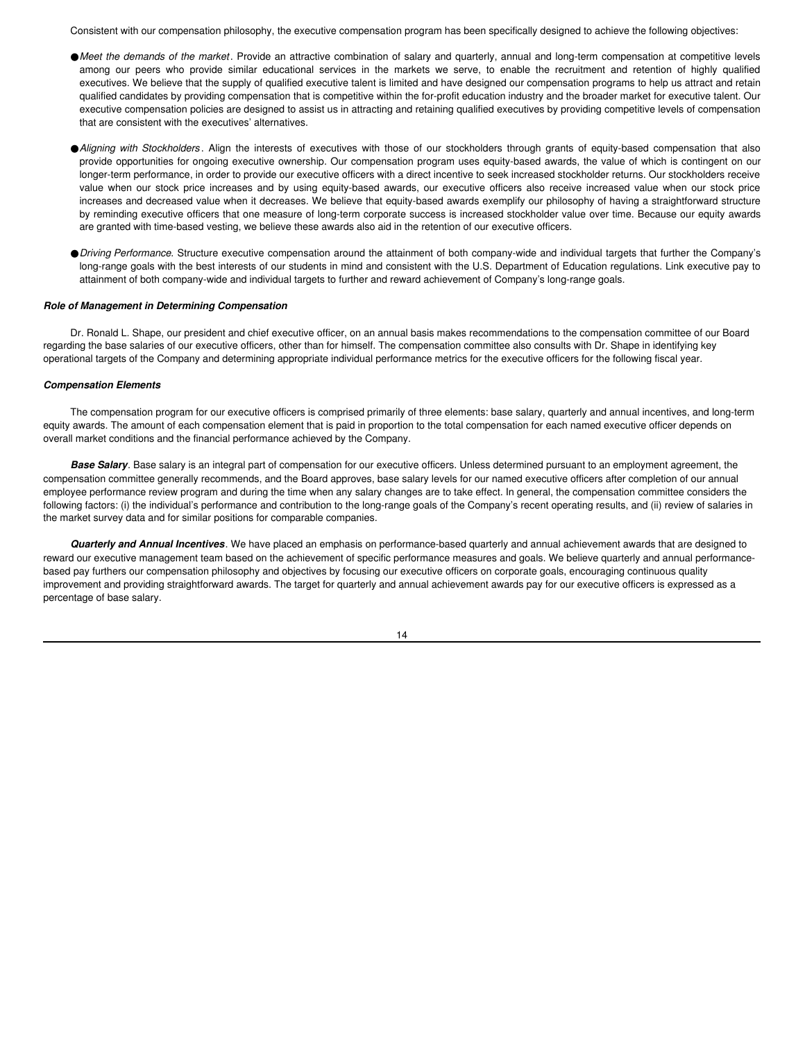Consistent with our compensation philosophy, the executive compensation program has been specifically designed to achieve the following objectives:

- *Meet the demands of the market*. Provide an attractive combination of salary and quarterly, annual and long-term compensation at competitive levels among our peers who provide similar educational services in the markets we serve, to enable the recruitment and retention of highly qualified executives. We believe that the supply of qualified executive talent is limited and have designed our compensation programs to help us attract and retain qualified candidates by providing compensation that is competitive within the for-profit education industry and the broader market for executive talent. Our executive compensation policies are designed to assist us in attracting and retaining qualified executives by providing competitive levels of compensation that are consistent with the executives' alternatives.

- *Aligning with Stockholders*. Align the interests of executives with those of our stockholders through grants of equity-based compensation that also provide opportunities for ongoing executive ownership. Our compensation program uses equity-based awards, the value of which is contingent on our longer-term performance, in order to provide our executive officers with a direct incentive to seek increased stockholder returns. Our stockholders receive value when our stock price increases and by using equity-based awards, our executive officers also receive increased value when our stock price increases and decreased value when it decreases. We believe that equity-based awards exemplify our philosophy of having a straightforward structure by reminding executive officers that one measure of long-term corporate success is increased stockholder value over time. Because our equity awards are granted with time-based vesting, we believe these awards also aid in the retention of our executive officers.

- *Driving Performance*. Structure executive compensation around the attainment of both company-wide and individual targets that further the Company's long-range goals with the best interests of our students in mind and consistent with the U.S. Department of Education regulations. Link executive pay to attainment of both company-wide and individual targets to further and reward achievement of Company's long-range goals.

***Role of Management in Determining Compensation***

Dr. Ronald L. Shape, our president and chief executive officer, on an annual basis makes recommendations to the compensation committee of our Board regarding the base salaries of our executive officers, other than for himself. The compensation committee also consults with Dr. Shape in identifying key operational targets of the Company and determining appropriate individual performance metrics for the executive officers for the following fiscal year.

***Compensation Elements***

The compensation program for our executive officers is comprised primarily of three elements: base salary, quarterly and annual incentives, and long-term equity awards. The amount of each compensation element that is paid in proportion to the total compensation for each named executive officer depends on overall market conditions and the financial performance achieved by the Company.

***Base Salary***. Base salary is an integral part of compensation for our executive officers. Unless determined pursuant to an employment agreement, the compensation committee generally recommends, and the Board approves, base salary levels for our named executive officers after completion of our annual employee performance review program and during the time when any salary changes are to take effect. In general, the compensation committee considers the following factors: (i) the individual's performance and contribution to the long-range goals of the Company's recent operating results, and (ii) review of salaries in the market survey data and for similar positions for comparable companies.

***Quarterly and Annual Incentives***. We have placed an emphasis on performance-based quarterly and annual achievement awards that are designed to reward our executive management team based on the achievement of specific performance measures and goals. We believe quarterly and annual performance-based pay furthers our compensation philosophy and objectives by focusing our executive officers on corporate goals, encouraging continuous quality improvement and providing straightforward awards. The target for quarterly and annual achievement awards pay for our executive officers is expressed as a percentage of base salary.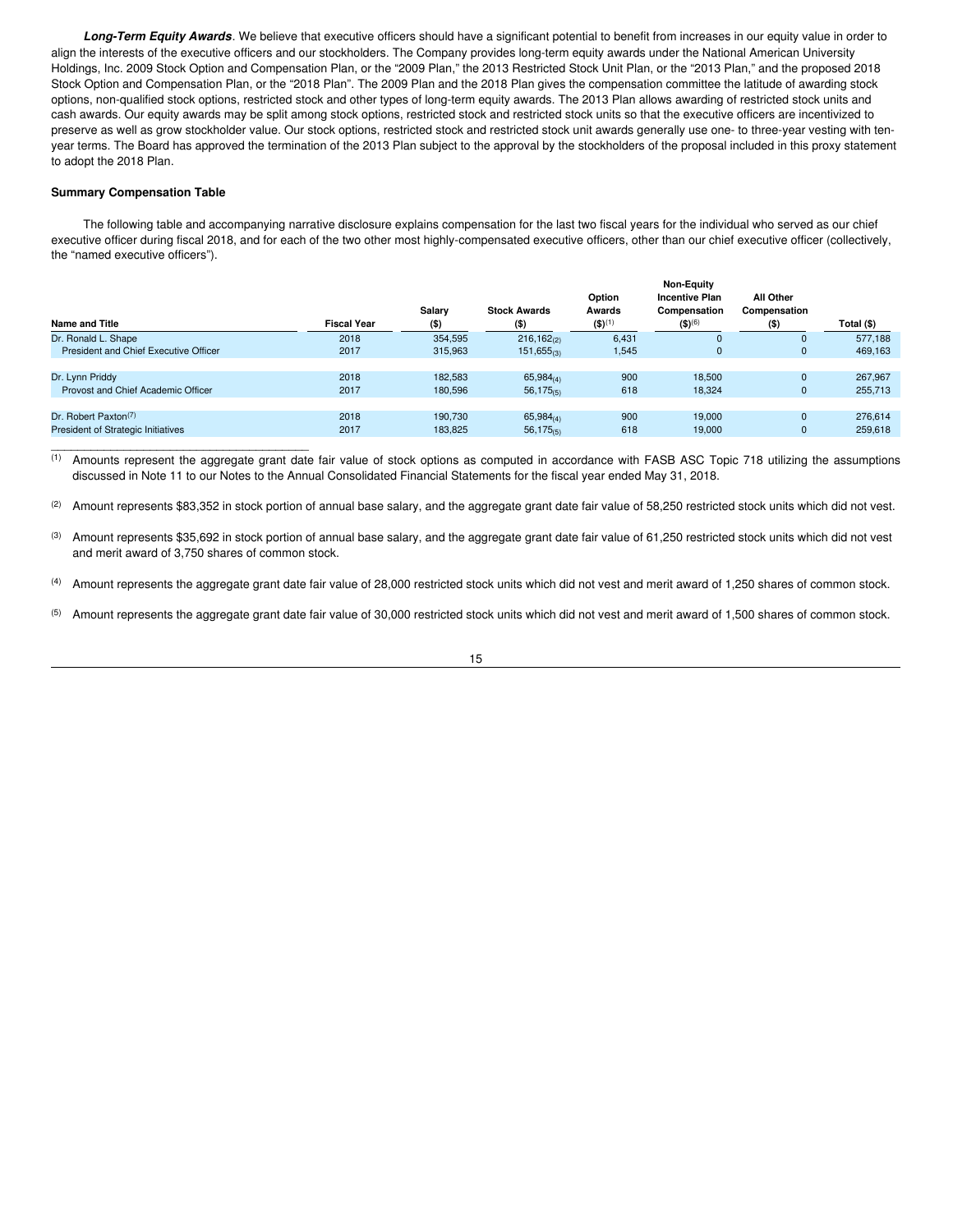***Long-Term Equity Awards***. We believe that executive officers should have a significant potential to benefit from increases in our equity value in order to align the interests of the executive officers and our stockholders. The Company provides long-term equity awards under the National American University Holdings, Inc. 2009 Stock Option and Compensation Plan, or the "2009 Plan," the 2013 Restricted Stock Unit Plan, or the "2013 Plan," and the proposed 2018 Stock Option and Compensation Plan, or the "2018 Plan". The 2009 Plan and the 2018 Plan gives the compensation committee the latitude of awarding stock options, non-qualified stock options, restricted stock and other types of long-term equity awards. The 2013 Plan allows awarding of restricted stock units and cash awards. Our equity awards may be split among stock options, restricted stock and restricted stock units so that the executive officers are incentivized to preserve as well as grow stockholder value. Our stock options, restricted stock and restricted stock unit awards generally use one- to three-year vesting with ten-year terms. The Board has approved the termination of the 2013 Plan subject to the approval by the stockholders of the proposal included in this proxy statement to adopt the 2018 Plan.

**Summary Compensation Table**

The following table and accompanying narrative disclosure explains compensation for the last two fiscal years for the individual who served as our chief executive officer during fiscal 2018, and for each of the two other most highly-compensated executive officers, other than our chief executive officer (collectively, the "named executive officers").

| Name and Title | Fiscal Year | Salary ($) | Stock Awards ($) | Option Awards ($)[1] | Non-Equity Incentive Plan Compensation ($)[6] | All Other Compensation ($) | Total ($) |
|---|---|---|---|---|---|---|---|
| Dr. Ronald L. Shape | 2018 | 354,595 | 216,162[2] | 6,431 | 0 | 0 | 577,188 |
| President and Chief Executive Officer | 2017 | 315,963 | 151,655[3] | 1,545 | 0 | 0 | 469,163 |
| Dr. Lynn Priddy | 2018 | 182,583 | 65,984[4] | 900 | 18,500 | 0 | 267,967 |
| Provost and Chief Academic Officer | 2017 | 180,596 | 56,175[5] | 618 | 18,324 | 0 | 255,713 |
| Dr. Robert Paxton[7] | 2018 | 190,730 | 65,984[4] | 900 | 19,000 | 0 | 276,614 |
| President of Strategic Initiatives | 2017 | 183,825 | 56,175[5] | 618 | 19,000 | 0 | 259,618 |

(1) Amounts represent the aggregate grant date fair value of stock options as computed in accordance with FASB ASC Topic 718 utilizing the assumptions discussed in Note 11 to our Notes to the Annual Consolidated Financial Statements for the fiscal year ended May 31, 2018.

(2) Amount represents $83,352 in stock portion of annual base salary, and the aggregate grant date fair value of 58,250 restricted stock units which did not vest.

(3) Amount represents $35,692 in stock portion of annual base salary, and the aggregate grant date fair value of 61,250 restricted stock units which did not vest and merit award of 3,750 shares of common stock.

(4) Amount represents the aggregate grant date fair value of 28,000 restricted stock units which did not vest and merit award of 1,250 shares of common stock.

(5) Amount represents the aggregate grant date fair value of 30,000 restricted stock units which did not vest and merit award of 1,500 shares of common stock.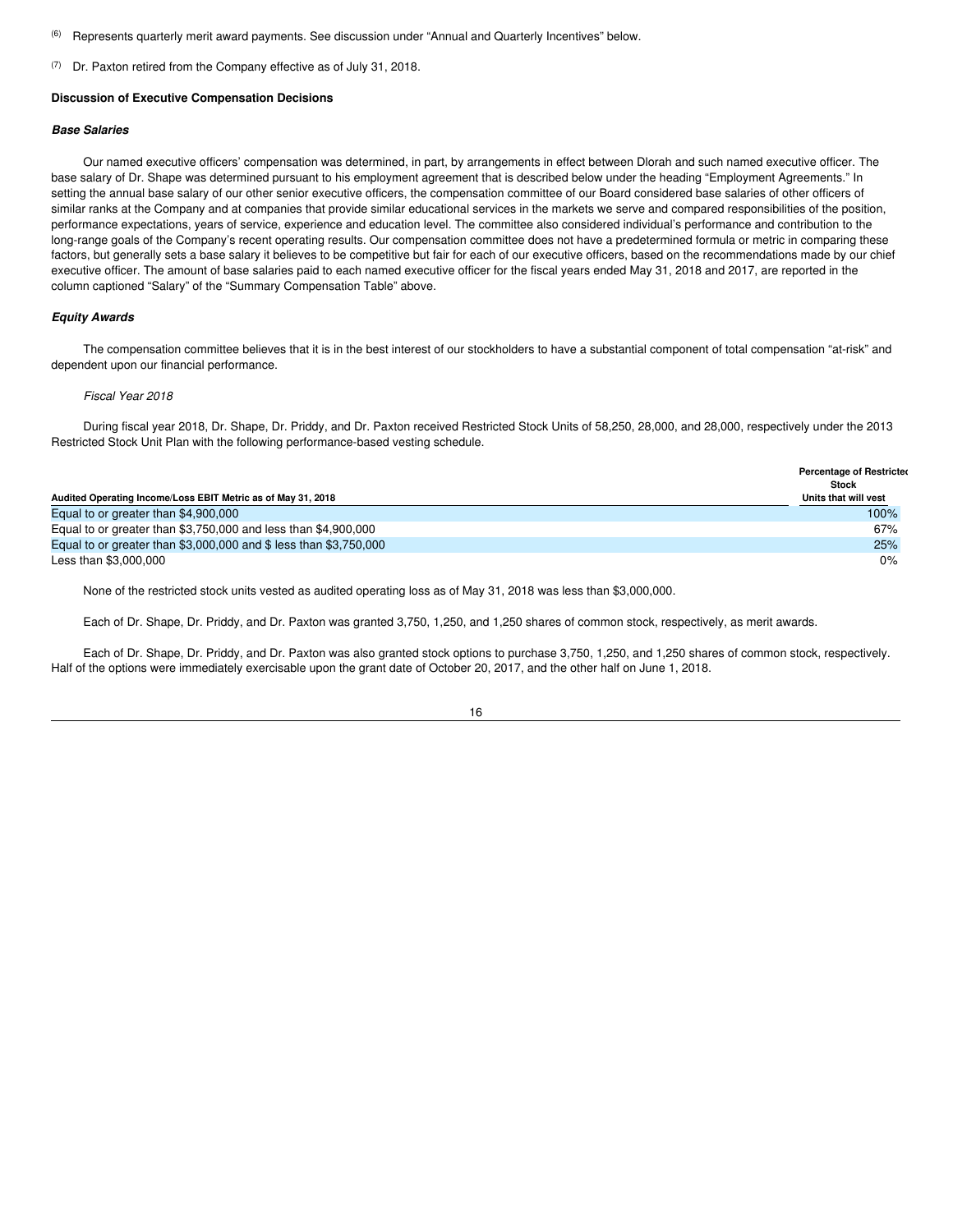(6) Represents quarterly merit award payments. See discussion under “Annual and Quarterly Incentives” below.

(7) Dr. Paxton retired from the Company effective as of July 31, 2018.

**Discussion of Executive Compensation Decisions**

***Base Salaries***

Our named executive officers’ compensation was determined, in part, by arrangements in effect between Dlorah and such named executive officer. The base salary of Dr. Shape was determined pursuant to his employment agreement that is described below under the heading “Employment Agreements.” In setting the annual base salary of our other senior executive officers, the compensation committee of our Board considered base salaries of other officers of similar ranks at the Company and at companies that provide similar educational services in the markets we serve and compared responsibilities of the position, performance expectations, years of service, experience and education level. The committee also considered individual’s performance and contribution to the long-range goals of the Company’s recent operating results. Our compensation committee does not have a predetermined formula or metric in comparing these factors, but generally sets a base salary it believes to be competitive but fair for each of our executive officers, based on the recommendations made by our chief executive officer. The amount of base salaries paid to each named executive officer for the fiscal years ended May 31, 2018 and 2017, are reported in the column captioned “Salary” of the “Summary Compensation Table” above.

***Equity Awards***

The compensation committee believes that it is in the best interest of our stockholders to have a substantial component of total compensation “at-risk” and dependent upon our financial performance.

*Fiscal Year 2018*

During fiscal year 2018, Dr. Shape, Dr. Priddy, and Dr. Paxton received Restricted Stock Units of 58,250, 28,000, and 28,000, respectively under the 2013 Restricted Stock Unit Plan with the following performance-based vesting schedule.

| Audited Operating Income/Loss EBIT Metric as of May 31, 2018 | Percentage of Restricted Stock Units that will vest |
|---|---|
| Equal to or greater than $4,900,000 | 100% |
| Equal to or greater than $3,750,000 and less than $4,900,000 | 67% |
| Equal to or greater than $3,000,000 and $ less than $3,750,000 | 25% |
| Less than $3,000,000 | 0% |

None of the restricted stock units vested as audited operating loss as of May 31, 2018 was less than $3,000,000.

Each of Dr. Shape, Dr. Priddy, and Dr. Paxton was granted 3,750, 1,250, and 1,250 shares of common stock, respectively, as merit awards.

Each of Dr. Shape, Dr. Priddy, and Dr. Paxton was also granted stock options to purchase 3,750, 1,250, and 1,250 shares of common stock, respectively. Half of the options were immediately exercisable upon the grant date of October 20, 2017, and the other half on June 1, 2018.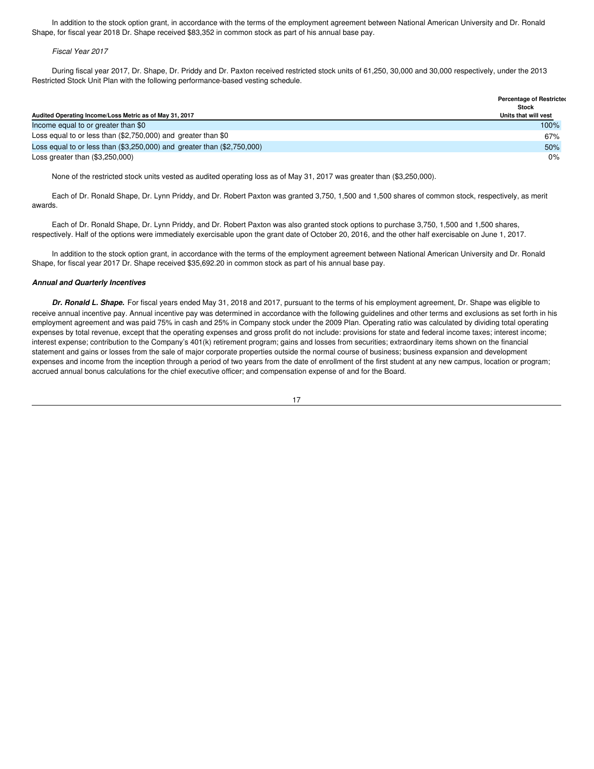In addition to the stock option grant, in accordance with the terms of the employment agreement between National American University and Dr. Ronald Shape, for fiscal year 2018 Dr. Shape received $83,352 in common stock as part of his annual base pay.

*Fiscal Year 2017*

During fiscal year 2017, Dr. Shape, Dr. Priddy and Dr. Paxton received restricted stock units of 61,250, 30,000 and 30,000 respectively, under the 2013 Restricted Stock Unit Plan with the following performance-based vesting schedule.

| Audited Operating Income/Loss Metric as of May 31, 2017 | Percentage of Restricted Stock Units that will vest |
|---|---|
| Income equal to or greater than $0 | 100% |
| Loss equal to or less than ($2,750,000) and greater than $0 | 67% |
| Loss equal to or less than ($3,250,000) and greater than ($2,750,000) | 50% |
| Loss greater than ($3,250,000) | 0% |

None of the restricted stock units vested as audited operating loss as of May 31, 2017 was greater than ($3,250,000).

Each of Dr. Ronald Shape, Dr. Lynn Priddy, and Dr. Robert Paxton was granted 3,750, 1,500 and 1,500 shares of common stock, respectively, as merit awards.

Each of Dr. Ronald Shape, Dr. Lynn Priddy, and Dr. Robert Paxton was also granted stock options to purchase 3,750, 1,500 and 1,500 shares, respectively. Half of the options were immediately exercisable upon the grant date of October 20, 2016, and the other half exercisable on June 1, 2017.

In addition to the stock option grant, in accordance with the terms of the employment agreement between National American University and Dr. Ronald Shape, for fiscal year 2017 Dr. Shape received $35,692.20 in common stock as part of his annual base pay.

***Annual and Quarterly Incentives***

***Dr. Ronald L. Shape.*** For fiscal years ended May 31, 2018 and 2017, pursuant to the terms of his employment agreement, Dr. Shape was eligible to receive annual incentive pay. Annual incentive pay was determined in accordance with the following guidelines and other terms and exclusions as set forth in his employment agreement and was paid 75% in cash and 25% in Company stock under the 2009 Plan. Operating ratio was calculated by dividing total operating expenses by total revenue, except that the operating expenses and gross profit do not include: provisions for state and federal income taxes; interest income; interest expense; contribution to the Company's 401(k) retirement program; gains and losses from securities; extraordinary items shown on the financial statement and gains or losses from the sale of major corporate properties outside the normal course of business; business expansion and development expenses and income from the inception through a period of two years from the date of enrollment of the first student at any new campus, location or program; accrued annual bonus calculations for the chief executive officer; and compensation expense of and for the Board.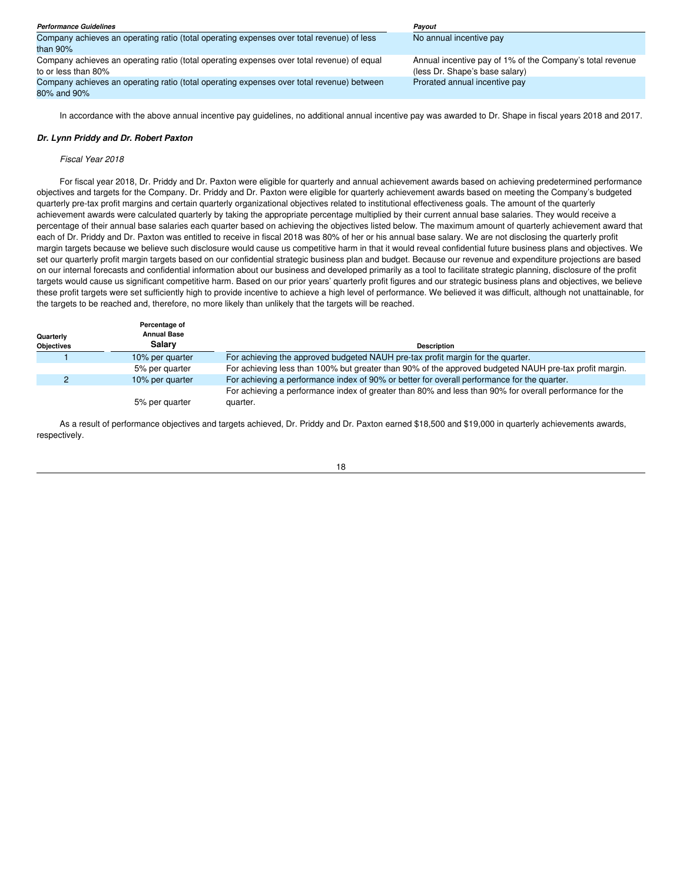| *Performance Guidelines* | *Payout* |
| --- | --- |
| Company achieves an operating ratio (total operating expenses over total revenue) of less than 90% | No annual incentive pay |
| Company achieves an operating ratio (total operating expenses over total revenue) of equal to or less than 80% | Annual incentive pay of 1% of the Company's total revenue (less Dr. Shape's base salary) |
| Company achieves an operating ratio (total operating expenses over total revenue) between 80% and 90% | Prorated annual incentive pay |

In accordance with the above annual incentive pay guidelines, no additional annual incentive pay was awarded to Dr. Shape in fiscal years 2018 and 2017.

***Dr. Lynn Priddy and Dr. Robert Paxton***

*Fiscal Year 2018*

For fiscal year 2018, Dr. Priddy and Dr. Paxton were eligible for quarterly and annual achievement awards based on achieving predetermined performance objectives and targets for the Company. Dr. Priddy and Dr. Paxton were eligible for quarterly achievement awards based on meeting the Company's budgeted quarterly pre-tax profit margins and certain quarterly organizational objectives related to institutional effectiveness goals. The amount of the quarterly achievement awards were calculated quarterly by taking the appropriate percentage multiplied by their current annual base salaries. They would receive a percentage of their annual base salaries each quarter based on achieving the objectives listed below. The maximum amount of quarterly achievement award that each of Dr. Priddy and Dr. Paxton was entitled to receive in fiscal 2018 was 80% of her or his annual base salary. We are not disclosing the quarterly profit margin targets because we believe such disclosure would cause us competitive harm in that it would reveal confidential future business plans and objectives. We set our quarterly profit margin targets based on our confidential strategic business plan and budget. Because our revenue and expenditure projections are based on our internal forecasts and confidential information about our business and developed primarily as a tool to facilitate strategic planning, disclosure of the profit targets would cause us significant competitive harm. Based on our prior years' quarterly profit figures and our strategic business plans and objectives, we believe these profit targets were set sufficiently high to provide incentive to achieve a high level of performance. We believed it was difficult, although not unattainable, for the targets to be reached and, therefore, no more likely than unlikely that the targets will be reached.

| Quarterly Objectives | Percentage of Annual Base Salary | Description |
| --- | --- | --- |
| 1 | 10% per quarter | For achieving the approved budgeted NAUH pre-tax profit margin for the quarter. |
| | 5% per quarter | For achieving less than 100% but greater than 90% of the approved budgeted NAUH pre-tax profit margin. |
| 2 | 10% per quarter | For achieving a performance index of 90% or better for overall performance for the quarter. |
| | 5% per quarter | For achieving a performance index of greater than 80% and less than 90% for overall performance for the quarter. |

As a result of performance objectives and targets achieved, Dr. Priddy and Dr. Paxton earned $18,500 and $19,000 in quarterly achievements awards, respectively.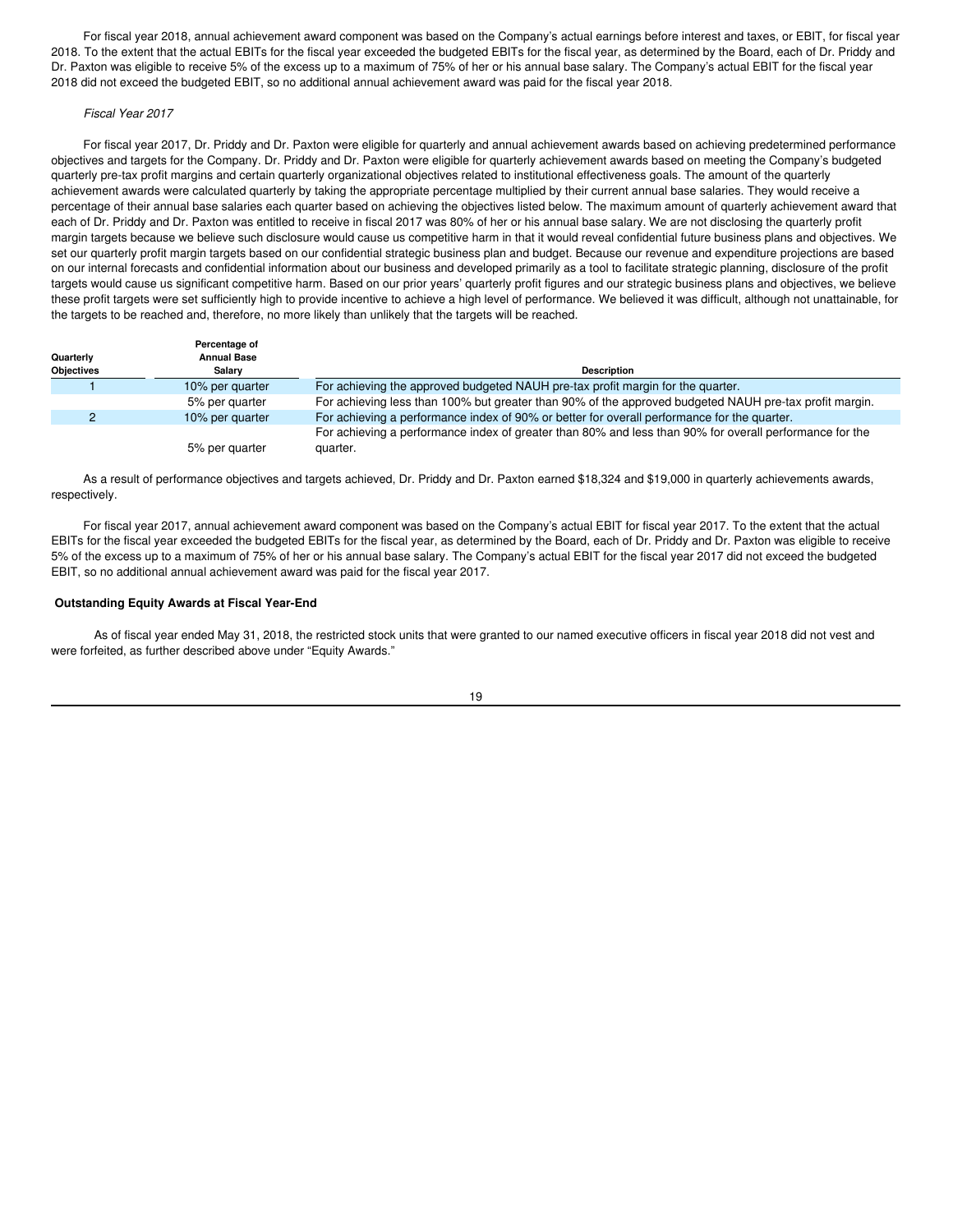For fiscal year 2018, annual achievement award component was based on the Company's actual earnings before interest and taxes, or EBIT, for fiscal year 2018. To the extent that the actual EBITs for the fiscal year exceeded the budgeted EBITs for the fiscal year, as determined by the Board, each of Dr. Priddy and Dr. Paxton was eligible to receive 5% of the excess up to a maximum of 75% of her or his annual base salary. The Company's actual EBIT for the fiscal year 2018 did not exceed the budgeted EBIT, so no additional annual achievement award was paid for the fiscal year 2018.

*Fiscal Year 2017*

For fiscal year 2017, Dr. Priddy and Dr. Paxton were eligible for quarterly and annual achievement awards based on achieving predetermined performance objectives and targets for the Company. Dr. Priddy and Dr. Paxton were eligible for quarterly achievement awards based on meeting the Company's budgeted quarterly pre-tax profit margins and certain quarterly organizational objectives related to institutional effectiveness goals. The amount of the quarterly achievement awards were calculated quarterly by taking the appropriate percentage multiplied by their current annual base salaries. They would receive a percentage of their annual base salaries each quarter based on achieving the objectives listed below. The maximum amount of quarterly achievement award that each of Dr. Priddy and Dr. Paxton was entitled to receive in fiscal 2017 was 80% of her or his annual base salary. We are not disclosing the quarterly profit margin targets because we believe such disclosure would cause us competitive harm in that it would reveal confidential future business plans and objectives. We set our quarterly profit margin targets based on our confidential strategic business plan and budget. Because our revenue and expenditure projections are based on our internal forecasts and confidential information about our business and developed primarily as a tool to facilitate strategic planning, disclosure of the profit targets would cause us significant competitive harm. Based on our prior years' quarterly profit figures and our strategic business plans and objectives, we believe these profit targets were set sufficiently high to provide incentive to achieve a high level of performance. We believed it was difficult, although not unattainable, for the targets to be reached and, therefore, no more likely than unlikely that the targets will be reached.

| Quarterly Objectives | Percentage of Annual Base Salary | Description |
|---|---|---|
| 1 | 10% per quarter | For achieving the approved budgeted NAUH pre-tax profit margin for the quarter. |
| | 5% per quarter | For achieving less than 100% but greater than 90% of the approved budgeted NAUH pre-tax profit margin. |
| 2 | 10% per quarter | For achieving a performance index of 90% or better for overall performance for the quarter. |
| | 5% per quarter | For achieving a performance index of greater than 80% and less than 90% for overall performance for the quarter. |

As a result of performance objectives and targets achieved, Dr. Priddy and Dr. Paxton earned $18,324 and $19,000 in quarterly achievements awards, respectively.

For fiscal year 2017, annual achievement award component was based on the Company's actual EBIT for fiscal year 2017. To the extent that the actual EBITs for the fiscal year exceeded the budgeted EBITs for the fiscal year, as determined by the Board, each of Dr. Priddy and Dr. Paxton was eligible to receive 5% of the excess up to a maximum of 75% of her or his annual base salary. The Company's actual EBIT for the fiscal year 2017 did not exceed the budgeted EBIT, so no additional annual achievement award was paid for the fiscal year 2017.

**Outstanding Equity Awards at Fiscal Year-End**

As of fiscal year ended May 31, 2018, the restricted stock units that were granted to our named executive officers in fiscal year 2018 did not vest and were forfeited, as further described above under "Equity Awards."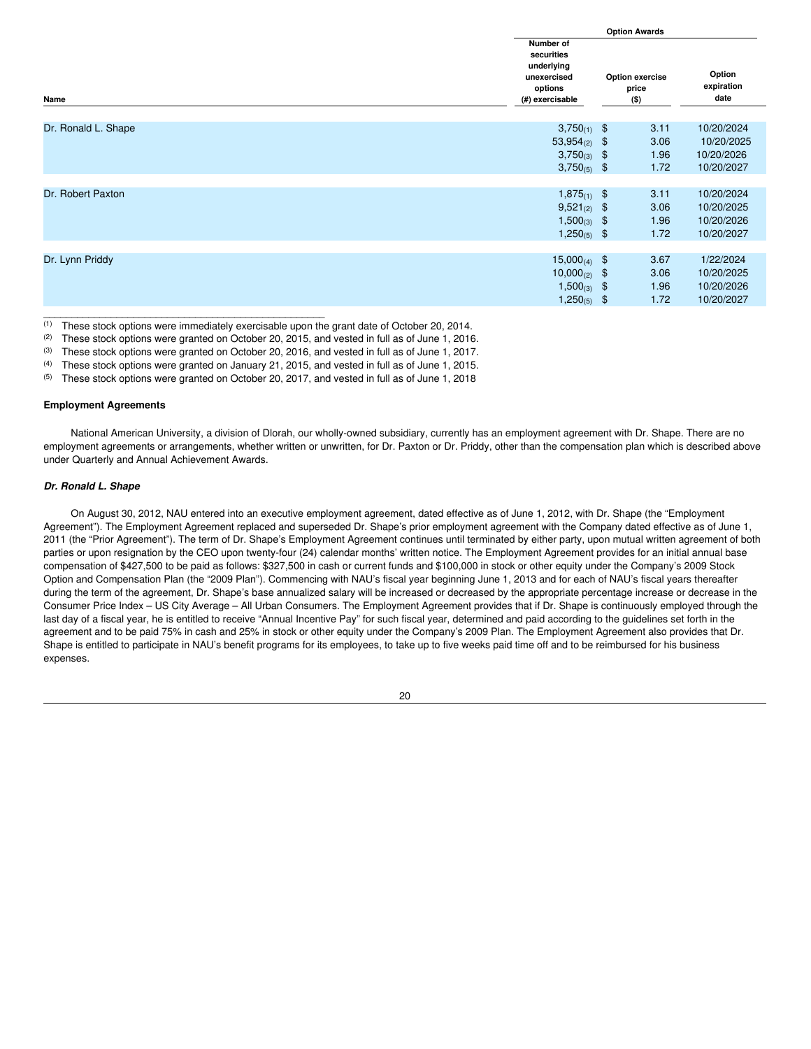| Name | Option Awards | | |
|---|---|---|---|
| | Number of securities underlying unexercised options (#) exercisable | Option exercise price ($) | Option expiration date |
| Dr. Ronald L. Shape | 3,750(1) | $ 3.11 | 10/20/2024 |
| | 53,954(2) | $ 3.06 | 10/20/2025 |
| | 3,750(3) | $ 1.96 | 10/20/2026 |
| | 3,750(5) | $ 1.72 | 10/20/2027 |
| Dr. Robert Paxton | 1,875(1) | $ 3.11 | 10/20/2024 |
| | 9,521(2) | $ 3.06 | 10/20/2025 |
| | 1,500(3) | $ 1.96 | 10/20/2026 |
| | 1,250(5) | $ 1.72 | 10/20/2027 |
| Dr. Lynn Priddy | 15,000(4) | $ 3.67 | 1/22/2024 |
| | 10,000(2) | $ 3.06 | 10/20/2025 |
| | 1,500(3) | $ 1.96 | 10/20/2026 |
| | 1,250(5) | $ 1.72 | 10/20/2027 |

(1) These stock options were immediately exercisable upon the grant date of October 20, 2014.

(2) These stock options were granted on October 20, 2015, and vested in full as of June 1, 2016.

(3) These stock options were granted on October 20, 2016, and vested in full as of June 1, 2017.

(4) These stock options were granted on January 21, 2015, and vested in full as of June 1, 2015.

(5) These stock options were granted on October 20, 2017, and vested in full as of June 1, 2018

### Employment Agreements

National American University, a division of Dlorah, our wholly-owned subsidiary, currently has an employment agreement with Dr. Shape. There are no employment agreements or arrangements, whether written or unwritten, for Dr. Paxton or Dr. Priddy, other than the compensation plan which is described above under Quarterly and Annual Achievement Awards.

***Dr. Ronald L. Shape***

On August 30, 2012, NAU entered into an executive employment agreement, dated effective as of June 1, 2012, with Dr. Shape (the "Employment Agreement"). The Employment Agreement replaced and superseded Dr. Shape's prior employment agreement with the Company dated effective as of June 1, 2011 (the "Prior Agreement"). The term of Dr. Shape's Employment Agreement continues until terminated by either party, upon mutual written agreement of both parties or upon resignation by the CEO upon twenty-four (24) calendar months' written notice. The Employment Agreement provides for an initial annual base compensation of $427,500 to be paid as follows: $327,500 in cash or current funds and $100,000 in stock or other equity under the Company's 2009 Stock Option and Compensation Plan (the "2009 Plan"). Commencing with NAU's fiscal year beginning June 1, 2013 and for each of NAU's fiscal years thereafter during the term of the agreement, Dr. Shape's base annualized salary will be increased or decreased by the appropriate percentage increase or decrease in the Consumer Price Index – US City Average – All Urban Consumers. The Employment Agreement provides that if Dr. Shape is continuously employed through the last day of a fiscal year, he is entitled to receive "Annual Incentive Pay" for such fiscal year, determined and paid according to the guidelines set forth in the agreement and to be paid 75% in cash and 25% in stock or other equity under the Company's 2009 Plan. The Employment Agreement also provides that Dr. Shape is entitled to participate in NAU's benefit programs for its employees, to take up to five weeks paid time off and to be reimbursed for his business expenses.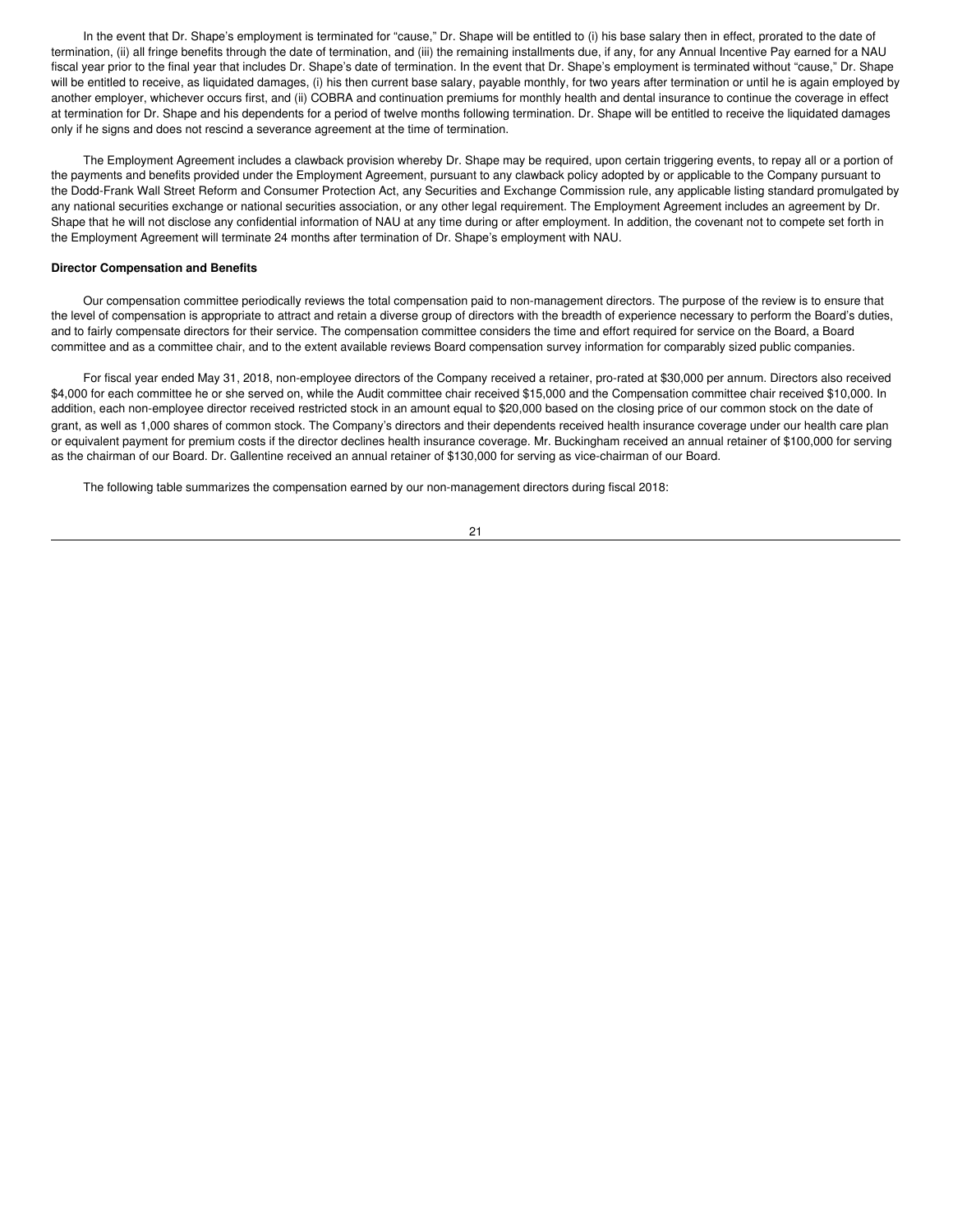In the event that Dr. Shape's employment is terminated for "cause," Dr. Shape will be entitled to (i) his base salary then in effect, prorated to the date of termination, (ii) all fringe benefits through the date of termination, and (iii) the remaining installments due, if any, for any Annual Incentive Pay earned for a NAU fiscal year prior to the final year that includes Dr. Shape's date of termination. In the event that Dr. Shape's employment is terminated without "cause," Dr. Shape will be entitled to receive, as liquidated damages, (i) his then current base salary, payable monthly, for two years after termination or until he is again employed by another employer, whichever occurs first, and (ii) COBRA and continuation premiums for monthly health and dental insurance to continue the coverage in effect at termination for Dr. Shape and his dependents for a period of twelve months following termination. Dr. Shape will be entitled to receive the liquidated damages only if he signs and does not rescind a severance agreement at the time of termination.

The Employment Agreement includes a clawback provision whereby Dr. Shape may be required, upon certain triggering events, to repay all or a portion of the payments and benefits provided under the Employment Agreement, pursuant to any clawback policy adopted by or applicable to the Company pursuant to the Dodd-Frank Wall Street Reform and Consumer Protection Act, any Securities and Exchange Commission rule, any applicable listing standard promulgated by any national securities exchange or national securities association, or any other legal requirement. The Employment Agreement includes an agreement by Dr. Shape that he will not disclose any confidential information of NAU at any time during or after employment. In addition, the covenant not to compete set forth in the Employment Agreement will terminate 24 months after termination of Dr. Shape's employment with NAU.

**Director Compensation and Benefits**

Our compensation committee periodically reviews the total compensation paid to non-management directors. The purpose of the review is to ensure that the level of compensation is appropriate to attract and retain a diverse group of directors with the breadth of experience necessary to perform the Board's duties, and to fairly compensate directors for their service. The compensation committee considers the time and effort required for service on the Board, a Board committee and as a committee chair, and to the extent available reviews Board compensation survey information for comparably sized public companies.

For fiscal year ended May 31, 2018, non-employee directors of the Company received a retainer, pro-rated at $30,000 per annum. Directors also received $4,000 for each committee he or she served on, while the Audit committee chair received $15,000 and the Compensation committee chair received $10,000. In addition, each non-employee director received restricted stock in an amount equal to $20,000 based on the closing price of our common stock on the date of grant, as well as 1,000 shares of common stock. The Company's directors and their dependents received health insurance coverage under our health care plan or equivalent payment for premium costs if the director declines health insurance coverage. Mr. Buckingham received an annual retainer of $100,000 for serving as the chairman of our Board. Dr. Gallentine received an annual retainer of $130,000 for serving as vice-chairman of our Board.

The following table summarizes the compensation earned by our non-management directors during fiscal 2018: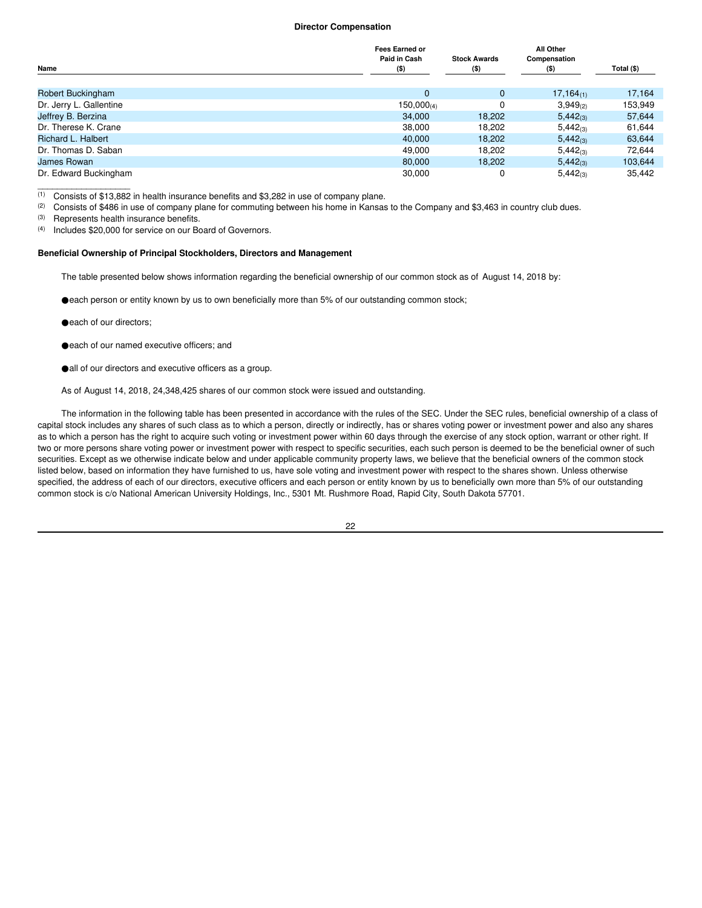### Director Compensation

| Name | Fees Earned or Paid in Cash ($) | Stock Awards ($) | All Other Compensation ($) | Total ($) |
|---|---|---|---|---|
| Robert Buckingham | 0 | 0 | 17,164[(1)] | 17,164 |
| Dr. Jerry L. Gallentine | 150,000[(4)] | 0 | 3,949[(2)] | 153,949 |
| Jeffrey B. Berzina | 34,000 | 18,202 | 5,442[(3)] | 57,644 |
| Dr. Therese K. Crane | 38,000 | 18,202 | 5,442[(3)] | 61,644 |
| Richard L. Halbert | 40,000 | 18,202 | 5,442[(3)] | 63,644 |
| Dr. Thomas D. Saban | 49,000 | 18,202 | 5,442[(3)] | 72,644 |
| James Rowan | 80,000 | 18,202 | 5,442[(3)] | 103,644 |
| Dr. Edward Buckingham | 30,000 | 0 | 5,442[(3)] | 35,442 |

(1) Consists of $13,882 in health insurance benefits and $3,282 in use of company plane.

(2) Consists of $486 in use of company plane for commuting between his home in Kansas to the Company and $3,463 in country club dues.

(3) Represents health insurance benefits.

(4) Includes $20,000 for service on our Board of Governors.

### Beneficial Ownership of Principal Stockholders, Directors and Management

The table presented below shows information regarding the beneficial ownership of our common stock as of August 14, 2018 by:

- each person or entity known by us to own beneficially more than 5% of our outstanding common stock;
- each of our directors;
- each of our named executive officers; and
- all of our directors and executive officers as a group.

As of August 14, 2018, 24,348,425 shares of our common stock were issued and outstanding.

The information in the following table has been presented in accordance with the rules of the SEC. Under the SEC rules, beneficial ownership of a class of capital stock includes any shares of such class as to which a person, directly or indirectly, has or shares voting power or investment power and also any shares as to which a person has the right to acquire such voting or investment power within 60 days through the exercise of any stock option, warrant or other right. If two or more persons share voting power or investment power with respect to specific securities, each such person is deemed to be the beneficial owner of such securities. Except as we otherwise indicate below and under applicable community property laws, we believe that the beneficial owners of the common stock listed below, based on information they have furnished to us, have sole voting and investment power with respect to the shares shown. Unless otherwise specified, the address of each of our directors, executive officers and each person or entity known by us to beneficially own more than 5% of our outstanding common stock is c/o National American University Holdings, Inc., 5301 Mt. Rushmore Road, Rapid City, South Dakota 57701.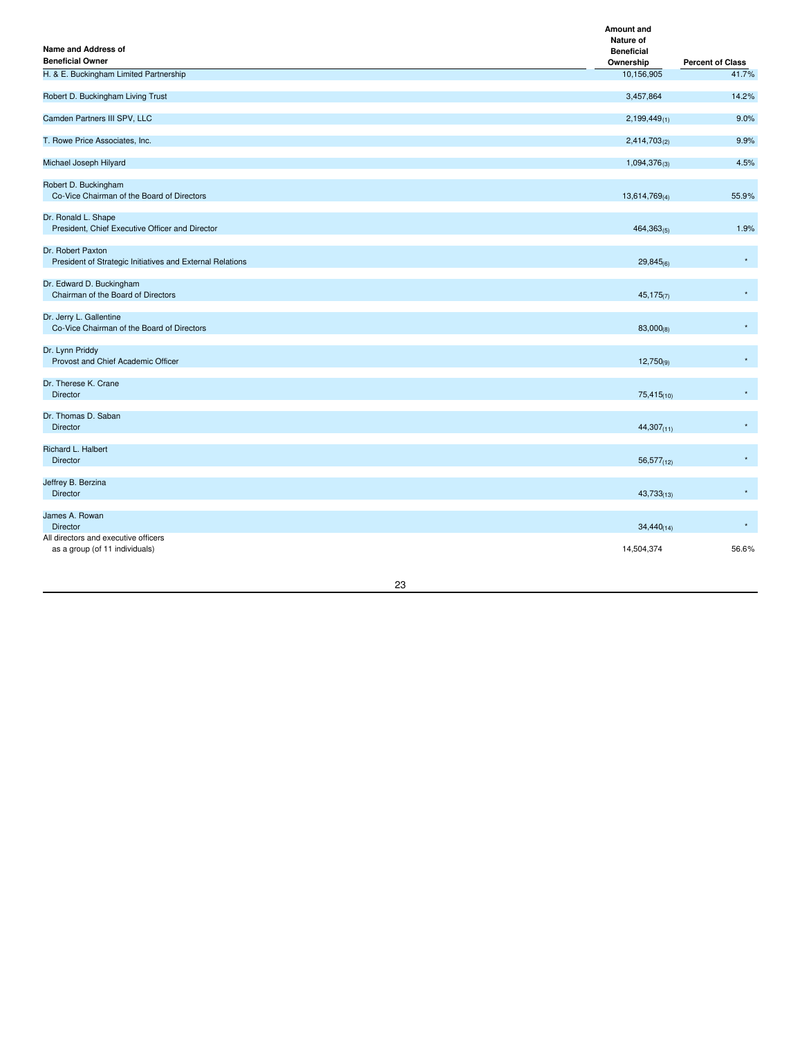| Name and Address of Beneficial Owner | Amount and Nature of Beneficial Ownership | Percent of Class |
|---|---|---|
| H. & E. Buckingham Limited Partnership | 10,156,905 | 41.7% |
| Robert D. Buckingham Living Trust | 3,457,864 | 14.2% |
| Camden Partners III SPV, LLC | 2,199,449(1) | 9.0% |
| T. Rowe Price Associates, Inc. | 2,414,703(2) | 9.9% |
| Michael Joseph Hilyard | 1,094,376(3) | 4.5% |
| Robert D. Buckingham<br>Co-Vice Chairman of the Board of Directors | 13,614,769(4) | 55.9% |
| Dr. Ronald L. Shape<br>President, Chief Executive Officer and Director | 464,363(5) | 1.9% |
| Dr. Robert Paxton<br>President of Strategic Initiatives and External Relations | 29,845(6) | * |
| Dr. Edward D. Buckingham<br>Chairman of the Board of Directors | 45,175(7) | * |
| Dr. Jerry L. Gallentine<br>Co-Vice Chairman of the Board of Directors | 83,000(8) | * |
| Dr. Lynn Priddy<br>Provost and Chief Academic Officer | 12,750(9) | * |
| Dr. Therese K. Crane<br>Director | 75,415(10) | * |
| Dr. Thomas D. Saban<br>Director | 44,307(11) | * |
| Richard L. Halbert<br>Director | 56,577(12) | * |
| Jeffrey B. Berzina<br>Director | 43,733(13) | * |
| James A. Rowan<br>Director | 34,440(14) | * |
| All directors and executive officers<br>as a group (of 11 individuals) | 14,504,374 | 56.6% |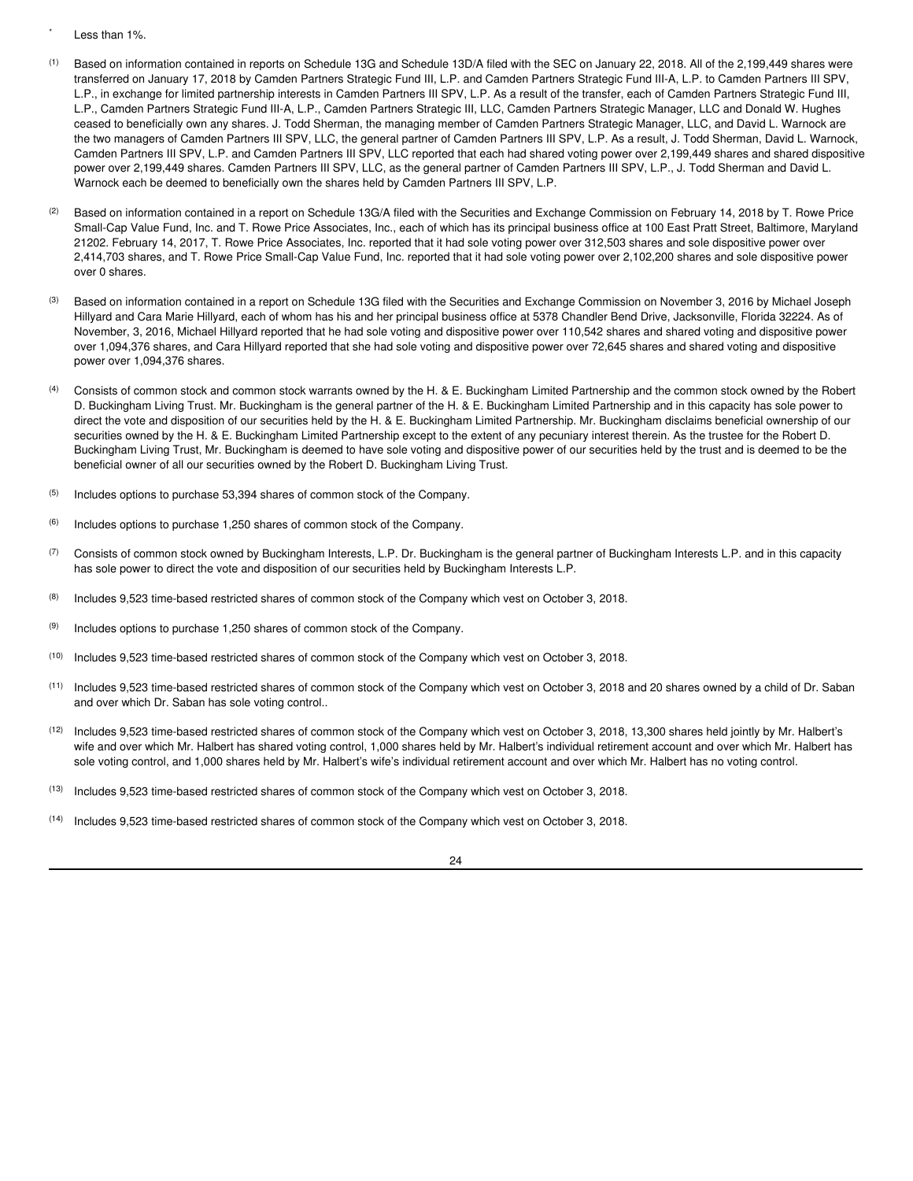\* Less than 1%.

(1) Based on information contained in reports on Schedule 13G and Schedule 13D/A filed with the SEC on January 22, 2018. All of the 2,199,449 shares were transferred on January 17, 2018 by Camden Partners Strategic Fund III, L.P. and Camden Partners Strategic Fund III-A, L.P. to Camden Partners III SPV, L.P., in exchange for limited partnership interests in Camden Partners III SPV, L.P. As a result of the transfer, each of Camden Partners Strategic Fund III, L.P., Camden Partners Strategic Fund III-A, L.P., Camden Partners Strategic III, LLC, Camden Partners Strategic Manager, LLC and Donald W. Hughes ceased to beneficially own any shares. J. Todd Sherman, the managing member of Camden Partners Strategic Manager, LLC, and David L. Warnock are the two managers of Camden Partners III SPV, LLC, the general partner of Camden Partners III SPV, L.P. As a result, J. Todd Sherman, David L. Warnock, Camden Partners III SPV, L.P. and Camden Partners III SPV, LLC reported that each had shared voting power over 2,199,449 shares and shared dispositive power over 2,199,449 shares. Camden Partners III SPV, LLC, as the general partner of Camden Partners III SPV, L.P., J. Todd Sherman and David L. Warnock each be deemed to beneficially own the shares held by Camden Partners III SPV, L.P.

(2) Based on information contained in a report on Schedule 13G/A filed with the Securities and Exchange Commission on February 14, 2018 by T. Rowe Price Small-Cap Value Fund, Inc. and T. Rowe Price Associates, Inc., each of which has its principal business office at 100 East Pratt Street, Baltimore, Maryland 21202. February 14, 2017, T. Rowe Price Associates, Inc. reported that it had sole voting power over 312,503 shares and sole dispositive power over 2,414,703 shares, and T. Rowe Price Small-Cap Value Fund, Inc. reported that it had sole voting power over 2,102,200 shares and sole dispositive power over 0 shares.

(3) Based on information contained in a report on Schedule 13G filed with the Securities and Exchange Commission on November 3, 2016 by Michael Joseph Hillyard and Cara Marie Hillyard, each of whom has his and her principal business office at 5378 Chandler Bend Drive, Jacksonville, Florida 32224. As of November, 3, 2016, Michael Hillyard reported that he had sole voting and dispositive power over 110,542 shares and shared voting and dispositive power over 1,094,376 shares, and Cara Hillyard reported that she had sole voting and dispositive power over 72,645 shares and shared voting and dispositive power over 1,094,376 shares.

(4) Consists of common stock and common stock warrants owned by the H. & E. Buckingham Limited Partnership and the common stock owned by the Robert D. Buckingham Living Trust. Mr. Buckingham is the general partner of the H. & E. Buckingham Limited Partnership and in this capacity has sole power to direct the vote and disposition of our securities held by the H. & E. Buckingham Limited Partnership. Mr. Buckingham disclaims beneficial ownership of our securities owned by the H. & E. Buckingham Limited Partnership except to the extent of any pecuniary interest therein. As the trustee for the Robert D. Buckingham Living Trust, Mr. Buckingham is deemed to have sole voting and dispositive power of our securities held by the trust and is deemed to be the beneficial owner of all our securities owned by the Robert D. Buckingham Living Trust.

(5) Includes options to purchase 53,394 shares of common stock of the Company.

(6) Includes options to purchase 1,250 shares of common stock of the Company.

(7) Consists of common stock owned by Buckingham Interests, L.P. Dr. Buckingham is the general partner of Buckingham Interests L.P. and in this capacity has sole power to direct the vote and disposition of our securities held by Buckingham Interests L.P.

(8) Includes 9,523 time-based restricted shares of common stock of the Company which vest on October 3, 2018.

(9) Includes options to purchase 1,250 shares of common stock of the Company.

(10) Includes 9,523 time-based restricted shares of common stock of the Company which vest on October 3, 2018.

(11) Includes 9,523 time-based restricted shares of common stock of the Company which vest on October 3, 2018 and 20 shares owned by a child of Dr. Saban and over which Dr. Saban has sole voting control..

(12) Includes 9,523 time-based restricted shares of common stock of the Company which vest on October 3, 2018, 13,300 shares held jointly by Mr. Halbert's wife and over which Mr. Halbert has shared voting control, 1,000 shares held by Mr. Halbert's individual retirement account and over which Mr. Halbert has sole voting control, and 1,000 shares held by Mr. Halbert's wife's individual retirement account and over which Mr. Halbert has no voting control.

(13) Includes 9,523 time-based restricted shares of common stock of the Company which vest on October 3, 2018.

(14) Includes 9,523 time-based restricted shares of common stock of the Company which vest on October 3, 2018.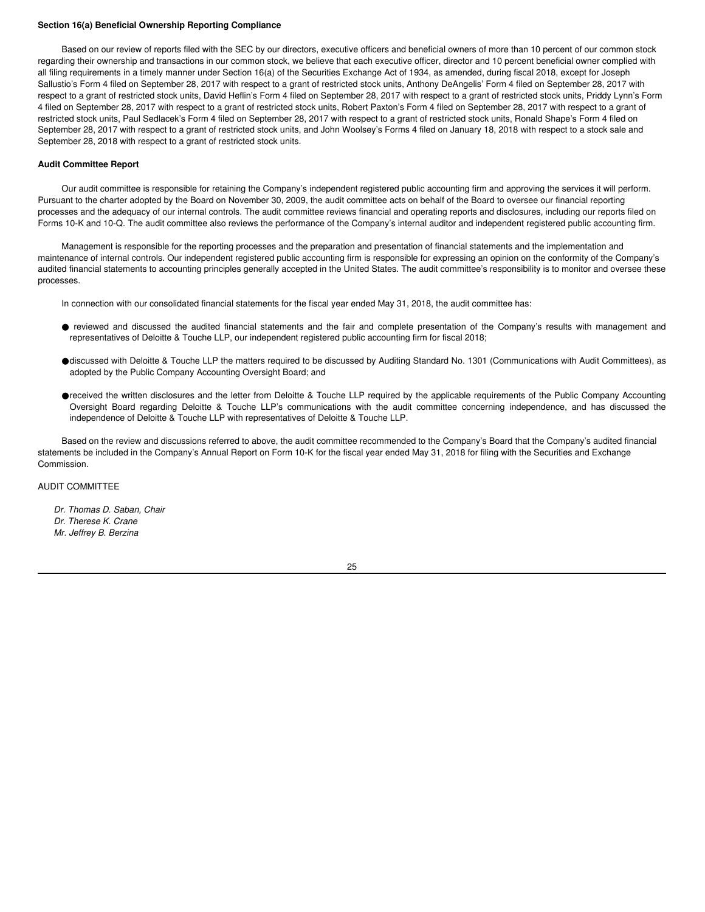**Section 16(a) Beneficial Ownership Reporting Compliance**

Based on our review of reports filed with the SEC by our directors, executive officers and beneficial owners of more than 10 percent of our common stock regarding their ownership and transactions in our common stock, we believe that each executive officer, director and 10 percent beneficial owner complied with all filing requirements in a timely manner under Section 16(a) of the Securities Exchange Act of 1934, as amended, during fiscal 2018, except for Joseph Sallustio's Form 4 filed on September 28, 2017 with respect to a grant of restricted stock units, Anthony DeAngelis' Form 4 filed on September 28, 2017 with respect to a grant of restricted stock units, David Heflin's Form 4 filed on September 28, 2017 with respect to a grant of restricted stock units, Priddy Lynn's Form 4 filed on September 28, 2017 with respect to a grant of restricted stock units, Robert Paxton's Form 4 filed on September 28, 2017 with respect to a grant of restricted stock units, Paul Sedlacek's Form 4 filed on September 28, 2017 with respect to a grant of restricted stock units, Ronald Shape's Form 4 filed on September 28, 2017 with respect to a grant of restricted stock units, and John Woolsey's Forms 4 filed on January 18, 2018 with respect to a stock sale and September 28, 2018 with respect to a grant of restricted stock units.

**Audit Committee Report**

Our audit committee is responsible for retaining the Company's independent registered public accounting firm and approving the services it will perform. Pursuant to the charter adopted by the Board on November 30, 2009, the audit committee acts on behalf of the Board to oversee our financial reporting processes and the adequacy of our internal controls. The audit committee reviews financial and operating reports and disclosures, including our reports filed on Forms 10-K and 10-Q. The audit committee also reviews the performance of the Company's internal auditor and independent registered public accounting firm.

Management is responsible for the reporting processes and the preparation and presentation of financial statements and the implementation and maintenance of internal controls. Our independent registered public accounting firm is responsible for expressing an opinion on the conformity of the Company's audited financial statements to accounting principles generally accepted in the United States. The audit committee's responsibility is to monitor and oversee these processes.

In connection with our consolidated financial statements for the fiscal year ended May 31, 2018, the audit committee has:

- reviewed and discussed the audited financial statements and the fair and complete presentation of the Company's results with management and representatives of Deloitte & Touche LLP, our independent registered public accounting firm for fiscal 2018;
- discussed with Deloitte & Touche LLP the matters required to be discussed by Auditing Standard No. 1301 (Communications with Audit Committees), as adopted by the Public Company Accounting Oversight Board; and
- received the written disclosures and the letter from Deloitte & Touche LLP required by the applicable requirements of the Public Company Accounting Oversight Board regarding Deloitte & Touche LLP's communications with the audit committee concerning independence, and has discussed the independence of Deloitte & Touche LLP with representatives of Deloitte & Touche LLP.

Based on the review and discussions referred to above, the audit committee recommended to the Company's Board that the Company's audited financial statements be included in the Company's Annual Report on Form 10-K for the fiscal year ended May 31, 2018 for filing with the Securities and Exchange Commission.

AUDIT COMMITTEE

*Dr. Thomas D. Saban, Chair*
*Dr. Therese K. Crane*
*Mr. Jeffrey B. Berzina*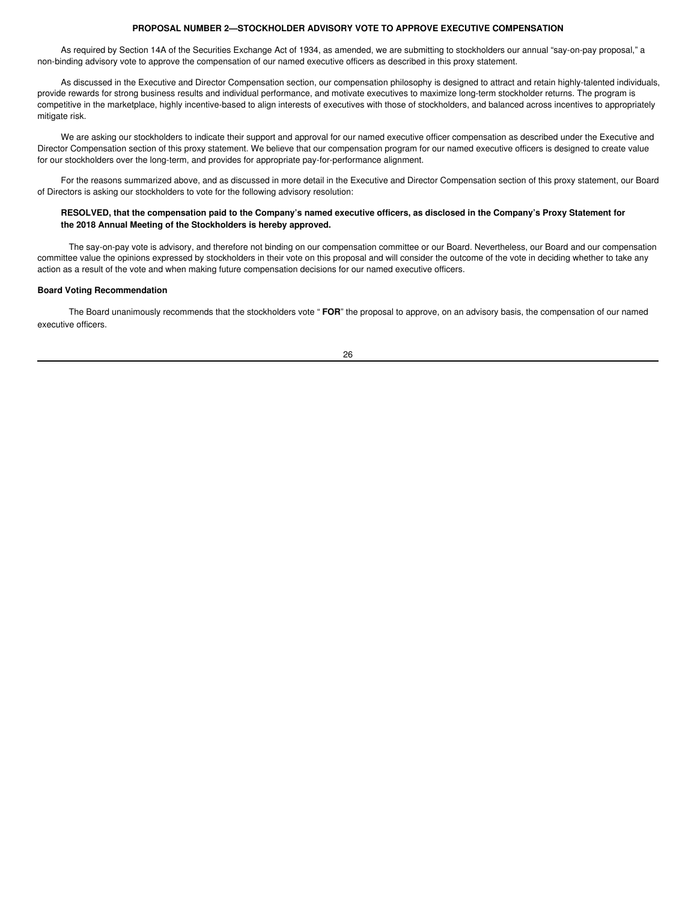## PROPOSAL NUMBER 2—STOCKHOLDER ADVISORY VOTE TO APPROVE EXECUTIVE COMPENSATION

As required by Section 14A of the Securities Exchange Act of 1934, as amended, we are submitting to stockholders our annual "say-on-pay proposal," a non-binding advisory vote to approve the compensation of our named executive officers as described in this proxy statement.

As discussed in the Executive and Director Compensation section, our compensation philosophy is designed to attract and retain highly-talented individuals, provide rewards for strong business results and individual performance, and motivate executives to maximize long-term stockholder returns. The program is competitive in the marketplace, highly incentive-based to align interests of executives with those of stockholders, and balanced across incentives to appropriately mitigate risk.

We are asking our stockholders to indicate their support and approval for our named executive officer compensation as described under the Executive and Director Compensation section of this proxy statement. We believe that our compensation program for our named executive officers is designed to create value for our stockholders over the long-term, and provides for appropriate pay-for-performance alignment.

For the reasons summarized above, and as discussed in more detail in the Executive and Director Compensation section of this proxy statement, our Board of Directors is asking our stockholders to vote for the following advisory resolution:

**RESOLVED, that the compensation paid to the Company's named executive officers, as disclosed in the Company's Proxy Statement for the 2018 Annual Meeting of the Stockholders is hereby approved.**

The say-on-pay vote is advisory, and therefore not binding on our compensation committee or our Board. Nevertheless, our Board and our compensation committee value the opinions expressed by stockholders in their vote on this proposal and will consider the outcome of the vote in deciding whether to take any action as a result of the vote and when making future compensation decisions for our named executive officers.

**Board Voting Recommendation**

The Board unanimously recommends that the stockholders vote " **FOR**" the proposal to approve, on an advisory basis, the compensation of our named executive officers.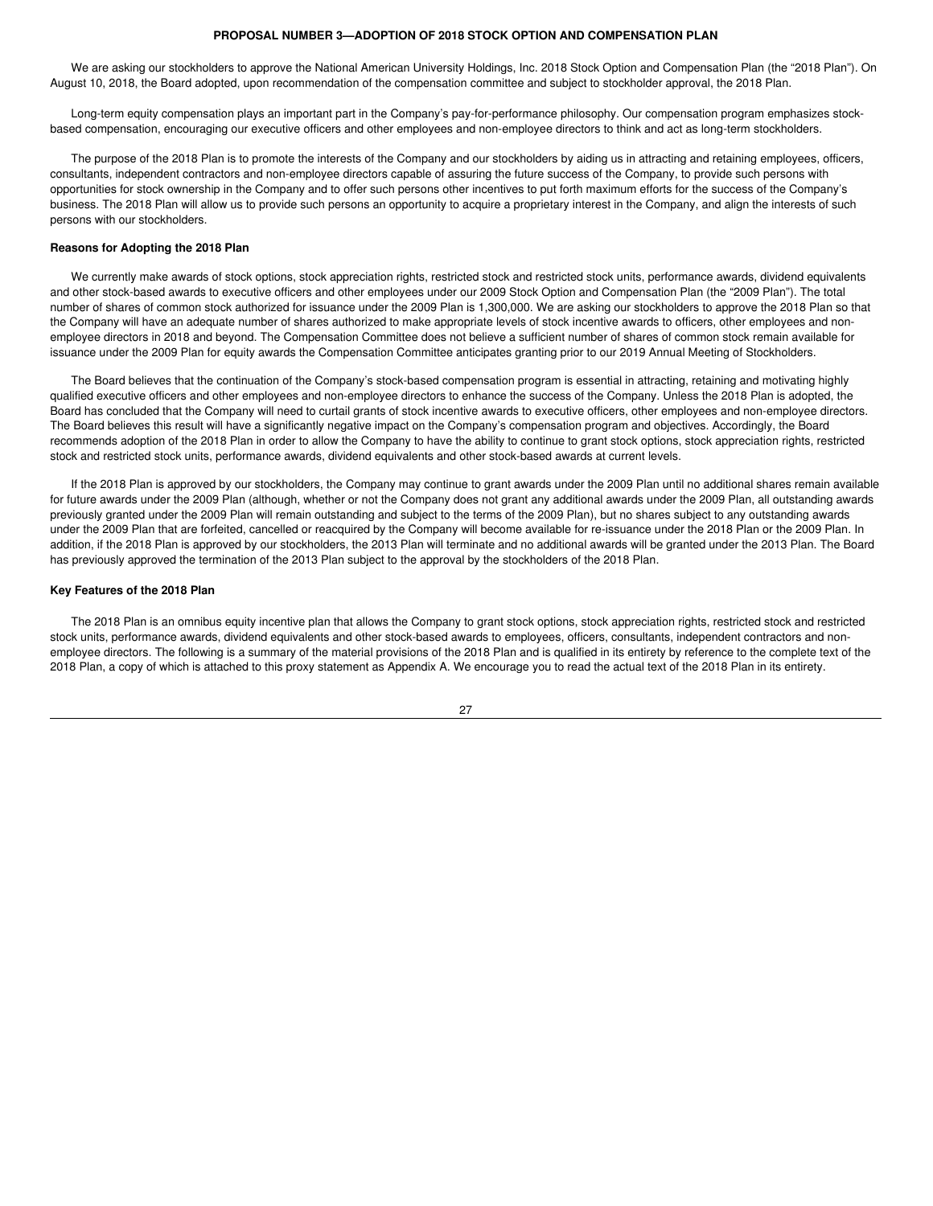## PROPOSAL NUMBER 3—ADOPTION OF 2018 STOCK OPTION AND COMPENSATION PLAN

We are asking our stockholders to approve the National American University Holdings, Inc. 2018 Stock Option and Compensation Plan (the "2018 Plan"). On August 10, 2018, the Board adopted, upon recommendation of the compensation committee and subject to stockholder approval, the 2018 Plan.

Long-term equity compensation plays an important part in the Company's pay-for-performance philosophy. Our compensation program emphasizes stock-based compensation, encouraging our executive officers and other employees and non-employee directors to think and act as long-term stockholders.

The purpose of the 2018 Plan is to promote the interests of the Company and our stockholders by aiding us in attracting and retaining employees, officers, consultants, independent contractors and non-employee directors capable of assuring the future success of the Company, to provide such persons with opportunities for stock ownership in the Company and to offer such persons other incentives to put forth maximum efforts for the success of the Company's business. The 2018 Plan will allow us to provide such persons an opportunity to acquire a proprietary interest in the Company, and align the interests of such persons with our stockholders.

**Reasons for Adopting the 2018 Plan**

We currently make awards of stock options, stock appreciation rights, restricted stock and restricted stock units, performance awards, dividend equivalents and other stock-based awards to executive officers and other employees under our 2009 Stock Option and Compensation Plan (the "2009 Plan"). The total number of shares of common stock authorized for issuance under the 2009 Plan is 1,300,000. We are asking our stockholders to approve the 2018 Plan so that the Company will have an adequate number of shares authorized to make appropriate levels of stock incentive awards to officers, other employees and non-employee directors in 2018 and beyond. The Compensation Committee does not believe a sufficient number of shares of common stock remain available for issuance under the 2009 Plan for equity awards the Compensation Committee anticipates granting prior to our 2019 Annual Meeting of Stockholders.

The Board believes that the continuation of the Company's stock-based compensation program is essential in attracting, retaining and motivating highly qualified executive officers and other employees and non-employee directors to enhance the success of the Company. Unless the 2018 Plan is adopted, the Board has concluded that the Company will need to curtail grants of stock incentive awards to executive officers, other employees and non-employee directors. The Board believes this result will have a significantly negative impact on the Company's compensation program and objectives. Accordingly, the Board recommends adoption of the 2018 Plan in order to allow the Company to have the ability to continue to grant stock options, stock appreciation rights, restricted stock and restricted stock units, performance awards, dividend equivalents and other stock-based awards at current levels.

If the 2018 Plan is approved by our stockholders, the Company may continue to grant awards under the 2009 Plan until no additional shares remain available for future awards under the 2009 Plan (although, whether or not the Company does not grant any additional awards under the 2009 Plan, all outstanding awards previously granted under the 2009 Plan will remain outstanding and subject to the terms of the 2009 Plan), but no shares subject to any outstanding awards under the 2009 Plan that are forfeited, cancelled or reacquired by the Company will become available for re-issuance under the 2018 Plan or the 2009 Plan. In addition, if the 2018 Plan is approved by our stockholders, the 2013 Plan will terminate and no additional awards will be granted under the 2013 Plan. The Board has previously approved the termination of the 2013 Plan subject to the approval by the stockholders of the 2018 Plan.

**Key Features of the 2018 Plan**

The 2018 Plan is an omnibus equity incentive plan that allows the Company to grant stock options, stock appreciation rights, restricted stock and restricted stock units, performance awards, dividend equivalents and other stock-based awards to employees, officers, consultants, independent contractors and non-employee directors. The following is a summary of the material provisions of the 2018 Plan and is qualified in its entirety by reference to the complete text of the 2018 Plan, a copy of which is attached to this proxy statement as Appendix A. We encourage you to read the actual text of the 2018 Plan in its entirety.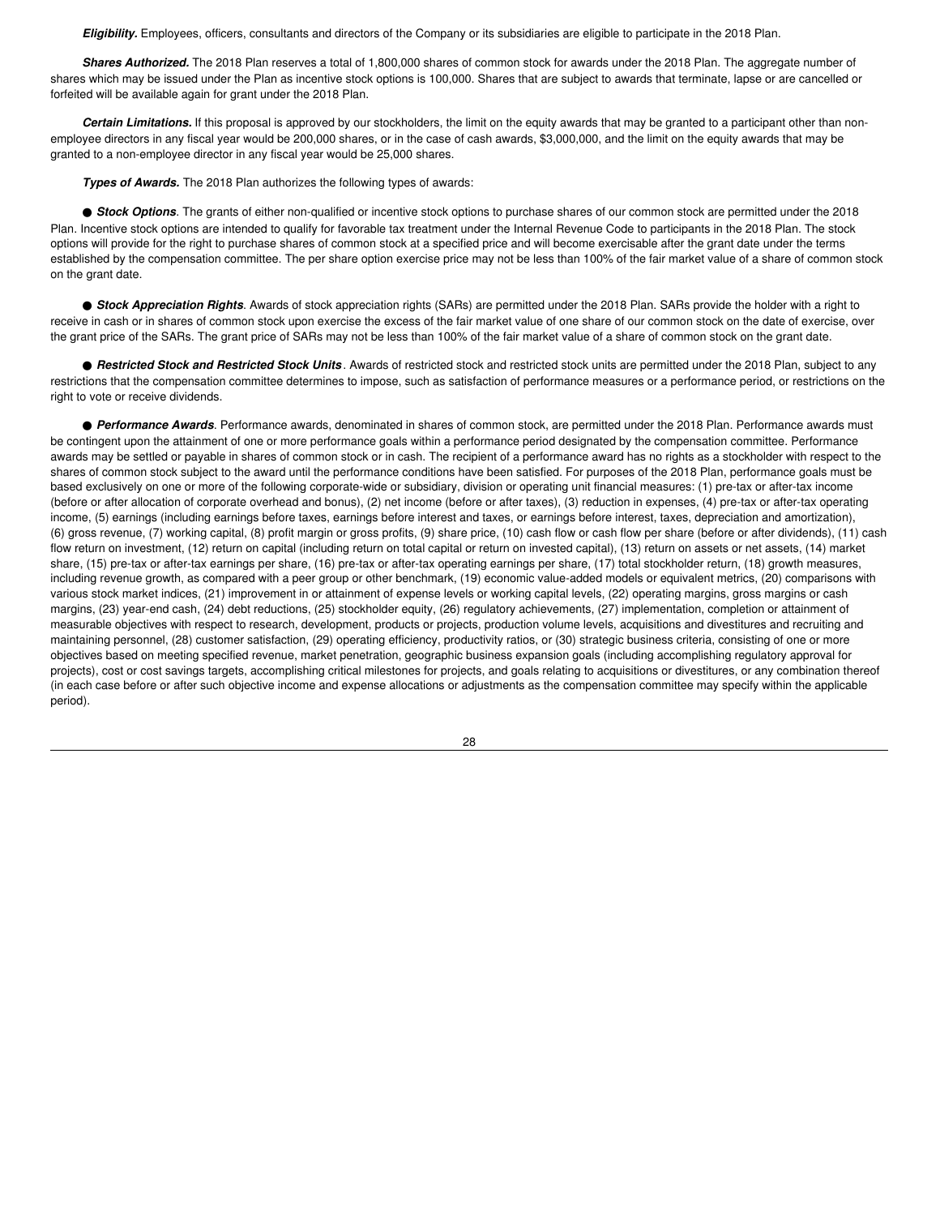***Eligibility.*** Employees, officers, consultants and directors of the Company or its subsidiaries are eligible to participate in the 2018 Plan.

***Shares Authorized.*** The 2018 Plan reserves a total of 1,800,000 shares of common stock for awards under the 2018 Plan. The aggregate number of shares which may be issued under the Plan as incentive stock options is 100,000. Shares that are subject to awards that terminate, lapse or are cancelled or forfeited will be available again for grant under the 2018 Plan.

***Certain Limitations.*** If this proposal is approved by our stockholders, the limit on the equity awards that may be granted to a participant other than non-employee directors in any fiscal year would be 200,000 shares, or in the case of cash awards, $3,000,000, and the limit on the equity awards that may be granted to a non-employee director in any fiscal year would be 25,000 shares.

***Types of Awards.*** The 2018 Plan authorizes the following types of awards:

- ***Stock Options***. The grants of either non-qualified or incentive stock options to purchase shares of our common stock are permitted under the 2018 Plan. Incentive stock options are intended to qualify for favorable tax treatment under the Internal Revenue Code to participants in the 2018 Plan. The stock options will provide for the right to purchase shares of common stock at a specified price and will become exercisable after the grant date under the terms established by the compensation committee. The per share option exercise price may not be less than 100% of the fair market value of a share of common stock on the grant date.

- ***Stock Appreciation Rights***. Awards of stock appreciation rights (SARs) are permitted under the 2018 Plan. SARs provide the holder with a right to receive in cash or in shares of common stock upon exercise the excess of the fair market value of one share of our common stock on the date of exercise, over the grant price of the SARs. The grant price of SARs may not be less than 100% of the fair market value of a share of common stock on the grant date.

- ***Restricted Stock and Restricted Stock Units***. Awards of restricted stock and restricted stock units are permitted under the 2018 Plan, subject to any restrictions that the compensation committee determines to impose, such as satisfaction of performance measures or a performance period, or restrictions on the right to vote or receive dividends.

- ***Performance Awards***. Performance awards, denominated in shares of common stock, are permitted under the 2018 Plan. Performance awards must be contingent upon the attainment of one or more performance goals within a performance period designated by the compensation committee. Performance awards may be settled or payable in shares of common stock or in cash. The recipient of a performance award has no rights as a stockholder with respect to the shares of common stock subject to the award until the performance conditions have been satisfied. For purposes of the 2018 Plan, performance goals must be based exclusively on one or more of the following corporate-wide or subsidiary, division or operating unit financial measures: (1) pre-tax or after-tax income (before or after allocation of corporate overhead and bonus), (2) net income (before or after taxes), (3) reduction in expenses, (4) pre-tax or after-tax operating income, (5) earnings (including earnings before taxes, earnings before interest and taxes, or earnings before interest, taxes, depreciation and amortization), (6) gross revenue, (7) working capital, (8) profit margin or gross profits, (9) share price, (10) cash flow or cash flow per share (before or after dividends), (11) cash flow return on investment, (12) return on capital (including return on total capital or return on invested capital), (13) return on assets or net assets, (14) market share, (15) pre-tax or after-tax earnings per share, (16) pre-tax or after-tax operating earnings per share, (17) total stockholder return, (18) growth measures, including revenue growth, as compared with a peer group or other benchmark, (19) economic value-added models or equivalent metrics, (20) comparisons with various stock market indices, (21) improvement in or attainment of expense levels or working capital levels, (22) operating margins, gross margins or cash margins, (23) year-end cash, (24) debt reductions, (25) stockholder equity, (26) regulatory achievements, (27) implementation, completion or attainment of measurable objectives with respect to research, development, products or projects, production volume levels, acquisitions and divestitures and recruiting and maintaining personnel, (28) customer satisfaction, (29) operating efficiency, productivity ratios, or (30) strategic business criteria, consisting of one or more objectives based on meeting specified revenue, market penetration, geographic business expansion goals (including accomplishing regulatory approval for projects), cost or cost savings targets, accomplishing critical milestones for projects, and goals relating to acquisitions or divestitures, or any combination thereof (in each case before or after such objective income and expense allocations or adjustments as the compensation committee may specify within the applicable period).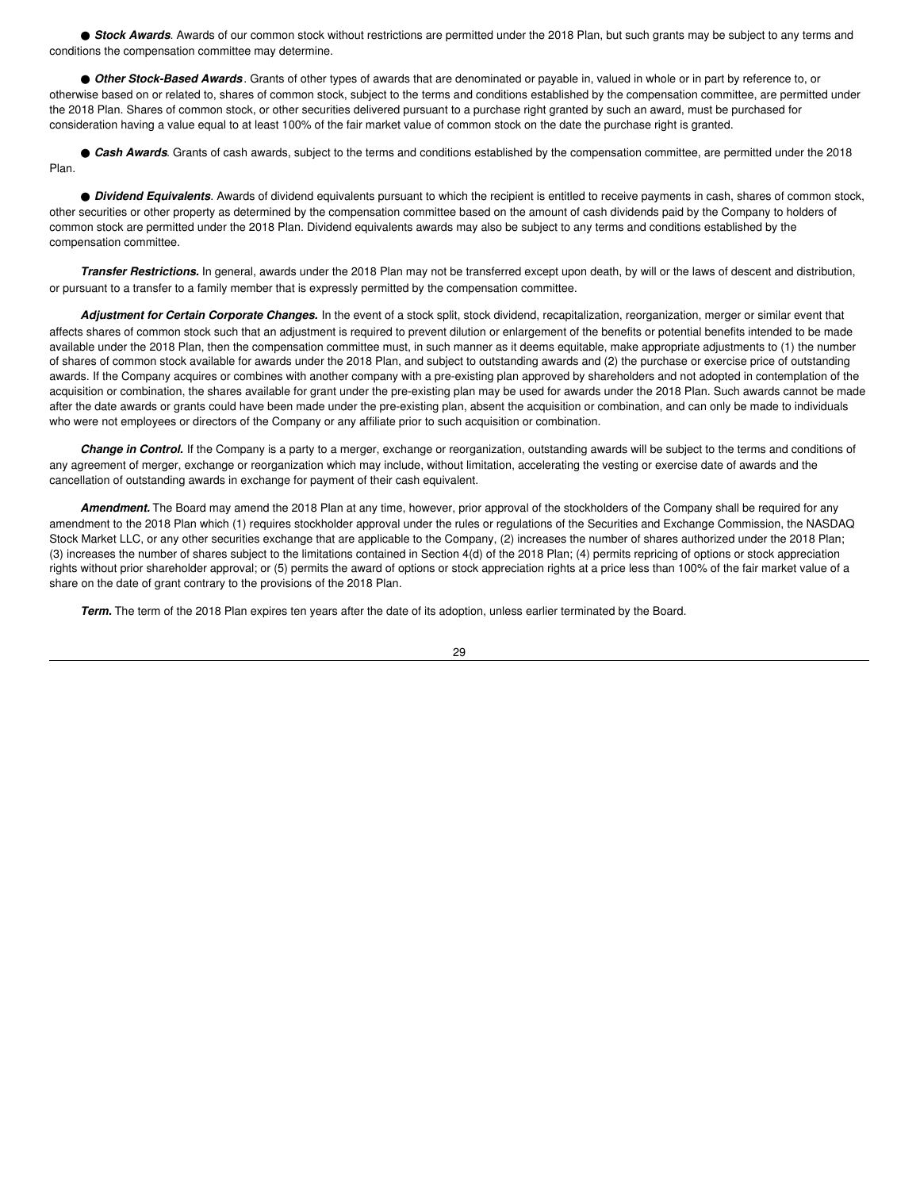- ***Stock Awards***. Awards of our common stock without restrictions are permitted under the 2018 Plan, but such grants may be subject to any terms and conditions the compensation committee may determine.

- ***Other Stock-Based Awards***. Grants of other types of awards that are denominated or payable in, valued in whole or in part by reference to, or otherwise based on or related to, shares of common stock, subject to the terms and conditions established by the compensation committee, are permitted under the 2018 Plan. Shares of common stock, or other securities delivered pursuant to a purchase right granted by such an award, must be purchased for consideration having a value equal to at least 100% of the fair market value of common stock on the date the purchase right is granted.

- ***Cash Awards***. Grants of cash awards, subject to the terms and conditions established by the compensation committee, are permitted under the 2018 Plan.

- ***Dividend Equivalents***. Awards of dividend equivalents pursuant to which the recipient is entitled to receive payments in cash, shares of common stock, other securities or other property as determined by the compensation committee based on the amount of cash dividends paid by the Company to holders of common stock are permitted under the 2018 Plan. Dividend equivalents awards may also be subject to any terms and conditions established by the compensation committee.

***Transfer Restrictions.*** In general, awards under the 2018 Plan may not be transferred except upon death, by will or the laws of descent and distribution, or pursuant to a transfer to a family member that is expressly permitted by the compensation committee.

***Adjustment for Certain Corporate Changes.*** In the event of a stock split, stock dividend, recapitalization, reorganization, merger or similar event that affects shares of common stock such that an adjustment is required to prevent dilution or enlargement of the benefits or potential benefits intended to be made available under the 2018 Plan, then the compensation committee must, in such manner as it deems equitable, make appropriate adjustments to (1) the number of shares of common stock available for awards under the 2018 Plan, and subject to outstanding awards and (2) the purchase or exercise price of outstanding awards. If the Company acquires or combines with another company with a pre-existing plan approved by shareholders and not adopted in contemplation of the acquisition or combination, the shares available for grant under the pre-existing plan may be used for awards under the 2018 Plan. Such awards cannot be made after the date awards or grants could have been made under the pre-existing plan, absent the acquisition or combination, and can only be made to individuals who were not employees or directors of the Company or any affiliate prior to such acquisition or combination.

***Change in Control.*** If the Company is a party to a merger, exchange or reorganization, outstanding awards will be subject to the terms and conditions of any agreement of merger, exchange or reorganization which may include, without limitation, accelerating the vesting or exercise date of awards and the cancellation of outstanding awards in exchange for payment of their cash equivalent.

***Amendment.*** The Board may amend the 2018 Plan at any time, however, prior approval of the stockholders of the Company shall be required for any amendment to the 2018 Plan which (1) requires stockholder approval under the rules or regulations of the Securities and Exchange Commission, the NASDAQ Stock Market LLC, or any other securities exchange that are applicable to the Company, (2) increases the number of shares authorized under the 2018 Plan; (3) increases the number of shares subject to the limitations contained in Section 4(d) of the 2018 Plan; (4) permits repricing of options or stock appreciation rights without prior shareholder approval; or (5) permits the award of options or stock appreciation rights at a price less than 100% of the fair market value of a share on the date of grant contrary to the provisions of the 2018 Plan.

***Term.*** The term of the 2018 Plan expires ten years after the date of its adoption, unless earlier terminated by the Board.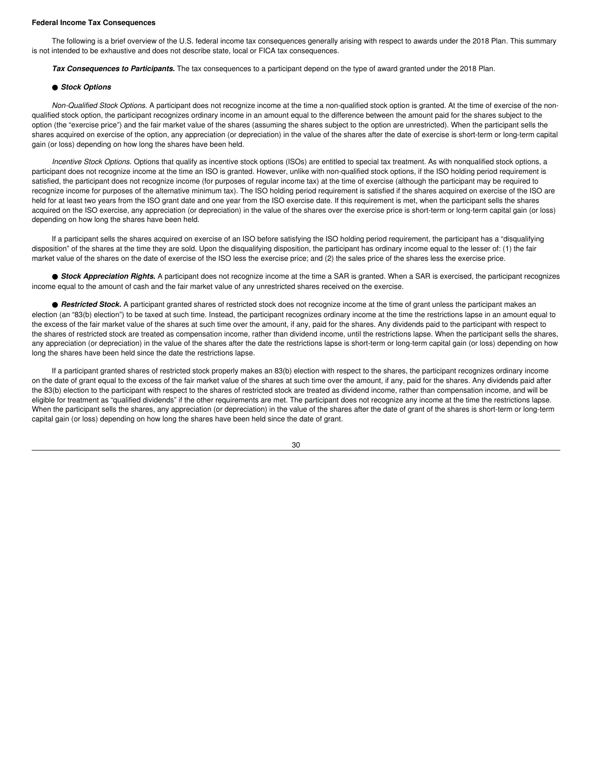**Federal Income Tax Consequences**

The following is a brief overview of the U.S. federal income tax consequences generally arising with respect to awards under the 2018 Plan. This summary is not intended to be exhaustive and does not describe state, local or FICA tax consequences.

***Tax Consequences to Participants.*** The tax consequences to a participant depend on the type of award granted under the 2018 Plan.

● ***Stock Options***

*Non-Qualified Stock Options.* A participant does not recognize income at the time a non-qualified stock option is granted. At the time of exercise of the non-qualified stock option, the participant recognizes ordinary income in an amount equal to the difference between the amount paid for the shares subject to the option (the "exercise price") and the fair market value of the shares (assuming the shares subject to the option are unrestricted). When the participant sells the shares acquired on exercise of the option, any appreciation (or depreciation) in the value of the shares after the date of exercise is short-term or long-term capital gain (or loss) depending on how long the shares have been held.

*Incentive Stock Options.* Options that qualify as incentive stock options (ISOs) are entitled to special tax treatment. As with nonqualified stock options, a participant does not recognize income at the time an ISO is granted. However, unlike with non-qualified stock options, if the ISO holding period requirement is satisfied, the participant does not recognize income (for purposes of regular income tax) at the time of exercise (although the participant may be required to recognize income for purposes of the alternative minimum tax). The ISO holding period requirement is satisfied if the shares acquired on exercise of the ISO are held for at least two years from the ISO grant date and one year from the ISO exercise date. If this requirement is met, when the participant sells the shares acquired on the ISO exercise, any appreciation (or depreciation) in the value of the shares over the exercise price is short-term or long-term capital gain (or loss) depending on how long the shares have been held.

If a participant sells the shares acquired on exercise of an ISO before satisfying the ISO holding period requirement, the participant has a "disqualifying disposition" of the shares at the time they are sold. Upon the disqualifying disposition, the participant has ordinary income equal to the lesser of: (1) the fair market value of the shares on the date of exercise of the ISO less the exercise price; and (2) the sales price of the shares less the exercise price.

● ***Stock Appreciation Rights.*** A participant does not recognize income at the time a SAR is granted. When a SAR is exercised, the participant recognizes income equal to the amount of cash and the fair market value of any unrestricted shares received on the exercise.

● ***Restricted Stock.*** A participant granted shares of restricted stock does not recognize income at the time of grant unless the participant makes an election (an "83(b) election") to be taxed at such time. Instead, the participant recognizes ordinary income at the time the restrictions lapse in an amount equal to the excess of the fair market value of the shares at such time over the amount, if any, paid for the shares. Any dividends paid to the participant with respect to the shares of restricted stock are treated as compensation income, rather than dividend income, until the restrictions lapse. When the participant sells the shares, any appreciation (or depreciation) in the value of the shares after the date the restrictions lapse is short-term or long-term capital gain (or loss) depending on how long the shares have been held since the date the restrictions lapse.

If a participant granted shares of restricted stock properly makes an 83(b) election with respect to the shares, the participant recognizes ordinary income on the date of grant equal to the excess of the fair market value of the shares at such time over the amount, if any, paid for the shares. Any dividends paid after the 83(b) election to the participant with respect to the shares of restricted stock are treated as dividend income, rather than compensation income, and will be eligible for treatment as "qualified dividends" if the other requirements are met. The participant does not recognize any income at the time the restrictions lapse. When the participant sells the shares, any appreciation (or depreciation) in the value of the shares after the date of grant of the shares is short-term or long-term capital gain (or loss) depending on how long the shares have been held since the date of grant.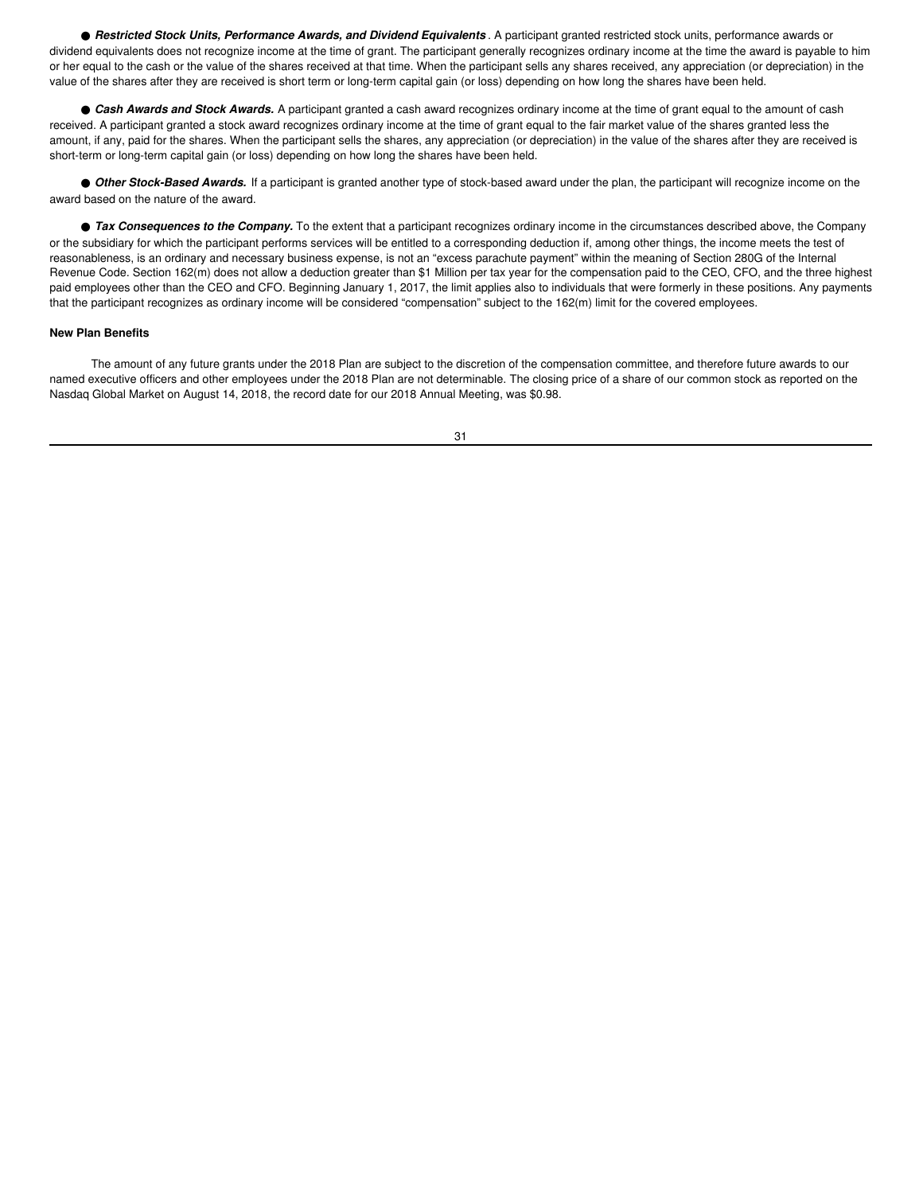- ***Restricted Stock Units, Performance Awards, and Dividend Equivalents*** . A participant granted restricted stock units, performance awards or dividend equivalents does not recognize income at the time of grant. The participant generally recognizes ordinary income at the time the award is payable to him or her equal to the cash or the value of the shares received at that time. When the participant sells any shares received, any appreciation (or depreciation) in the value of the shares after they are received is short term or long-term capital gain (or loss) depending on how long the shares have been held.

- ***Cash Awards and Stock Awards.*** A participant granted a cash award recognizes ordinary income at the time of grant equal to the amount of cash received. A participant granted a stock award recognizes ordinary income at the time of grant equal to the fair market value of the shares granted less the amount, if any, paid for the shares. When the participant sells the shares, any appreciation (or depreciation) in the value of the shares after they are received is short-term or long-term capital gain (or loss) depending on how long the shares have been held.

- ***Other Stock-Based Awards.*** If a participant is granted another type of stock-based award under the plan, the participant will recognize income on the award based on the nature of the award.

- ***Tax Consequences to the Company.*** To the extent that a participant recognizes ordinary income in the circumstances described above, the Company or the subsidiary for which the participant performs services will be entitled to a corresponding deduction if, among other things, the income meets the test of reasonableness, is an ordinary and necessary business expense, is not an "excess parachute payment" within the meaning of Section 280G of the Internal Revenue Code. Section 162(m) does not allow a deduction greater than $1 Million per tax year for the compensation paid to the CEO, CFO, and the three highest paid employees other than the CEO and CFO. Beginning January 1, 2017, the limit applies also to individuals that were formerly in these positions. Any payments that the participant recognizes as ordinary income will be considered "compensation" subject to the 162(m) limit for the covered employees.

**New Plan Benefits**

The amount of any future grants under the 2018 Plan are subject to the discretion of the compensation committee, and therefore future awards to our named executive officers and other employees under the 2018 Plan are not determinable. The closing price of a share of our common stock as reported on the Nasdaq Global Market on August 14, 2018, the record date for our 2018 Annual Meeting, was $0.98.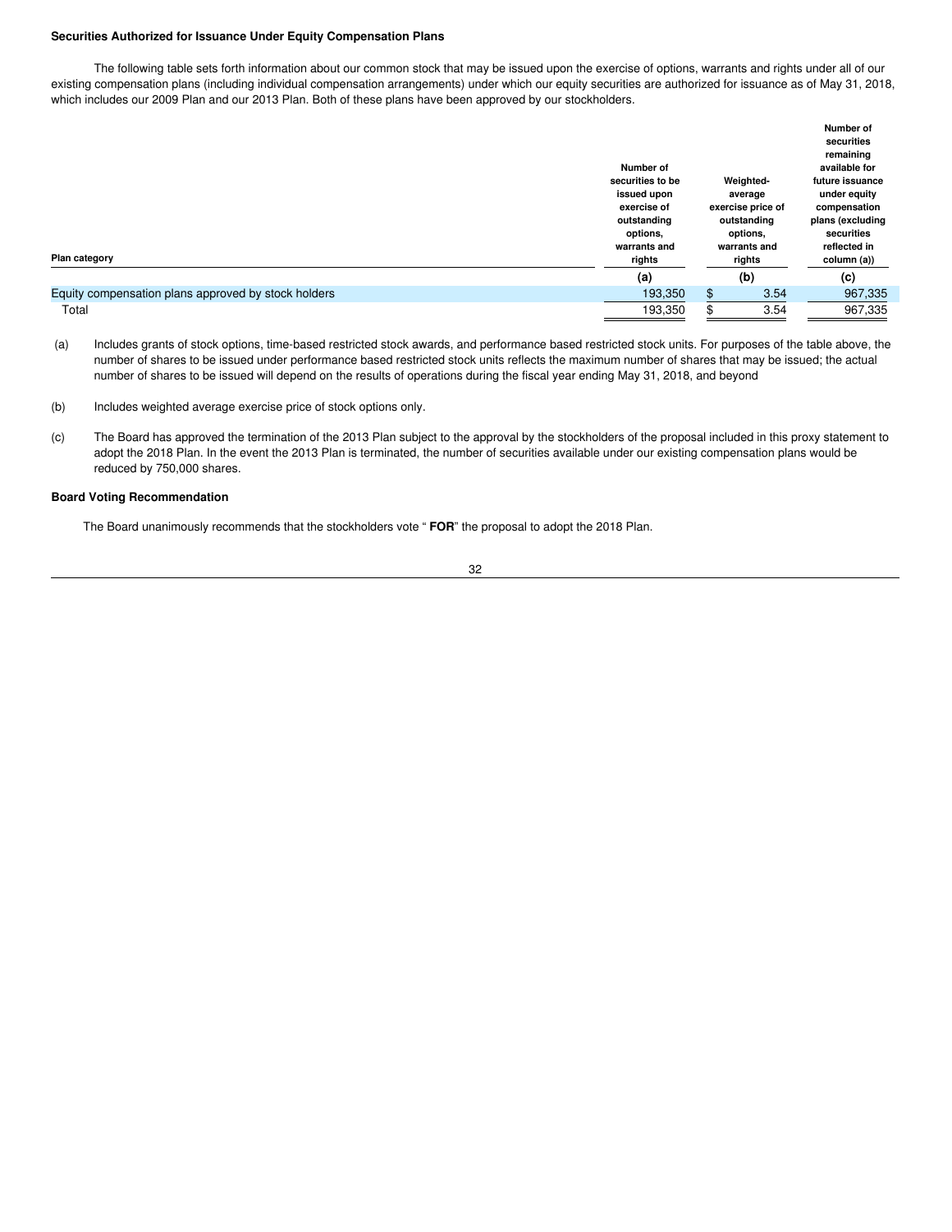**Securities Authorized for Issuance Under Equity Compensation Plans**

The following table sets forth information about our common stock that may be issued upon the exercise of options, warrants and rights under all of our existing compensation plans (including individual compensation arrangements) under which our equity securities are authorized for issuance as of May 31, 2018, which includes our 2009 Plan and our 2013 Plan. Both of these plans have been approved by our stockholders.

| Plan category | Number of securities to be issued upon exercise of outstanding options, warrants and rights | Weighted-average exercise price of outstanding options, warrants and rights | Number of securities remaining available for future issuance under equity compensation plans (excluding securities reflected in column (a)) |
|---|---|---|---|
| | (a) | (b) | (c) |
| Equity compensation plans approved by stock holders | 193,350 | $ 3.54 | 967,335 |
| Total | 193,350 | $ 3.54 | 967,335 |

(a) Includes grants of stock options, time-based restricted stock awards, and performance based restricted stock units. For purposes of the table above, the number of shares to be issued under performance based restricted stock units reflects the maximum number of shares that may be issued; the actual number of shares to be issued will depend on the results of operations during the fiscal year ending May 31, 2018, and beyond

(b) Includes weighted average exercise price of stock options only.

(c) The Board has approved the termination of the 2013 Plan subject to the approval by the stockholders of the proposal included in this proxy statement to adopt the 2018 Plan. In the event the 2013 Plan is terminated, the number of securities available under our existing compensation plans would be reduced by 750,000 shares.

**Board Voting Recommendation**

The Board unanimously recommends that the stockholders vote " **FOR**" the proposal to adopt the 2018 Plan.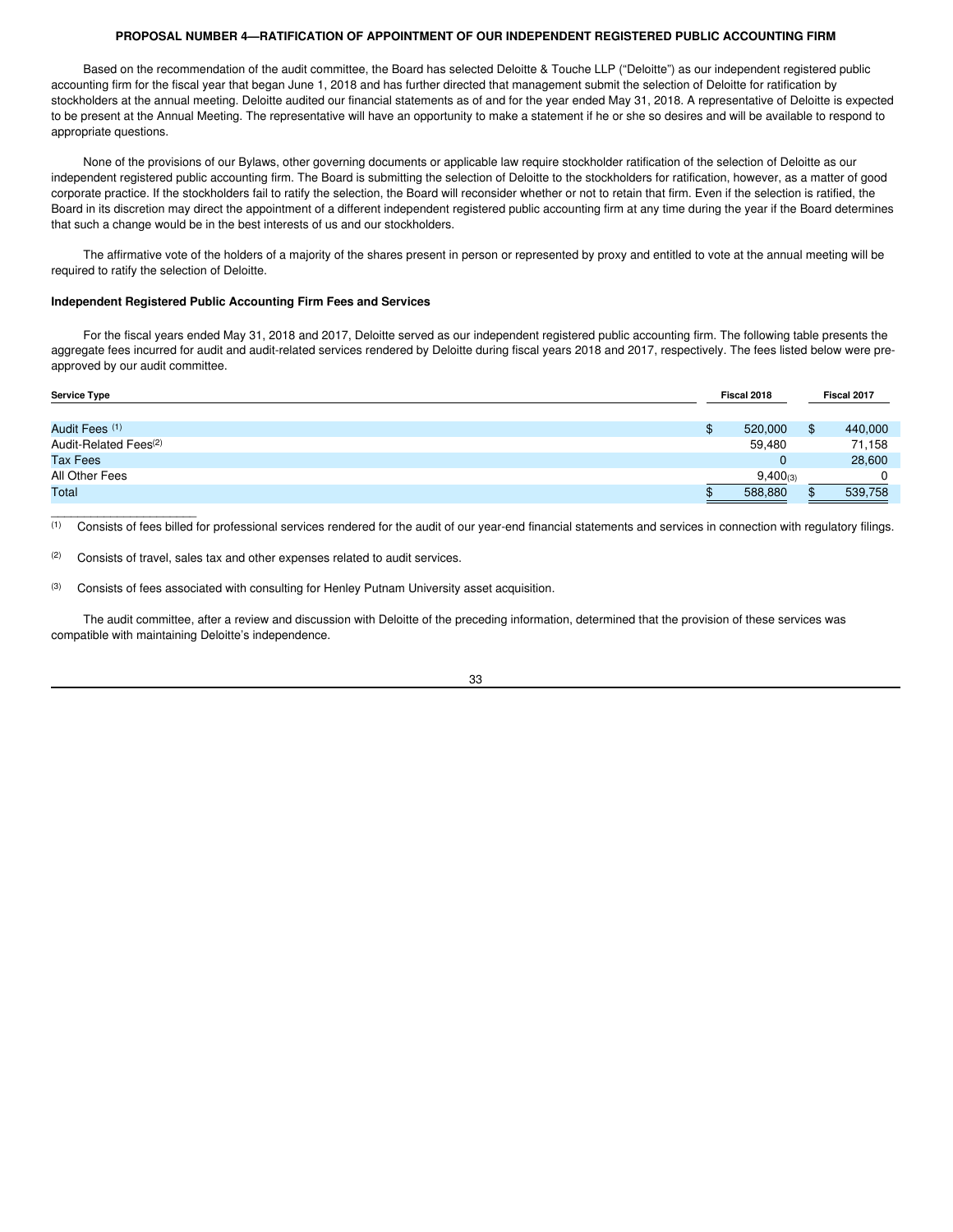## PROPOSAL NUMBER 4—RATIFICATION OF APPOINTMENT OF OUR INDEPENDENT REGISTERED PUBLIC ACCOUNTING FIRM

Based on the recommendation of the audit committee, the Board has selected Deloitte & Touche LLP ("Deloitte") as our independent registered public accounting firm for the fiscal year that began June 1, 2018 and has further directed that management submit the selection of Deloitte for ratification by stockholders at the annual meeting. Deloitte audited our financial statements as of and for the year ended May 31, 2018. A representative of Deloitte is expected to be present at the Annual Meeting. The representative will have an opportunity to make a statement if he or she so desires and will be available to respond to appropriate questions.

None of the provisions of our Bylaws, other governing documents or applicable law require stockholder ratification of the selection of Deloitte as our independent registered public accounting firm. The Board is submitting the selection of Deloitte to the stockholders for ratification, however, as a matter of good corporate practice. If the stockholders fail to ratify the selection, the Board will reconsider whether or not to retain that firm. Even if the selection is ratified, the Board in its discretion may direct the appointment of a different independent registered public accounting firm at any time during the year if the Board determines that such a change would be in the best interests of us and our stockholders.

The affirmative vote of the holders of a majority of the shares present in person or represented by proxy and entitled to vote at the annual meeting will be required to ratify the selection of Deloitte.

### Independent Registered Public Accounting Firm Fees and Services

For the fiscal years ended May 31, 2018 and 2017, Deloitte served as our independent registered public accounting firm. The following table presents the aggregate fees incurred for audit and audit-related services rendered by Deloitte during fiscal years 2018 and 2017, respectively. The fees listed below were pre-approved by our audit committee.

| Service Type | Fiscal 2018 | Fiscal 2017 |
|---|---|---|
| Audit Fees [1] | $ 520,000 | $ 440,000 |
| Audit-Related Fees[2] | 59,480 | 71,158 |
| Tax Fees | 0 | 28,600 |
| All Other Fees | 9,400[3] | 0 |
| Total | $ 588,880 | $ 539,758 |

[1] Consists of fees billed for professional services rendered for the audit of our year-end financial statements and services in connection with regulatory filings.

[2] Consists of travel, sales tax and other expenses related to audit services.

[3] Consists of fees associated with consulting for Henley Putnam University asset acquisition.

The audit committee, after a review and discussion with Deloitte of the preceding information, determined that the provision of these services was compatible with maintaining Deloitte's independence.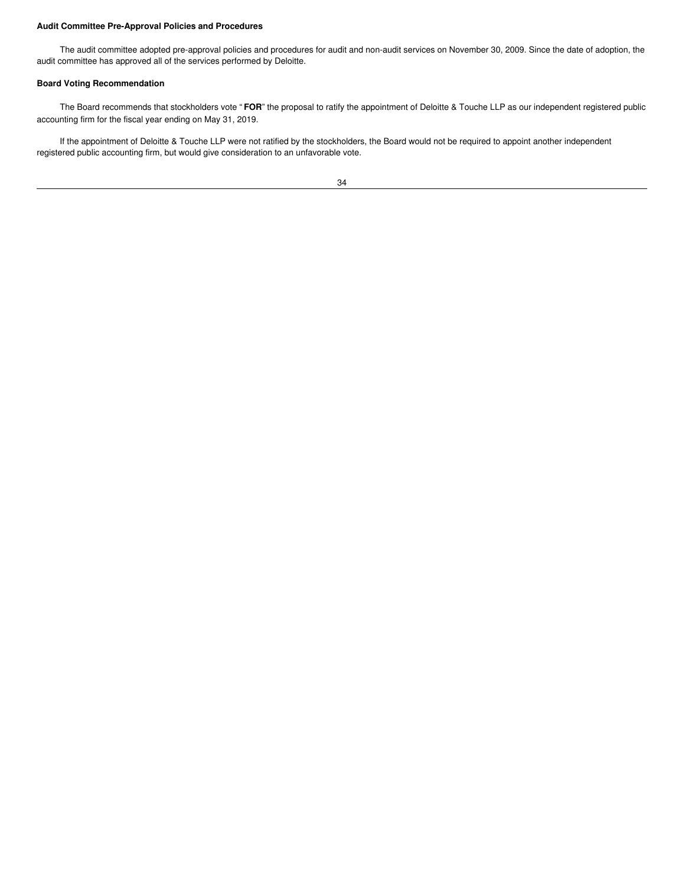**Audit Committee Pre-Approval Policies and Procedures**

The audit committee adopted pre-approval policies and procedures for audit and non-audit services on November 30, 2009. Since the date of adoption, the audit committee has approved all of the services performed by Deloitte.

**Board Voting Recommendation**

The Board recommends that stockholders vote " **FOR**" the proposal to ratify the appointment of Deloitte & Touche LLP as our independent registered public accounting firm for the fiscal year ending on May 31, 2019.

If the appointment of Deloitte & Touche LLP were not ratified by the stockholders, the Board would not be required to appoint another independent registered public accounting firm, but would give consideration to an unfavorable vote.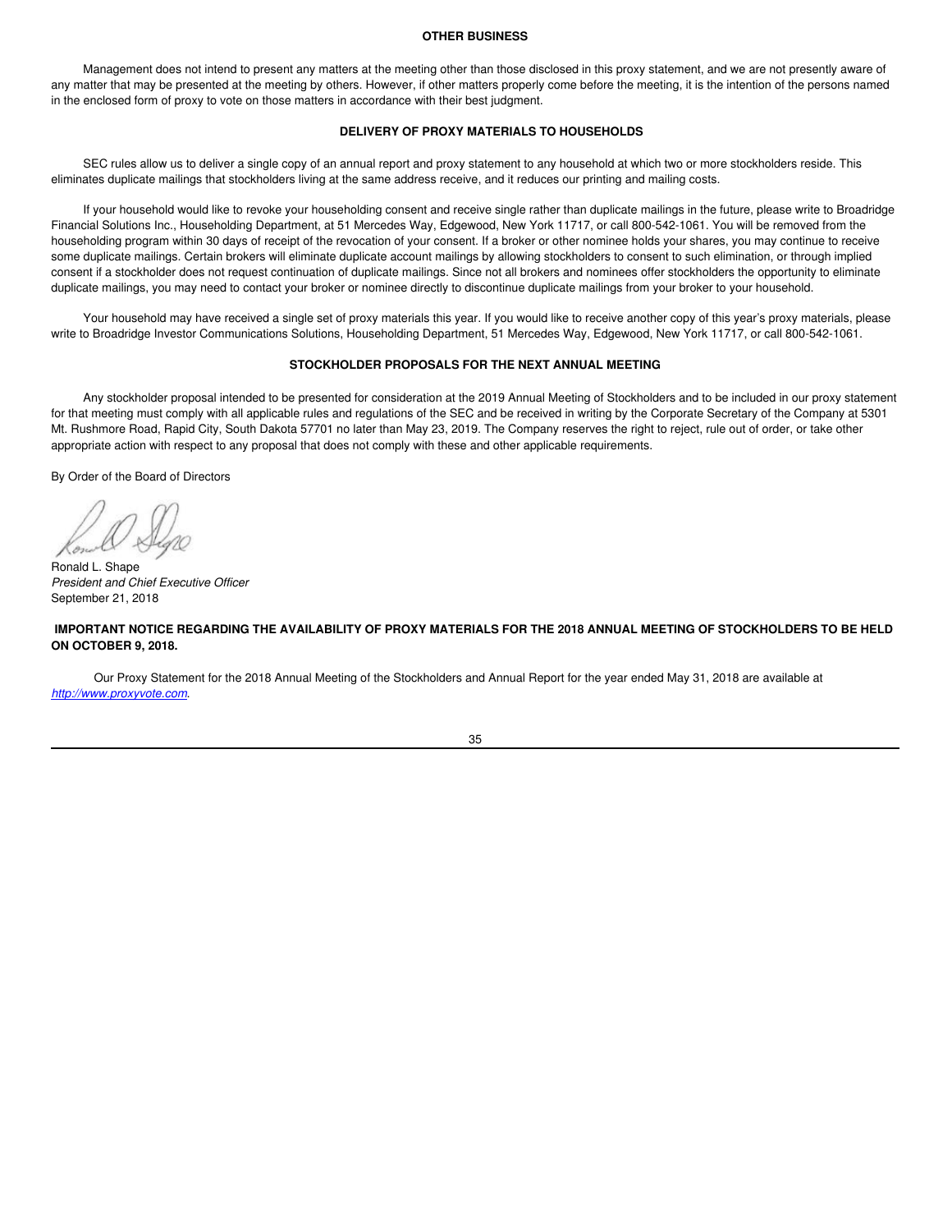## OTHER BUSINESS

Management does not intend to present any matters at the meeting other than those disclosed in this proxy statement, and we are not presently aware of any matter that may be presented at the meeting by others. However, if other matters properly come before the meeting, it is the intention of the persons named in the enclosed form of proxy to vote on those matters in accordance with their best judgment.

## DELIVERY OF PROXY MATERIALS TO HOUSEHOLDS

SEC rules allow us to deliver a single copy of an annual report and proxy statement to any household at which two or more stockholders reside. This eliminates duplicate mailings that stockholders living at the same address receive, and it reduces our printing and mailing costs.

If your household would like to revoke your householding consent and receive single rather than duplicate mailings in the future, please write to Broadridge Financial Solutions Inc., Householding Department, at 51 Mercedes Way, Edgewood, New York 11717, or call 800-542-1061. You will be removed from the householding program within 30 days of receipt of the revocation of your consent. If a broker or other nominee holds your shares, you may continue to receive some duplicate mailings. Certain brokers will eliminate duplicate account mailings by allowing stockholders to consent to such elimination, or through implied consent if a stockholder does not request continuation of duplicate mailings. Since not all brokers and nominees offer stockholders the opportunity to eliminate duplicate mailings, you may need to contact your broker or nominee directly to discontinue duplicate mailings from your broker to your household.

Your household may have received a single set of proxy materials this year. If you would like to receive another copy of this year's proxy materials, please write to Broadridge Investor Communications Solutions, Householding Department, 51 Mercedes Way, Edgewood, New York 11717, or call 800-542-1061.

## STOCKHOLDER PROPOSALS FOR THE NEXT ANNUAL MEETING

Any stockholder proposal intended to be presented for consideration at the 2019 Annual Meeting of Stockholders and to be included in our proxy statement for that meeting must comply with all applicable rules and regulations of the SEC and be received in writing by the Corporate Secretary of the Company at 5301 Mt. Rushmore Road, Rapid City, South Dakota 57701 no later than May 23, 2019. The Company reserves the right to reject, rule out of order, or take other appropriate action with respect to any proposal that does not comply with these and other applicable requirements.

By Order of the Board of Directors

Ronald L. Shape
*President and Chief Executive Officer*
September 21, 2018

**IMPORTANT NOTICE REGARDING THE AVAILABILITY OF PROXY MATERIALS FOR THE 2018 ANNUAL MEETING OF STOCKHOLDERS TO BE HELD ON OCTOBER 9, 2018.**

Our Proxy Statement for the 2018 Annual Meeting of the Stockholders and Annual Report for the year ended May 31, 2018 are available at *http://www.proxyvote.com*.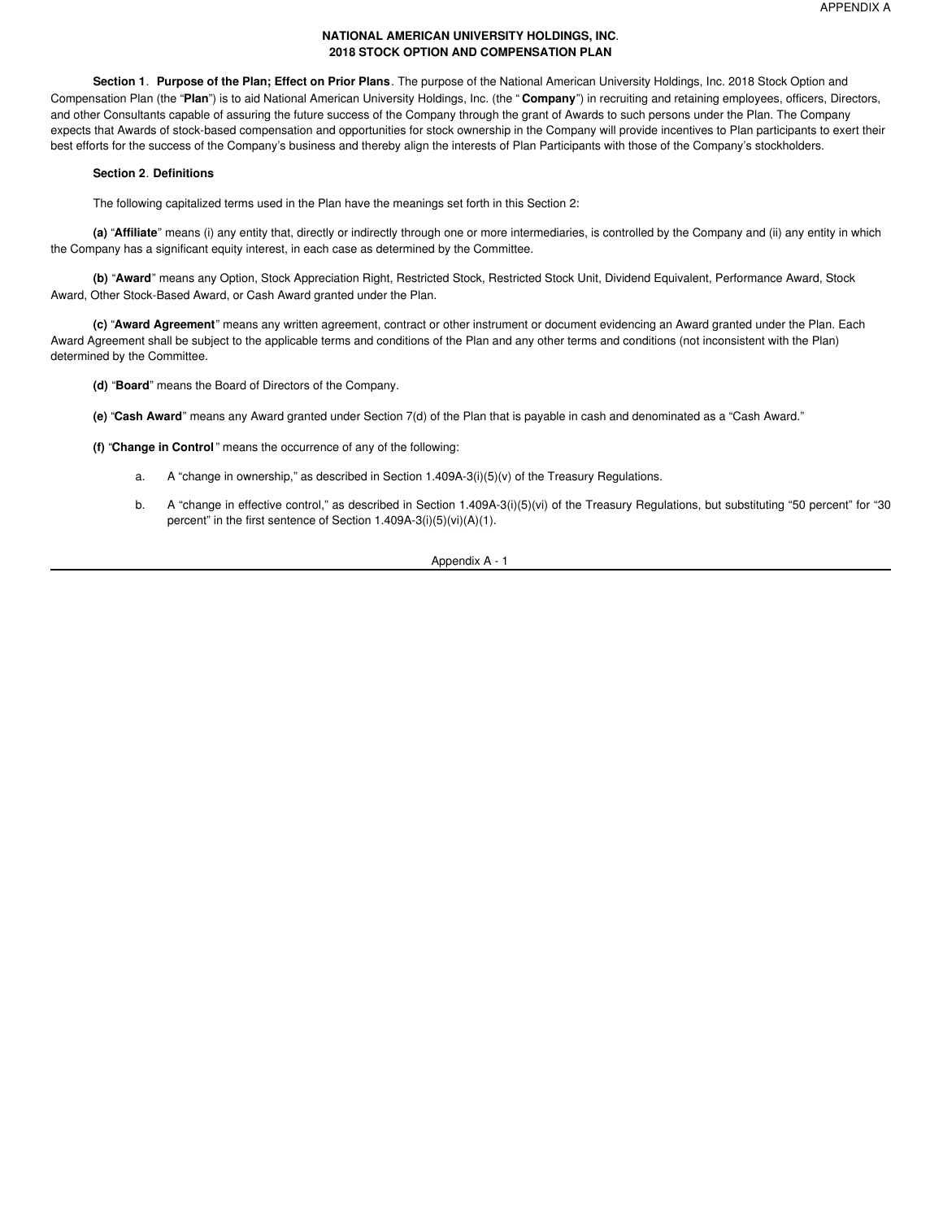APPENDIX A

**NATIONAL AMERICAN UNIVERSITY HOLDINGS, INC.**
**2018 STOCK OPTION AND COMPENSATION PLAN**

**Section 1**. **Purpose of the Plan; Effect on Prior Plans**. The purpose of the National American University Holdings, Inc. 2018 Stock Option and Compensation Plan (the "**Plan**") is to aid National American University Holdings, Inc. (the "**Company**") in recruiting and retaining employees, officers, Directors, and other Consultants capable of assuring the future success of the Company through the grant of Awards to such persons under the Plan. The Company expects that Awards of stock-based compensation and opportunities for stock ownership in the Company will provide incentives to Plan participants to exert their best efforts for the success of the Company's business and thereby align the interests of Plan Participants with those of the Company's stockholders.

**Section 2**. **Definitions**

The following capitalized terms used in the Plan have the meanings set forth in this Section 2:

**(a)** "**Affiliate**" means (i) any entity that, directly or indirectly through one or more intermediaries, is controlled by the Company and (ii) any entity in which the Company has a significant equity interest, in each case as determined by the Committee.

**(b)** "**Award**" means any Option, Stock Appreciation Right, Restricted Stock, Restricted Stock Unit, Dividend Equivalent, Performance Award, Stock Award, Other Stock-Based Award, or Cash Award granted under the Plan.

**(c)** "**Award Agreement**" means any written agreement, contract or other instrument or document evidencing an Award granted under the Plan. Each Award Agreement shall be subject to the applicable terms and conditions of the Plan and any other terms and conditions (not inconsistent with the Plan) determined by the Committee.

**(d)** "**Board**" means the Board of Directors of the Company.

**(e)** "**Cash Award**" means any Award granted under Section 7(d) of the Plan that is payable in cash and denominated as a "Cash Award."

**(f)** "**Change in Control**" means the occurrence of any of the following:

a. A "change in ownership," as described in Section 1.409A-3(i)(5)(v) of the Treasury Regulations.

b. A "change in effective control," as described in Section 1.409A-3(i)(5)(vi) of the Treasury Regulations, but substituting "50 percent" for "30 percent" in the first sentence of Section 1.409A-3(i)(5)(vi)(A)(1).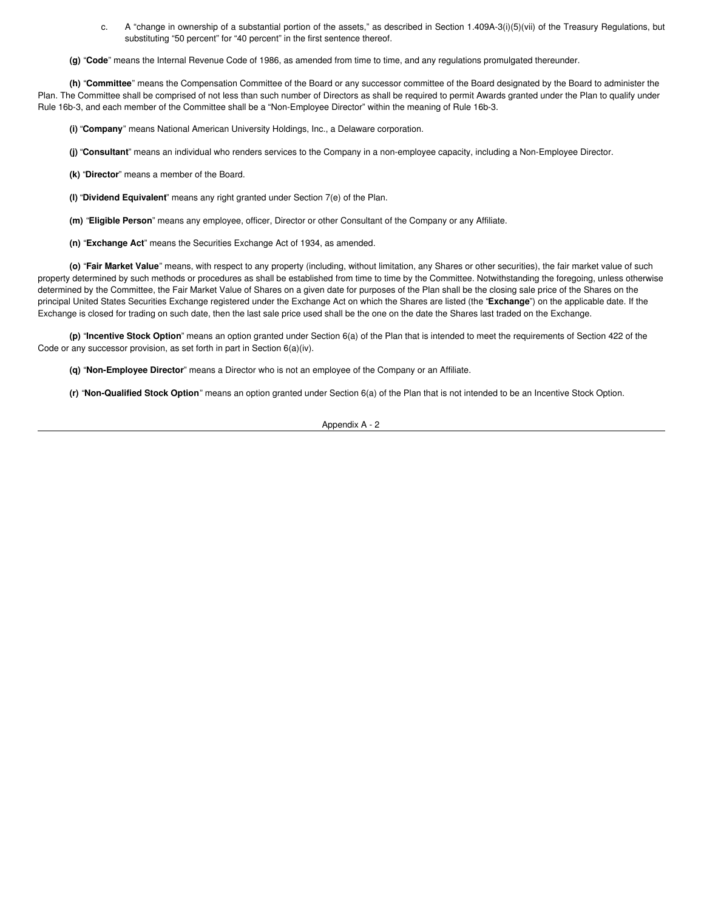c. A "change in ownership of a substantial portion of the assets," as described in Section 1.409A-3(i)(5)(vii) of the Treasury Regulations, but substituting "50 percent" for "40 percent" in the first sentence thereof.

**(g)** "**Code**" means the Internal Revenue Code of 1986, as amended from time to time, and any regulations promulgated thereunder.

**(h)** "**Committee**" means the Compensation Committee of the Board or any successor committee of the Board designated by the Board to administer the Plan. The Committee shall be comprised of not less than such number of Directors as shall be required to permit Awards granted under the Plan to qualify under Rule 16b-3, and each member of the Committee shall be a "Non-Employee Director" within the meaning of Rule 16b-3.

**(i)** "**Company**" means National American University Holdings, Inc., a Delaware corporation.

**(j)** "**Consultant**" means an individual who renders services to the Company in a non-employee capacity, including a Non-Employee Director.

**(k)** "**Director**" means a member of the Board.

**(l)** "**Dividend Equivalent**" means any right granted under Section 7(e) of the Plan.

**(m)** "**Eligible Person**" means any employee, officer, Director or other Consultant of the Company or any Affiliate.

**(n)** "**Exchange Act**" means the Securities Exchange Act of 1934, as amended.

**(o)** "**Fair Market Value**" means, with respect to any property (including, without limitation, any Shares or other securities), the fair market value of such property determined by such methods or procedures as shall be established from time to time by the Committee. Notwithstanding the foregoing, unless otherwise determined by the Committee, the Fair Market Value of Shares on a given date for purposes of the Plan shall be the closing sale price of the Shares on the principal United States Securities Exchange registered under the Exchange Act on which the Shares are listed (the "**Exchange**") on the applicable date. If the Exchange is closed for trading on such date, then the last sale price used shall be the one on the date the Shares last traded on the Exchange.

**(p)** "**Incentive Stock Option**" means an option granted under Section 6(a) of the Plan that is intended to meet the requirements of Section 422 of the Code or any successor provision, as set forth in part in Section 6(a)(iv).

**(q)** "**Non-Employee Director**" means a Director who is not an employee of the Company or an Affiliate.

**(r)** "**Non-Qualified Stock Option**" means an option granted under Section 6(a) of the Plan that is not intended to be an Incentive Stock Option.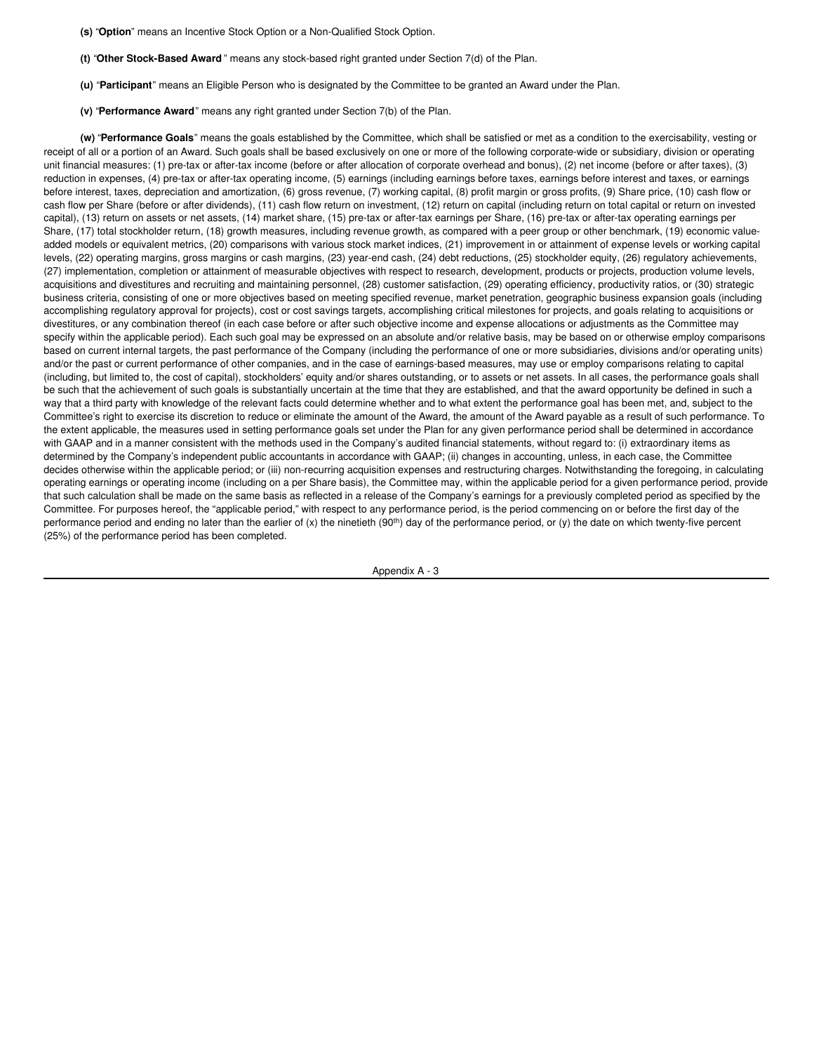**(s)** "**Option**" means an Incentive Stock Option or a Non-Qualified Stock Option.

**(t)** "**Other Stock-Based Award** " means any stock-based right granted under Section 7(d) of the Plan.

**(u)** "**Participant**" means an Eligible Person who is designated by the Committee to be granted an Award under the Plan.

**(v)** "**Performance Award**" means any right granted under Section 7(b) of the Plan.

**(w)** "**Performance Goals**" means the goals established by the Committee, which shall be satisfied or met as a condition to the exercisability, vesting or receipt of all or a portion of an Award. Such goals shall be based exclusively on one or more of the following corporate-wide or subsidiary, division or operating unit financial measures: (1) pre-tax or after-tax income (before or after allocation of corporate overhead and bonus), (2) net income (before or after taxes), (3) reduction in expenses, (4) pre-tax or after-tax operating income, (5) earnings (including earnings before taxes, earnings before interest and taxes, or earnings before interest, taxes, depreciation and amortization, (6) gross revenue, (7) working capital, (8) profit margin or gross profits, (9) Share price, (10) cash flow or cash flow per Share (before or after dividends), (11) cash flow return on investment, (12) return on capital (including return on total capital or return on invested capital), (13) return on assets or net assets, (14) market share, (15) pre-tax or after-tax earnings per Share, (16) pre-tax or after-tax operating earnings per Share, (17) total stockholder return, (18) growth measures, including revenue growth, as compared with a peer group or other benchmark, (19) economic value-added models or equivalent metrics, (20) comparisons with various stock market indices, (21) improvement in or attainment of expense levels or working capital levels, (22) operating margins, gross margins or cash margins, (23) year-end cash, (24) debt reductions, (25) stockholder equity, (26) regulatory achievements, (27) implementation, completion or attainment of measurable objectives with respect to research, development, products or projects, production volume levels, acquisitions and divestitures and recruiting and maintaining personnel, (28) customer satisfaction, (29) operating efficiency, productivity ratios, or (30) strategic business criteria, consisting of one or more objectives based on meeting specified revenue, market penetration, geographic business expansion goals (including accomplishing regulatory approval for projects), cost or cost savings targets, accomplishing critical milestones for projects, and goals relating to acquisitions or divestitures, or any combination thereof (in each case before or after such objective income and expense allocations or adjustments as the Committee may specify within the applicable period). Each such goal may be expressed on an absolute and/or relative basis, may be based on or otherwise employ comparisons based on current internal targets, the past performance of the Company (including the performance of one or more subsidiaries, divisions and/or operating units) and/or the past or current performance of other companies, and in the case of earnings-based measures, may use or employ comparisons relating to capital (including, but limited to, the cost of capital), stockholders' equity and/or shares outstanding, or to assets or net assets. In all cases, the performance goals shall be such that the achievement of such goals is substantially uncertain at the time that they are established, and that the award opportunity be defined in such a way that a third party with knowledge of the relevant facts could determine whether and to what extent the performance goal has been met, and, subject to the Committee's right to exercise its discretion to reduce or eliminate the amount of the Award, the amount of the Award payable as a result of such performance. To the extent applicable, the measures used in setting performance goals set under the Plan for any given performance period shall be determined in accordance with GAAP and in a manner consistent with the methods used in the Company's audited financial statements, without regard to: (i) extraordinary items as determined by the Company's independent public accountants in accordance with GAAP; (ii) changes in accounting, unless, in each case, the Committee decides otherwise within the applicable period; or (iii) non-recurring acquisition expenses and restructuring charges. Notwithstanding the foregoing, in calculating operating earnings or operating income (including on a per Share basis), the Committee may, within the applicable period for a given performance period, provide that such calculation shall be made on the same basis as reflected in a release of the Company's earnings for a previously completed period as specified by the Committee. For purposes hereof, the "applicable period," with respect to any performance period, is the period commencing on or before the first day of the performance period and ending no later than the earlier of (x) the ninetieth (90th) day of the performance period, or (y) the date on which twenty-five percent (25%) of the performance period has been completed.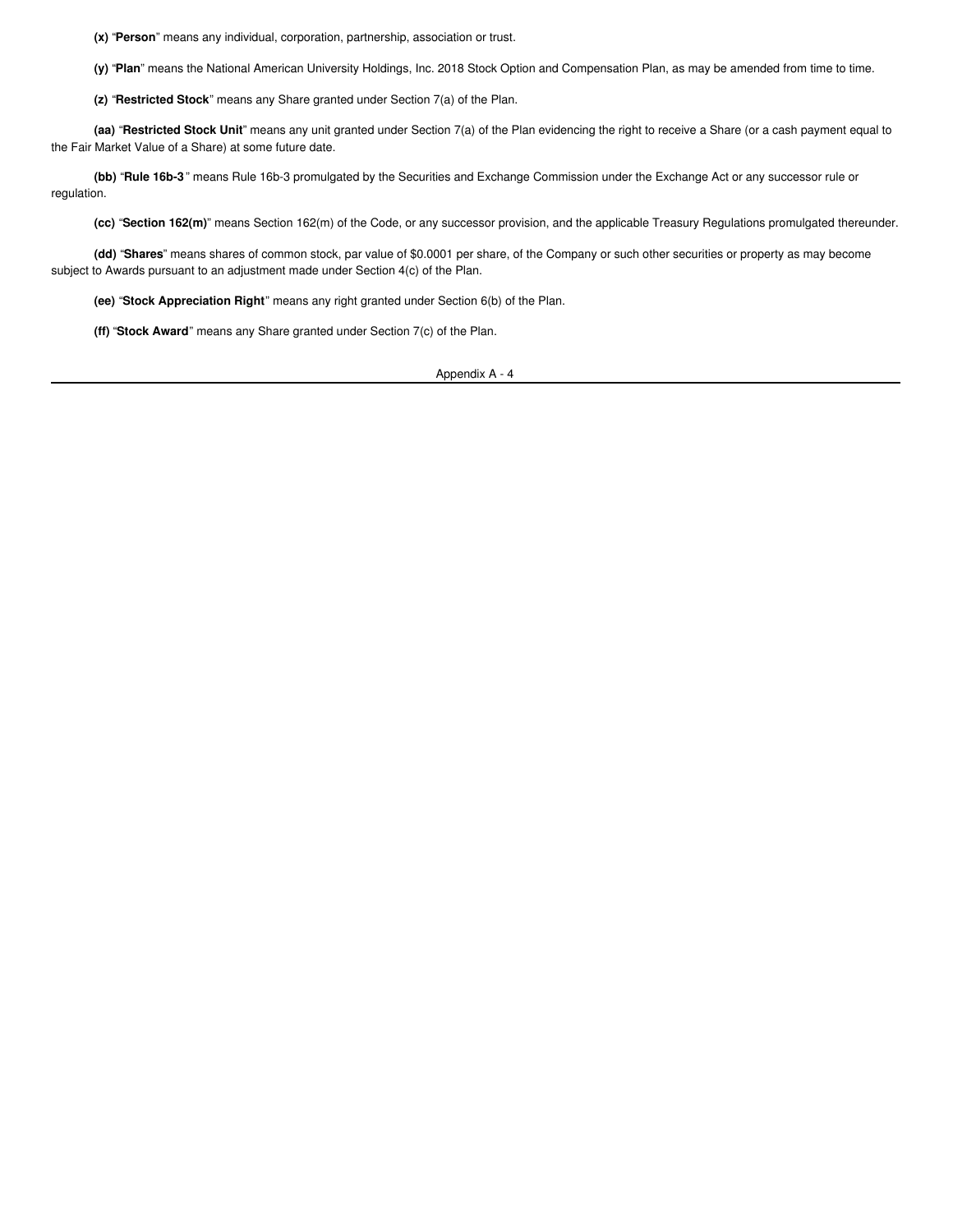**(x)** "**Person**" means any individual, corporation, partnership, association or trust.

**(y)** "**Plan**" means the National American University Holdings, Inc. 2018 Stock Option and Compensation Plan, as may be amended from time to time.

**(z)** "**Restricted Stock**" means any Share granted under Section 7(a) of the Plan.

**(aa)** "**Restricted Stock Unit**" means any unit granted under Section 7(a) of the Plan evidencing the right to receive a Share (or a cash payment equal to the Fair Market Value of a Share) at some future date.

**(bb)** "**Rule 16b-3**" means Rule 16b-3 promulgated by the Securities and Exchange Commission under the Exchange Act or any successor rule or regulation.

**(cc)** "**Section 162(m)**" means Section 162(m) of the Code, or any successor provision, and the applicable Treasury Regulations promulgated thereunder.

**(dd)** "**Shares**" means shares of common stock, par value of $0.0001 per share, of the Company or such other securities or property as may become subject to Awards pursuant to an adjustment made under Section 4(c) of the Plan.

**(ee)** "**Stock Appreciation Right**" means any right granted under Section 6(b) of the Plan.

**(ff)** "**Stock Award**" means any Share granted under Section 7(c) of the Plan.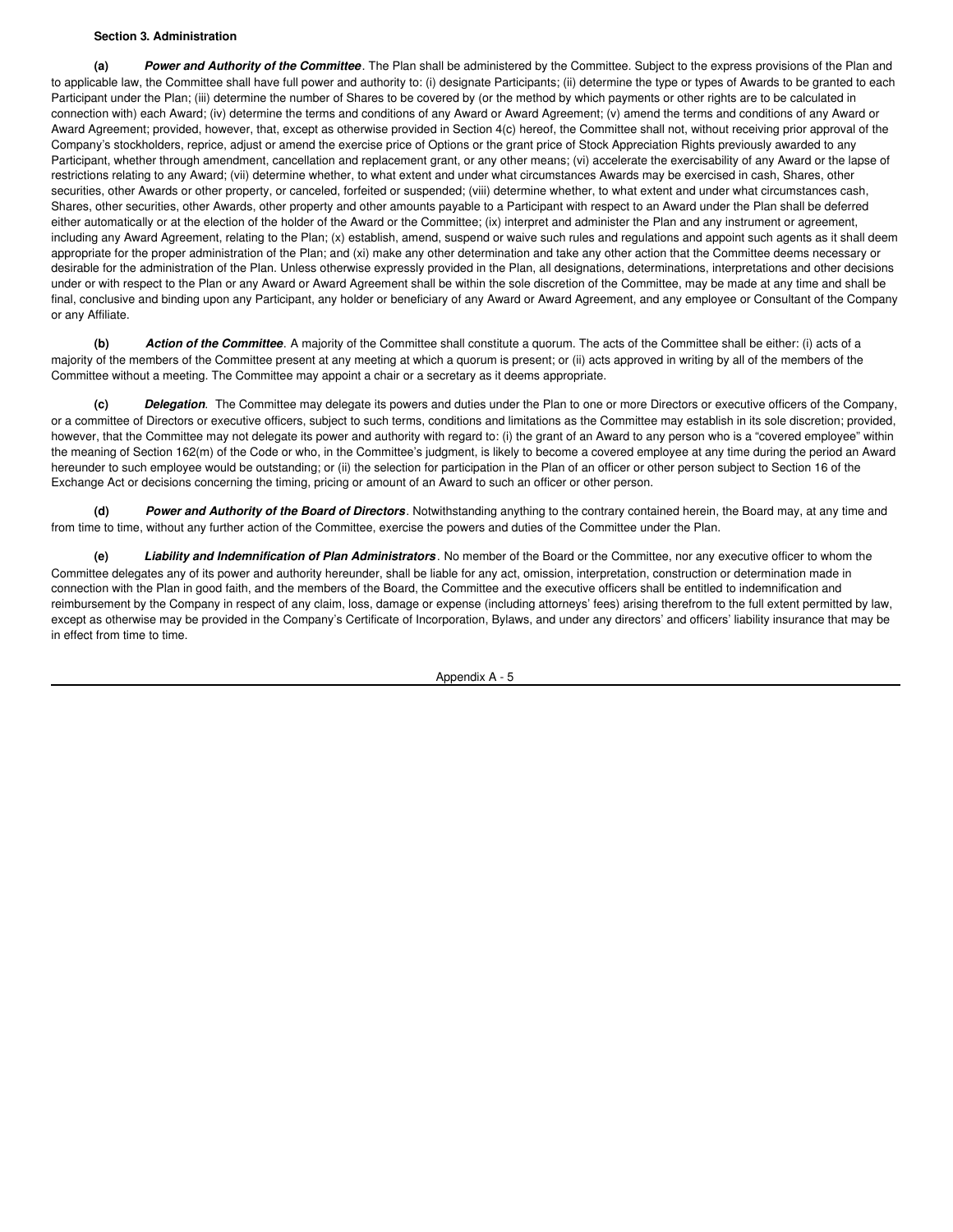**Section 3. Administration**

**(a)** ***Power and Authority of the Committee***. The Plan shall be administered by the Committee. Subject to the express provisions of the Plan and to applicable law, the Committee shall have full power and authority to: (i) designate Participants; (ii) determine the type or types of Awards to be granted to each Participant under the Plan; (iii) determine the number of Shares to be covered by (or the method by which payments or other rights are to be calculated in connection with) each Award; (iv) determine the terms and conditions of any Award or Award Agreement; (v) amend the terms and conditions of any Award or Award Agreement; provided, however, that, except as otherwise provided in Section 4(c) hereof, the Committee shall not, without receiving prior approval of the Company's stockholders, reprice, adjust or amend the exercise price of Options or the grant price of Stock Appreciation Rights previously awarded to any Participant, whether through amendment, cancellation and replacement grant, or any other means; (vi) accelerate the exercisability of any Award or the lapse of restrictions relating to any Award; (vii) determine whether, to what extent and under what circumstances Awards may be exercised in cash, Shares, other securities, other Awards or other property, or canceled, forfeited or suspended; (viii) determine whether, to what extent and under what circumstances cash, Shares, other securities, other Awards, other property and other amounts payable to a Participant with respect to an Award under the Plan shall be deferred either automatically or at the election of the holder of the Award or the Committee; (ix) interpret and administer the Plan and any instrument or agreement, including any Award Agreement, relating to the Plan; (x) establish, amend, suspend or waive such rules and regulations and appoint such agents as it shall deem appropriate for the proper administration of the Plan; and (xi) make any other determination and take any other action that the Committee deems necessary or desirable for the administration of the Plan. Unless otherwise expressly provided in the Plan, all designations, determinations, interpretations and other decisions under or with respect to the Plan or any Award or Award Agreement shall be within the sole discretion of the Committee, may be made at any time and shall be final, conclusive and binding upon any Participant, any holder or beneficiary of any Award or Award Agreement, and any employee or Consultant of the Company or any Affiliate.

**(b)** ***Action of the Committee***. A majority of the Committee shall constitute a quorum. The acts of the Committee shall be either: (i) acts of a majority of the members of the Committee present at any meeting at which a quorum is present; or (ii) acts approved in writing by all of the members of the Committee without a meeting. The Committee may appoint a chair or a secretary as it deems appropriate.

**(c)** ***Delegation***. The Committee may delegate its powers and duties under the Plan to one or more Directors or executive officers of the Company, or a committee of Directors or executive officers, subject to such terms, conditions and limitations as the Committee may establish in its sole discretion; provided, however, that the Committee may not delegate its power and authority with regard to: (i) the grant of an Award to any person who is a "covered employee" within the meaning of Section 162(m) of the Code or who, in the Committee's judgment, is likely to become a covered employee at any time during the period an Award hereunder to such employee would be outstanding; or (ii) the selection for participation in the Plan of an officer or other person subject to Section 16 of the Exchange Act or decisions concerning the timing, pricing or amount of an Award to such an officer or other person.

**(d)** ***Power and Authority of the Board of Directors***. Notwithstanding anything to the contrary contained herein, the Board may, at any time and from time to time, without any further action of the Committee, exercise the powers and duties of the Committee under the Plan.

**(e)** ***Liability and Indemnification of Plan Administrators***. No member of the Board or the Committee, nor any executive officer to whom the Committee delegates any of its power and authority hereunder, shall be liable for any act, omission, interpretation, construction or determination made in connection with the Plan in good faith, and the members of the Board, the Committee and the executive officers shall be entitled to indemnification and reimbursement by the Company in respect of any claim, loss, damage or expense (including attorneys' fees) arising therefrom to the full extent permitted by law, except as otherwise may be provided in the Company's Certificate of Incorporation, Bylaws, and under any directors' and officers' liability insurance that may be in effect from time to time.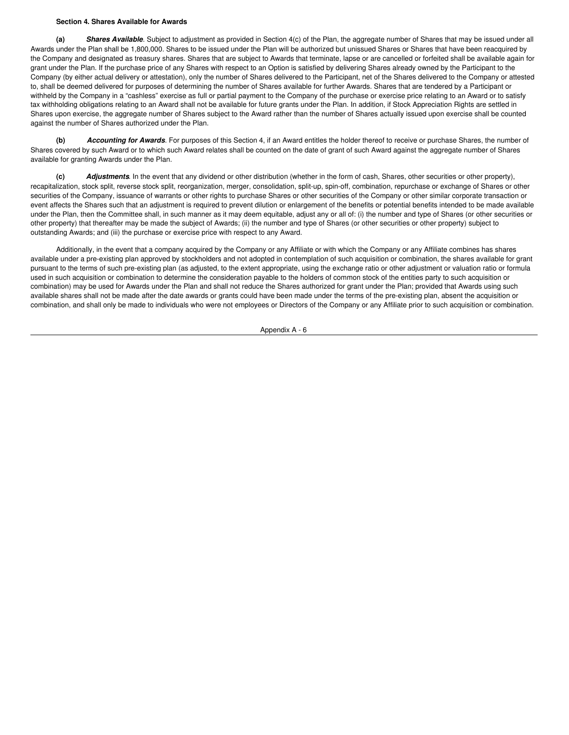**Section 4. Shares Available for Awards**

**(a)** ***Shares Available***. Subject to adjustment as provided in Section 4(c) of the Plan, the aggregate number of Shares that may be issued under all Awards under the Plan shall be 1,800,000. Shares to be issued under the Plan will be authorized but unissued Shares or Shares that have been reacquired by the Company and designated as treasury shares. Shares that are subject to Awards that terminate, lapse or are cancelled or forfeited shall be available again for grant under the Plan. If the purchase price of any Shares with respect to an Option is satisfied by delivering Shares already owned by the Participant to the Company (by either actual delivery or attestation), only the number of Shares delivered to the Participant, net of the Shares delivered to the Company or attested to, shall be deemed delivered for purposes of determining the number of Shares available for further Awards. Shares that are tendered by a Participant or withheld by the Company in a "cashless" exercise as full or partial payment to the Company of the purchase or exercise price relating to an Award or to satisfy tax withholding obligations relating to an Award shall not be available for future grants under the Plan. In addition, if Stock Appreciation Rights are settled in Shares upon exercise, the aggregate number of Shares subject to the Award rather than the number of Shares actually issued upon exercise shall be counted against the number of Shares authorized under the Plan.

**(b)** ***Accounting for Awards***. For purposes of this Section 4, if an Award entitles the holder thereof to receive or purchase Shares, the number of Shares covered by such Award or to which such Award relates shall be counted on the date of grant of such Award against the aggregate number of Shares available for granting Awards under the Plan.

**(c)** ***Adjustments***. In the event that any dividend or other distribution (whether in the form of cash, Shares, other securities or other property), recapitalization, stock split, reverse stock split, reorganization, merger, consolidation, split-up, spin-off, combination, repurchase or exchange of Shares or other securities of the Company, issuance of warrants or other rights to purchase Shares or other securities of the Company or other similar corporate transaction or event affects the Shares such that an adjustment is required to prevent dilution or enlargement of the benefits or potential benefits intended to be made available under the Plan, then the Committee shall, in such manner as it may deem equitable, adjust any or all of: (i) the number and type of Shares (or other securities or other property) that thereafter may be made the subject of Awards; (ii) the number and type of Shares (or other securities or other property) subject to outstanding Awards; and (iii) the purchase or exercise price with respect to any Award.

Additionally, in the event that a company acquired by the Company or any Affiliate or with which the Company or any Affiliate combines has shares available under a pre-existing plan approved by stockholders and not adopted in contemplation of such acquisition or combination, the shares available for grant pursuant to the terms of such pre-existing plan (as adjusted, to the extent appropriate, using the exchange ratio or other adjustment or valuation ratio or formula used in such acquisition or combination to determine the consideration payable to the holders of common stock of the entities party to such acquisition or combination) may be used for Awards under the Plan and shall not reduce the Shares authorized for grant under the Plan; provided that Awards using such available shares shall not be made after the date awards or grants could have been made under the terms of the pre-existing plan, absent the acquisition or combination, and shall only be made to individuals who were not employees or Directors of the Company or any Affiliate prior to such acquisition or combination.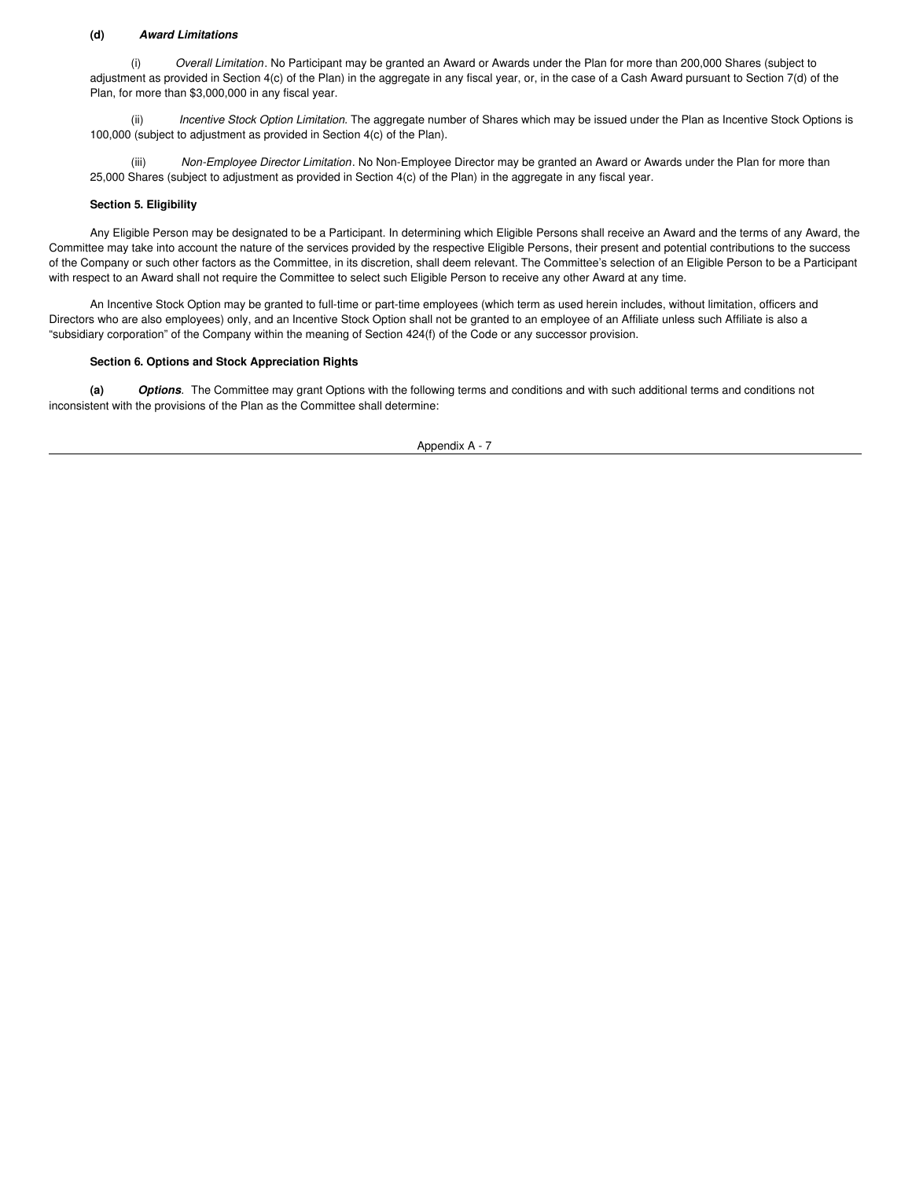**(d)** ***Award Limitations***

(i) *Overall Limitation*. No Participant may be granted an Award or Awards under the Plan for more than 200,000 Shares (subject to adjustment as provided in Section 4(c) of the Plan) in the aggregate in any fiscal year, or, in the case of a Cash Award pursuant to Section 7(d) of the Plan, for more than $3,000,000 in any fiscal year.

(ii) *Incentive Stock Option Limitation*. The aggregate number of Shares which may be issued under the Plan as Incentive Stock Options is 100,000 (subject to adjustment as provided in Section 4(c) of the Plan).

(iii) *Non-Employee Director Limitation*. No Non-Employee Director may be granted an Award or Awards under the Plan for more than 25,000 Shares (subject to adjustment as provided in Section 4(c) of the Plan) in the aggregate in any fiscal year.

**Section 5. Eligibility**

Any Eligible Person may be designated to be a Participant. In determining which Eligible Persons shall receive an Award and the terms of any Award, the Committee may take into account the nature of the services provided by the respective Eligible Persons, their present and potential contributions to the success of the Company or such other factors as the Committee, in its discretion, shall deem relevant. The Committee's selection of an Eligible Person to be a Participant with respect to an Award shall not require the Committee to select such Eligible Person to receive any other Award at any time.

An Incentive Stock Option may be granted to full-time or part-time employees (which term as used herein includes, without limitation, officers and Directors who are also employees) only, and an Incentive Stock Option shall not be granted to an employee of an Affiliate unless such Affiliate is also a "subsidiary corporation" of the Company within the meaning of Section 424(f) of the Code or any successor provision.

**Section 6. Options and Stock Appreciation Rights**

**(a)** ***Options***. The Committee may grant Options with the following terms and conditions and with such additional terms and conditions not inconsistent with the provisions of the Plan as the Committee shall determine: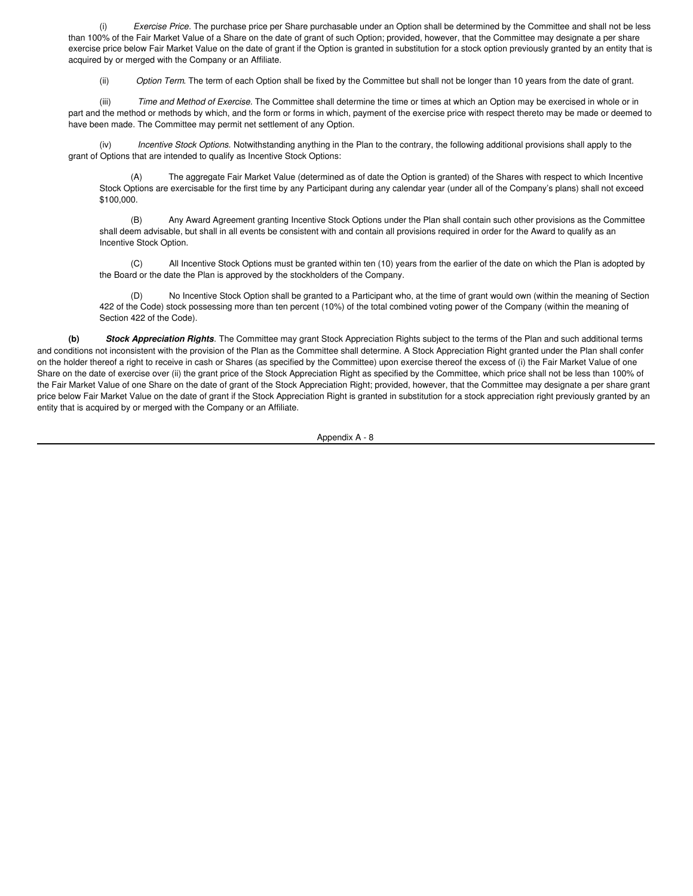(i) *Exercise Price*. The purchase price per Share purchasable under an Option shall be determined by the Committee and shall not be less than 100% of the Fair Market Value of a Share on the date of grant of such Option; provided, however, that the Committee may designate a per share exercise price below Fair Market Value on the date of grant if the Option is granted in substitution for a stock option previously granted by an entity that is acquired by or merged with the Company or an Affiliate.

(ii) *Option Term*. The term of each Option shall be fixed by the Committee but shall not be longer than 10 years from the date of grant.

(iii) *Time and Method of Exercise*. The Committee shall determine the time or times at which an Option may be exercised in whole or in part and the method or methods by which, and the form or forms in which, payment of the exercise price with respect thereto may be made or deemed to have been made. The Committee may permit net settlement of any Option.

(iv) *Incentive Stock Options*. Notwithstanding anything in the Plan to the contrary, the following additional provisions shall apply to the grant of Options that are intended to qualify as Incentive Stock Options:

(A) The aggregate Fair Market Value (determined as of date the Option is granted) of the Shares with respect to which Incentive Stock Options are exercisable for the first time by any Participant during any calendar year (under all of the Company's plans) shall not exceed $100,000.

(B) Any Award Agreement granting Incentive Stock Options under the Plan shall contain such other provisions as the Committee shall deem advisable, but shall in all events be consistent with and contain all provisions required in order for the Award to qualify as an Incentive Stock Option.

(C) All Incentive Stock Options must be granted within ten (10) years from the earlier of the date on which the Plan is adopted by the Board or the date the Plan is approved by the stockholders of the Company.

(D) No Incentive Stock Option shall be granted to a Participant who, at the time of grant would own (within the meaning of Section 422 of the Code) stock possessing more than ten percent (10%) of the total combined voting power of the Company (within the meaning of Section 422 of the Code).

**(b)** ***Stock Appreciation Rights***. The Committee may grant Stock Appreciation Rights subject to the terms of the Plan and such additional terms and conditions not inconsistent with the provision of the Plan as the Committee shall determine. A Stock Appreciation Right granted under the Plan shall confer on the holder thereof a right to receive in cash or Shares (as specified by the Committee) upon exercise thereof the excess of (i) the Fair Market Value of one Share on the date of exercise over (ii) the grant price of the Stock Appreciation Right as specified by the Committee, which price shall not be less than 100% of the Fair Market Value of one Share on the date of grant of the Stock Appreciation Right; provided, however, that the Committee may designate a per share grant price below Fair Market Value on the date of grant if the Stock Appreciation Right is granted in substitution for a stock appreciation right previously granted by an entity that is acquired by or merged with the Company or an Affiliate.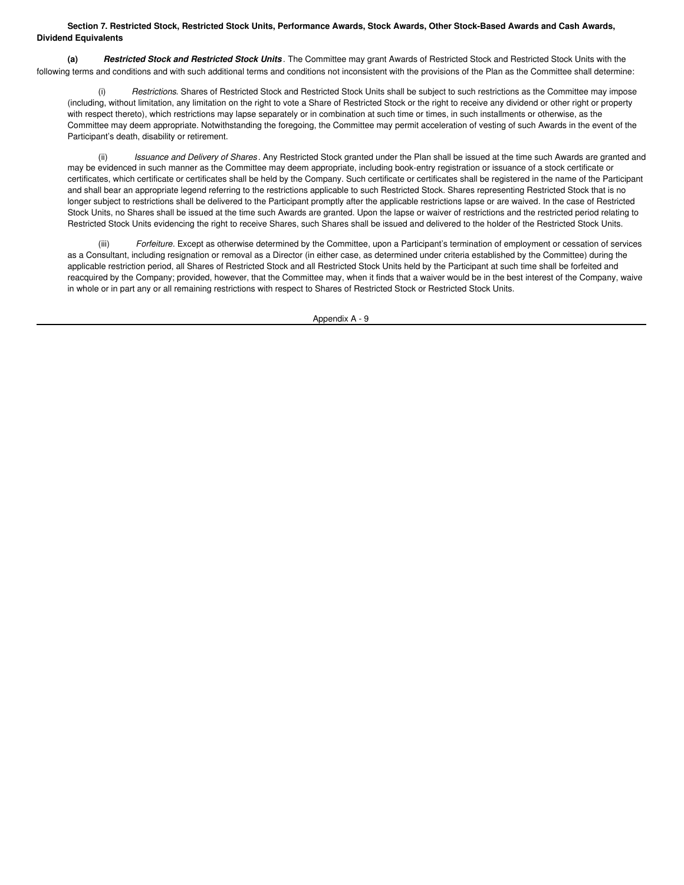**Section 7. Restricted Stock, Restricted Stock Units, Performance Awards, Stock Awards, Other Stock-Based Awards and Cash Awards, Dividend Equivalents**

**(a)** ***Restricted Stock and Restricted Stock Units*.** The Committee may grant Awards of Restricted Stock and Restricted Stock Units with the following terms and conditions and with such additional terms and conditions not inconsistent with the provisions of the Plan as the Committee shall determine:

(i) *Restrictions*. Shares of Restricted Stock and Restricted Stock Units shall be subject to such restrictions as the Committee may impose (including, without limitation, any limitation on the right to vote a Share of Restricted Stock or the right to receive any dividend or other right or property with respect thereto), which restrictions may lapse separately or in combination at such time or times, in such installments or otherwise, as the Committee may deem appropriate. Notwithstanding the foregoing, the Committee may permit acceleration of vesting of such Awards in the event of the Participant's death, disability or retirement.

(ii) *Issuance and Delivery of Shares*. Any Restricted Stock granted under the Plan shall be issued at the time such Awards are granted and may be evidenced in such manner as the Committee may deem appropriate, including book-entry registration or issuance of a stock certificate or certificates, which certificate or certificates shall be held by the Company. Such certificate or certificates shall be registered in the name of the Participant and shall bear an appropriate legend referring to the restrictions applicable to such Restricted Stock. Shares representing Restricted Stock that is no longer subject to restrictions shall be delivered to the Participant promptly after the applicable restrictions lapse or are waived. In the case of Restricted Stock Units, no Shares shall be issued at the time such Awards are granted. Upon the lapse or waiver of restrictions and the restricted period relating to Restricted Stock Units evidencing the right to receive Shares, such Shares shall be issued and delivered to the holder of the Restricted Stock Units.

(iii) *Forfeiture.* Except as otherwise determined by the Committee, upon a Participant's termination of employment or cessation of services as a Consultant, including resignation or removal as a Director (in either case, as determined under criteria established by the Committee) during the applicable restriction period, all Shares of Restricted Stock and all Restricted Stock Units held by the Participant at such time shall be forfeited and reacquired by the Company; provided, however, that the Committee may, when it finds that a waiver would be in the best interest of the Company, waive in whole or in part any or all remaining restrictions with respect to Shares of Restricted Stock or Restricted Stock Units.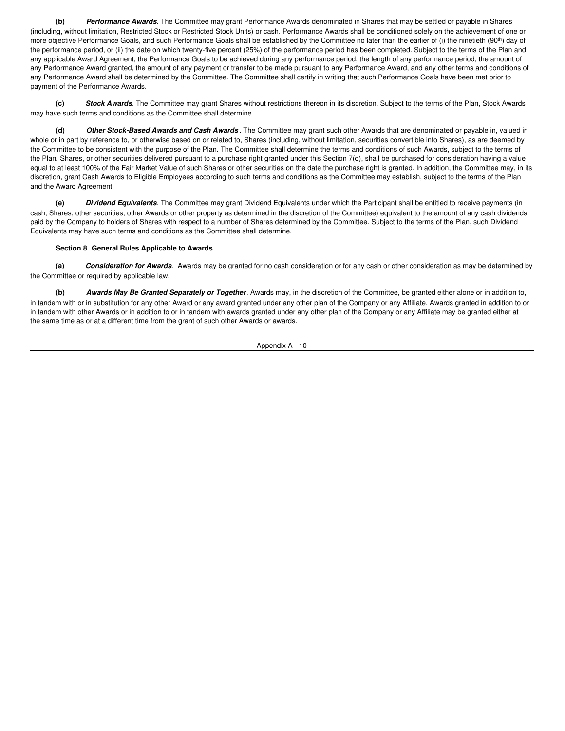**(b)** ***Performance Awards***. The Committee may grant Performance Awards denominated in Shares that may be settled or payable in Shares (including, without limitation, Restricted Stock or Restricted Stock Units) or cash. Performance Awards shall be conditioned solely on the achievement of one or more objective Performance Goals, and such Performance Goals shall be established by the Committee no later than the earlier of (i) the ninetieth (90th) day of the performance period, or (ii) the date on which twenty-five percent (25%) of the performance period has been completed. Subject to the terms of the Plan and any applicable Award Agreement, the Performance Goals to be achieved during any performance period, the length of any performance period, the amount of any Performance Award granted, the amount of any payment or transfer to be made pursuant to any Performance Award, and any other terms and conditions of any Performance Award shall be determined by the Committee. The Committee shall certify in writing that such Performance Goals have been met prior to payment of the Performance Awards.

**(c)** ***Stock Awards***. The Committee may grant Shares without restrictions thereon in its discretion. Subject to the terms of the Plan, Stock Awards may have such terms and conditions as the Committee shall determine.

**(d)** ***Other Stock-Based Awards and Cash Awards***. The Committee may grant such other Awards that are denominated or payable in, valued in whole or in part by reference to, or otherwise based on or related to, Shares (including, without limitation, securities convertible into Shares), as are deemed by the Committee to be consistent with the purpose of the Plan. The Committee shall determine the terms and conditions of such Awards, subject to the terms of the Plan. Shares, or other securities delivered pursuant to a purchase right granted under this Section 7(d), shall be purchased for consideration having a value equal to at least 100% of the Fair Market Value of such Shares or other securities on the date the purchase right is granted. In addition, the Committee may, in its discretion, grant Cash Awards to Eligible Employees according to such terms and conditions as the Committee may establish, subject to the terms of the Plan and the Award Agreement.

**(e)** ***Dividend Equivalents***. The Committee may grant Dividend Equivalents under which the Participant shall be entitled to receive payments (in cash, Shares, other securities, other Awards or other property as determined in the discretion of the Committee) equivalent to the amount of any cash dividends paid by the Company to holders of Shares with respect to a number of Shares determined by the Committee. Subject to the terms of the Plan, such Dividend Equivalents may have such terms and conditions as the Committee shall determine.

**Section 8**. **General Rules Applicable to Awards**

**(a)** ***Consideration for Awards***. Awards may be granted for no cash consideration or for any cash or other consideration as may be determined by the Committee or required by applicable law.

**(b)** ***Awards May Be Granted Separately or Together***. Awards may, in the discretion of the Committee, be granted either alone or in addition to, in tandem with or in substitution for any other Award or any award granted under any other plan of the Company or any Affiliate. Awards granted in addition to or in tandem with other Awards or in addition to or in tandem with awards granted under any other plan of the Company or any Affiliate may be granted either at the same time as or at a different time from the grant of such other Awards or awards.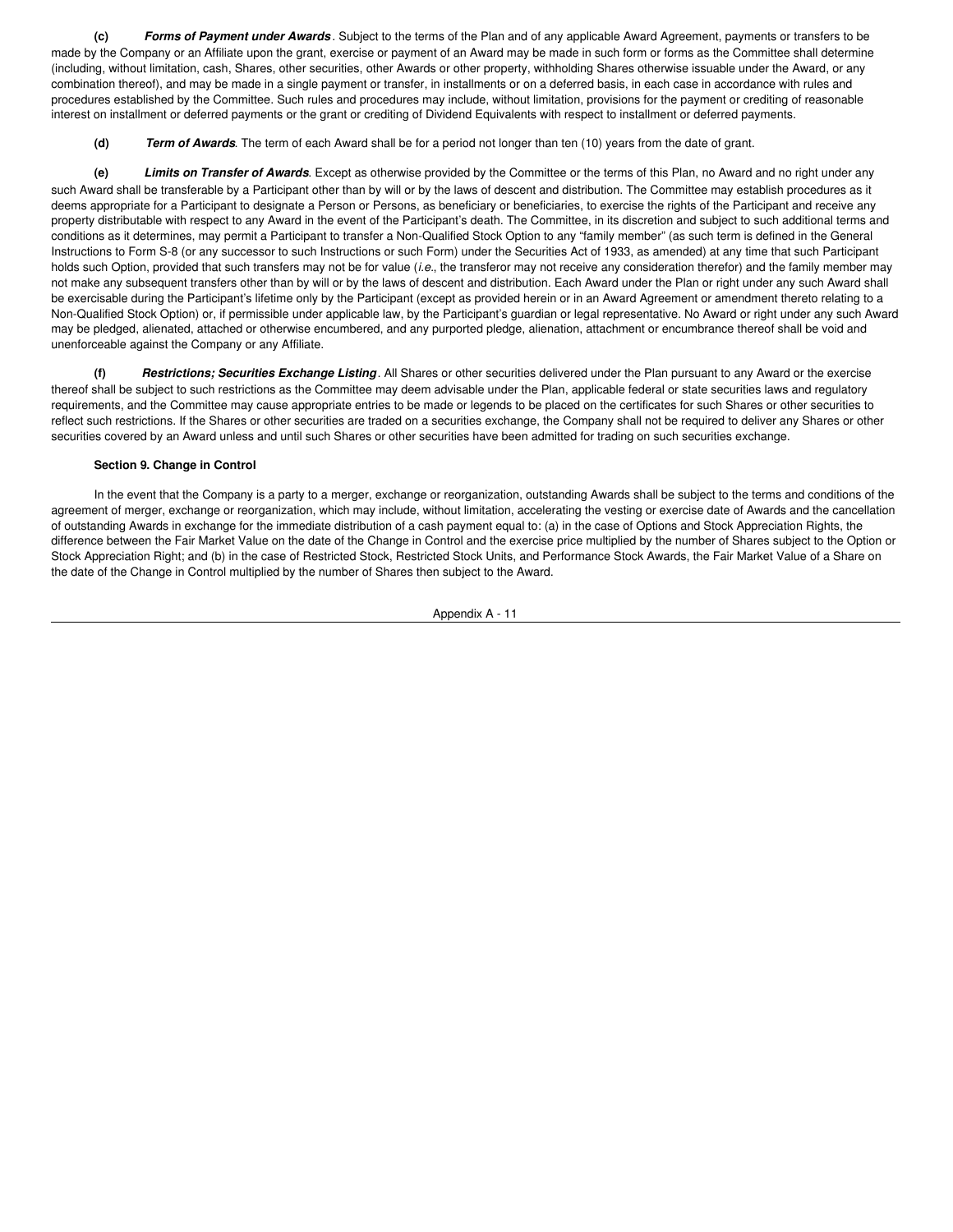**(c)** ***Forms of Payment under Awards***. Subject to the terms of the Plan and of any applicable Award Agreement, payments or transfers to be made by the Company or an Affiliate upon the grant, exercise or payment of an Award may be made in such form or forms as the Committee shall determine (including, without limitation, cash, Shares, other securities, other Awards or other property, withholding Shares otherwise issuable under the Award, or any combination thereof), and may be made in a single payment or transfer, in installments or on a deferred basis, in each case in accordance with rules and procedures established by the Committee. Such rules and procedures may include, without limitation, provisions for the payment or crediting of reasonable interest on installment or deferred payments or the grant or crediting of Dividend Equivalents with respect to installment or deferred payments.

**(d)** ***Term of Awards***. The term of each Award shall be for a period not longer than ten (10) years from the date of grant.

**(e)** ***Limits on Transfer of Awards***. Except as otherwise provided by the Committee or the terms of this Plan, no Award and no right under any such Award shall be transferable by a Participant other than by will or by the laws of descent and distribution. The Committee may establish procedures as it deems appropriate for a Participant to designate a Person or Persons, as beneficiary or beneficiaries, to exercise the rights of the Participant and receive any property distributable with respect to any Award in the event of the Participant's death. The Committee, in its discretion and subject to such additional terms and conditions as it determines, may permit a Participant to transfer a Non-Qualified Stock Option to any "family member" (as such term is defined in the General Instructions to Form S-8 (or any successor to such Instructions or such Form) under the Securities Act of 1933, as amended) at any time that such Participant holds such Option, provided that such transfers may not be for value (*i.e.*, the transferor may not receive any consideration therefor) and the family member may not make any subsequent transfers other than by will or by the laws of descent and distribution. Each Award under the Plan or right under any such Award shall be exercisable during the Participant's lifetime only by the Participant (except as provided herein or in an Award Agreement or amendment thereto relating to a Non-Qualified Stock Option) or, if permissible under applicable law, by the Participant's guardian or legal representative. No Award or right under any such Award may be pledged, alienated, attached or otherwise encumbered, and any purported pledge, alienation, attachment or encumbrance thereof shall be void and unenforceable against the Company or any Affiliate.

**(f)** ***Restrictions; Securities Exchange Listing***. All Shares or other securities delivered under the Plan pursuant to any Award or the exercise thereof shall be subject to such restrictions as the Committee may deem advisable under the Plan, applicable federal or state securities laws and regulatory requirements, and the Committee may cause appropriate entries to be made or legends to be placed on the certificates for such Shares or other securities to reflect such restrictions. If the Shares or other securities are traded on a securities exchange, the Company shall not be required to deliver any Shares or other securities covered by an Award unless and until such Shares or other securities have been admitted for trading on such securities exchange.

**Section 9. Change in Control**

In the event that the Company is a party to a merger, exchange or reorganization, outstanding Awards shall be subject to the terms and conditions of the agreement of merger, exchange or reorganization, which may include, without limitation, accelerating the vesting or exercise date of Awards and the cancellation of outstanding Awards in exchange for the immediate distribution of a cash payment equal to: (a) in the case of Options and Stock Appreciation Rights, the difference between the Fair Market Value on the date of the Change in Control and the exercise price multiplied by the number of Shares subject to the Option or Stock Appreciation Right; and (b) in the case of Restricted Stock, Restricted Stock Units, and Performance Stock Awards, the Fair Market Value of a Share on the date of the Change in Control multiplied by the number of Shares then subject to the Award.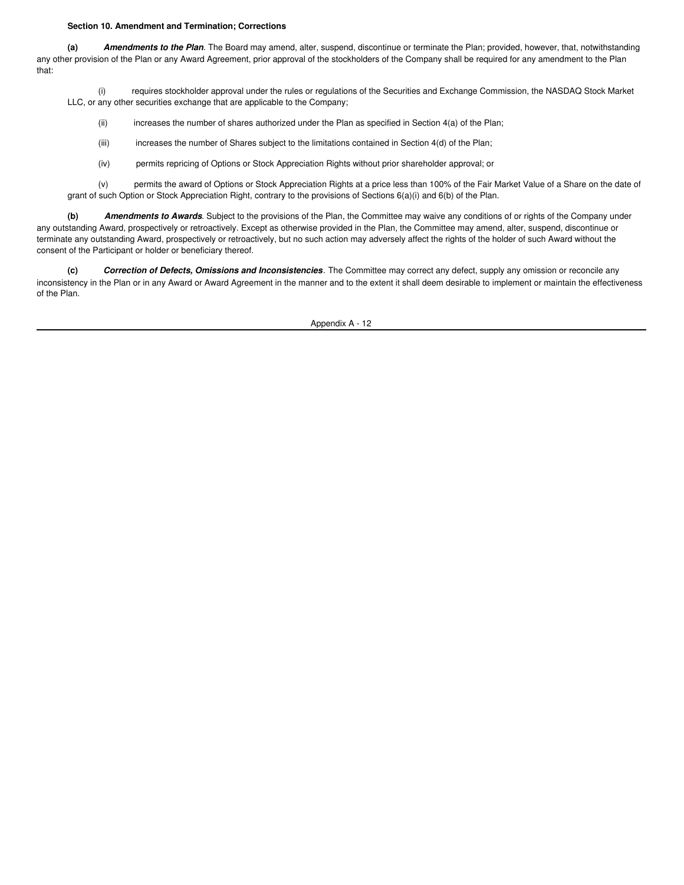**Section 10. Amendment and Termination; Corrections**

**(a)** ***Amendments to the Plan***. The Board may amend, alter, suspend, discontinue or terminate the Plan; provided, however, that, notwithstanding any other provision of the Plan or any Award Agreement, prior approval of the stockholders of the Company shall be required for any amendment to the Plan that:

(i) requires stockholder approval under the rules or regulations of the Securities and Exchange Commission, the NASDAQ Stock Market LLC, or any other securities exchange that are applicable to the Company;

(ii) increases the number of shares authorized under the Plan as specified in Section 4(a) of the Plan;

(iii) increases the number of Shares subject to the limitations contained in Section 4(d) of the Plan;

(iv) permits repricing of Options or Stock Appreciation Rights without prior shareholder approval; or

(v) permits the award of Options or Stock Appreciation Rights at a price less than 100% of the Fair Market Value of a Share on the date of grant of such Option or Stock Appreciation Right, contrary to the provisions of Sections 6(a)(i) and 6(b) of the Plan.

**(b)** ***Amendments to Awards***. Subject to the provisions of the Plan, the Committee may waive any conditions of or rights of the Company under any outstanding Award, prospectively or retroactively. Except as otherwise provided in the Plan, the Committee may amend, alter, suspend, discontinue or terminate any outstanding Award, prospectively or retroactively, but no such action may adversely affect the rights of the holder of such Award without the consent of the Participant or holder or beneficiary thereof.

**(c)** ***Correction of Defects, Omissions and Inconsistencies***. The Committee may correct any defect, supply any omission or reconcile any inconsistency in the Plan or in any Award or Award Agreement in the manner and to the extent it shall deem desirable to implement or maintain the effectiveness of the Plan.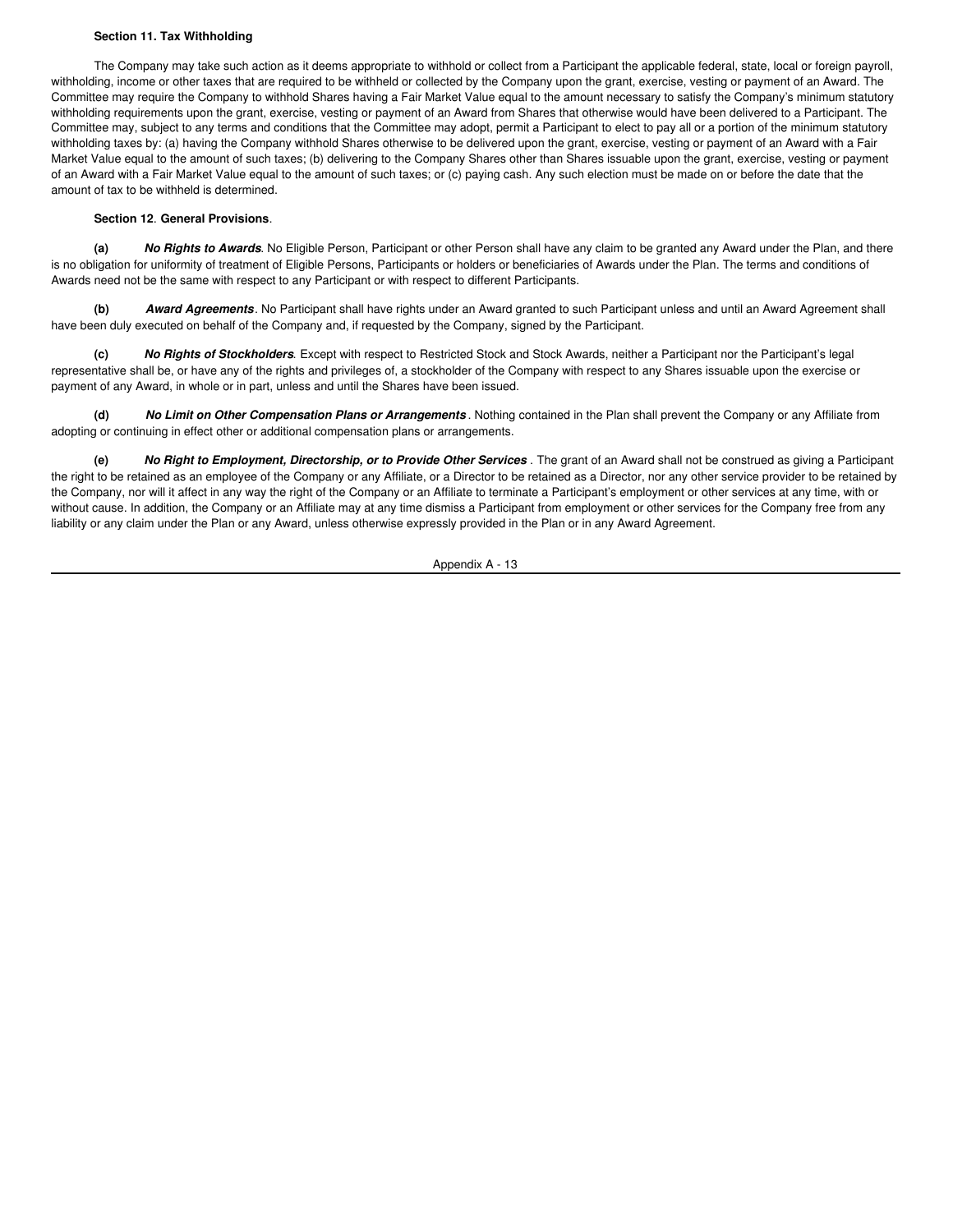**Section 11. Tax Withholding**

The Company may take such action as it deems appropriate to withhold or collect from a Participant the applicable federal, state, local or foreign payroll, withholding, income or other taxes that are required to be withheld or collected by the Company upon the grant, exercise, vesting or payment of an Award. The Committee may require the Company to withhold Shares having a Fair Market Value equal to the amount necessary to satisfy the Company's minimum statutory withholding requirements upon the grant, exercise, vesting or payment of an Award from Shares that otherwise would have been delivered to a Participant. The Committee may, subject to any terms and conditions that the Committee may adopt, permit a Participant to elect to pay all or a portion of the minimum statutory withholding taxes by: (a) having the Company withhold Shares otherwise to be delivered upon the grant, exercise, vesting or payment of an Award with a Fair Market Value equal to the amount of such taxes; (b) delivering to the Company Shares other than Shares issuable upon the grant, exercise, vesting or payment of an Award with a Fair Market Value equal to the amount of such taxes; or (c) paying cash. Any such election must be made on or before the date that the amount of tax to be withheld is determined.

**Section 12**. **General Provisions**.

**(a)** ***No Rights to Awards***. No Eligible Person, Participant or other Person shall have any claim to be granted any Award under the Plan, and there is no obligation for uniformity of treatment of Eligible Persons, Participants or holders or beneficiaries of Awards under the Plan. The terms and conditions of Awards need not be the same with respect to any Participant or with respect to different Participants.

**(b)** ***Award Agreements***. No Participant shall have rights under an Award granted to such Participant unless and until an Award Agreement shall have been duly executed on behalf of the Company and, if requested by the Company, signed by the Participant.

**(c)** ***No Rights of Stockholders***. Except with respect to Restricted Stock and Stock Awards, neither a Participant nor the Participant's legal representative shall be, or have any of the rights and privileges of, a stockholder of the Company with respect to any Shares issuable upon the exercise or payment of any Award, in whole or in part, unless and until the Shares have been issued.

**(d)** ***No Limit on Other Compensation Plans or Arrangements***. Nothing contained in the Plan shall prevent the Company or any Affiliate from adopting or continuing in effect other or additional compensation plans or arrangements.

**(e)** ***No Right to Employment, Directorship, or to Provide Other Services***. The grant of an Award shall not be construed as giving a Participant the right to be retained as an employee of the Company or any Affiliate, or a Director to be retained as a Director, nor any other service provider to be retained by the Company, nor will it affect in any way the right of the Company or an Affiliate to terminate a Participant's employment or other services at any time, with or without cause. In addition, the Company or an Affiliate may at any time dismiss a Participant from employment or other services for the Company free from any liability or any claim under the Plan or any Award, unless otherwise expressly provided in the Plan or in any Award Agreement.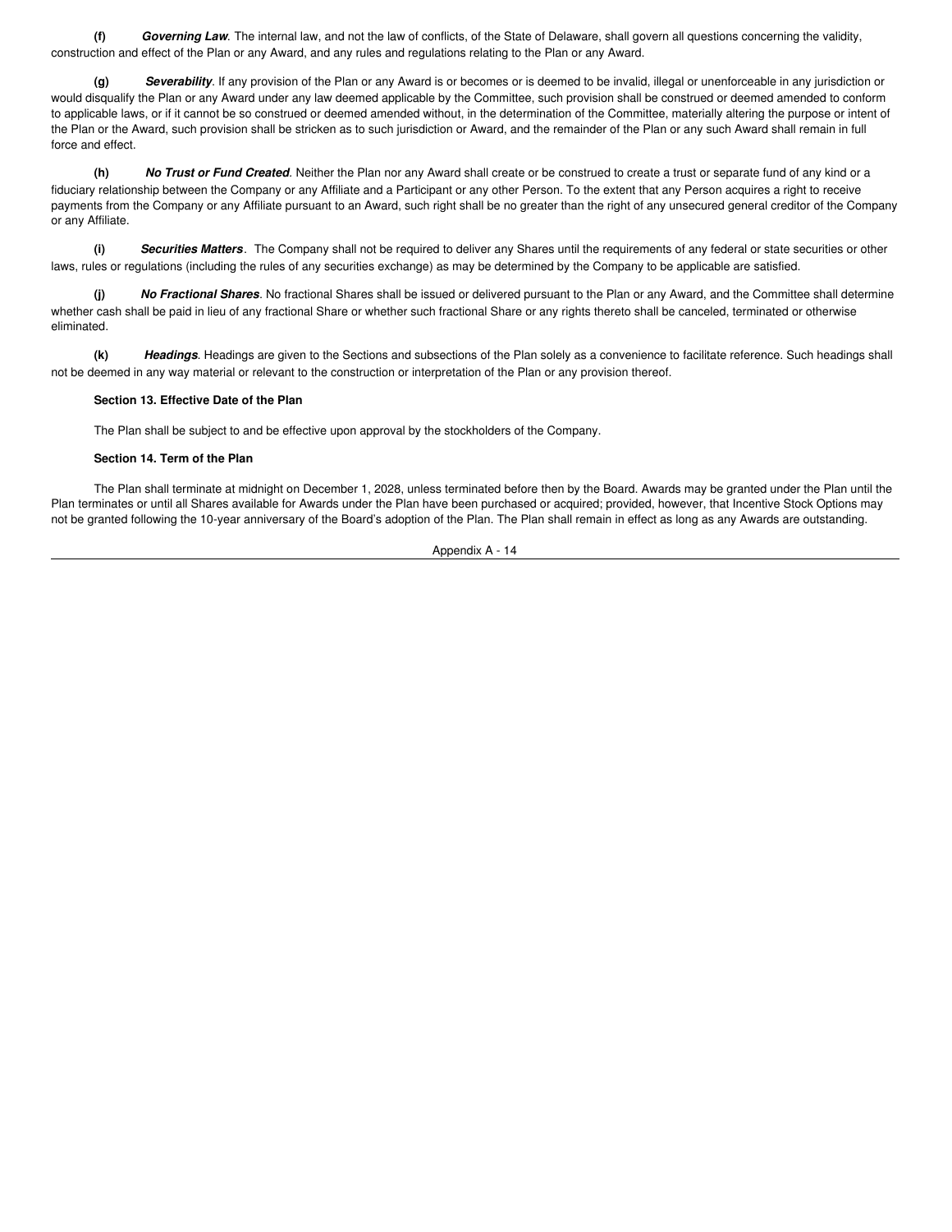**(f)** ***Governing Law***. The internal law, and not the law of conflicts, of the State of Delaware, shall govern all questions concerning the validity, construction and effect of the Plan or any Award, and any rules and regulations relating to the Plan or any Award.

**(g)** ***Severability***. If any provision of the Plan or any Award is or becomes or is deemed to be invalid, illegal or unenforceable in any jurisdiction or would disqualify the Plan or any Award under any law deemed applicable by the Committee, such provision shall be construed or deemed amended to conform to applicable laws, or if it cannot be so construed or deemed amended without, in the determination of the Committee, materially altering the purpose or intent of the Plan or the Award, such provision shall be stricken as to such jurisdiction or Award, and the remainder of the Plan or any such Award shall remain in full force and effect.

**(h)** ***No Trust or Fund Created***. Neither the Plan nor any Award shall create or be construed to create a trust or separate fund of any kind or a fiduciary relationship between the Company or any Affiliate and a Participant or any other Person. To the extent that any Person acquires a right to receive payments from the Company or any Affiliate pursuant to an Award, such right shall be no greater than the right of any unsecured general creditor of the Company or any Affiliate.

**(i)** ***Securities Matters***. The Company shall not be required to deliver any Shares until the requirements of any federal or state securities or other laws, rules or regulations (including the rules of any securities exchange) as may be determined by the Company to be applicable are satisfied.

**(j)** ***No Fractional Shares***. No fractional Shares shall be issued or delivered pursuant to the Plan or any Award, and the Committee shall determine whether cash shall be paid in lieu of any fractional Share or whether such fractional Share or any rights thereto shall be canceled, terminated or otherwise eliminated.

**(k)** ***Headings***. Headings are given to the Sections and subsections of the Plan solely as a convenience to facilitate reference. Such headings shall not be deemed in any way material or relevant to the construction or interpretation of the Plan or any provision thereof.

**Section 13. Effective Date of the Plan**

The Plan shall be subject to and be effective upon approval by the stockholders of the Company.

**Section 14. Term of the Plan**

The Plan shall terminate at midnight on December 1, 2028, unless terminated before then by the Board. Awards may be granted under the Plan until the Plan terminates or until all Shares available for Awards under the Plan have been purchased or acquired; provided, however, that Incentive Stock Options may not be granted following the 10-year anniversary of the Board's adoption of the Plan. The Plan shall remain in effect as long as any Awards are outstanding.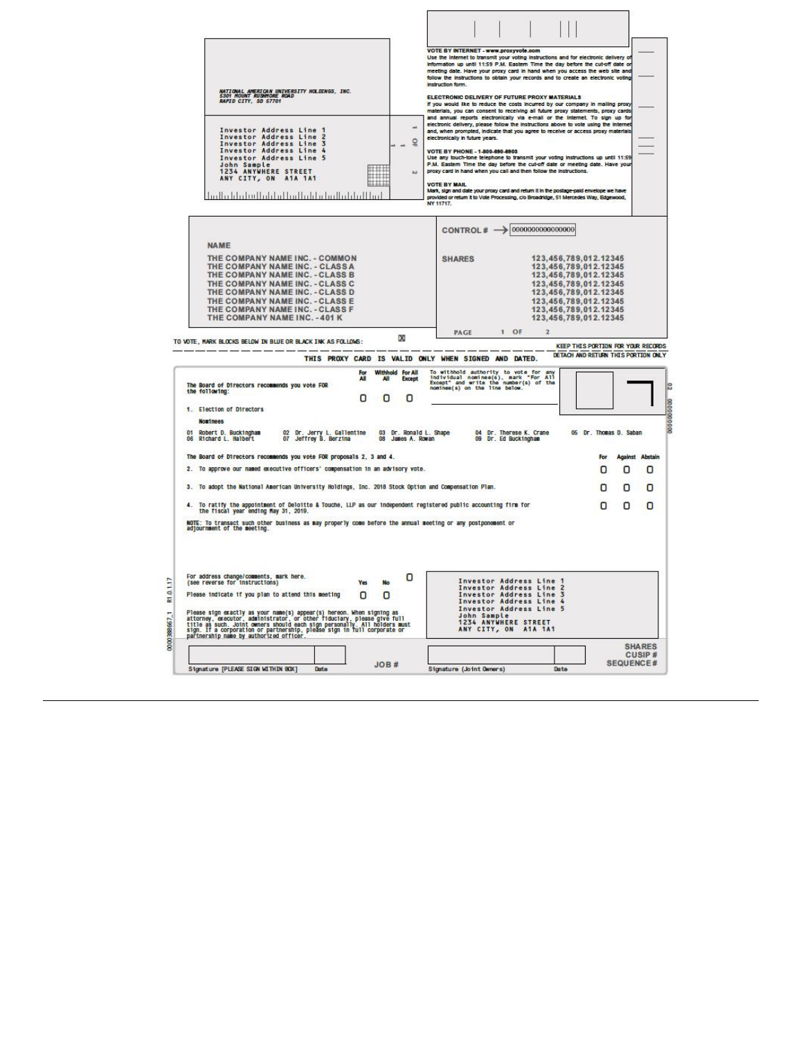NATIONAL AMERICAN UNIVERSITY HOLDINGS, INC.
5301 MOUNT RUSHMORE ROAD
RAPID CITY, SD 57701

Investor Address Line 1
Investor Address Line 2
Investor Address Line 3
Investor Address Line 4
Investor Address Line 5
John Sample
1234 ANYWHERE STREET
ANY CITY, ON A1A 1A1

1 OF 2

**VOTE BY INTERNET - www.proxyvote.com**
Use the Internet to transmit your voting instructions and for electronic delivery of information up until 11:59 P.M. Eastern Time the day before the cut-off date or meeting date. Have your proxy card in hand when you access the web site and follow the instructions to obtain your records and to create an electronic voting instruction form.

**ELECTRONIC DELIVERY OF FUTURE PROXY MATERIALS**
If you would like to reduce the costs incurred by our company in mailing proxy materials, you can consent to receiving all future proxy statements, proxy cards and annual reports electronically via e-mail or the Internet. To sign up for electronic delivery, please follow the instructions above to vote using the Internet and, when prompted, indicate that you agree to receive or access proxy materials electronically in future years.

**VOTE BY PHONE - 1-800-690-6903**
Use any touch-tone telephone to transmit your voting instructions up until 11:59 P.M. Eastern Time the day before the cut-off date or meeting date. Have your proxy card in hand when you call and then follow the instructions.

**VOTE BY MAIL**
Mark, sign and date your proxy card and return it in the postage-paid envelope we have provided or return it to Vote Processing, c/o Broadridge, 51 Mercedes Way, Edgewood, NY 11717.

| NAME | CONTROL # → 0000000000000000 |
|---|---|
| | SHARES |
| THE COMPANY NAME INC. - COMMON | 123,456,789,012.12345 |
| THE COMPANY NAME INC. - CLASS A | 123,456,789,012.12345 |
| THE COMPANY NAME INC. - CLASS B | 123,456,789,012.12345 |
| THE COMPANY NAME INC. - CLASS C | 123,456,789,012.12345 |
| THE COMPANY NAME INC. - CLASS D | 123,456,789,012.12345 |
| THE COMPANY NAME INC. - CLASS E | 123,456,789,012.12345 |
| THE COMPANY NAME INC. - CLASS F | 123,456,789,012.12345 |
| THE COMPANY NAME INC. - 401 K | 123,456,789,012.12345 |

PAGE 1 OF 2

TO VOTE, MARK BLOCKS BELOW IN BLUE OR BLACK INK AS FOLLOWS: ☒

KEEP THIS PORTION FOR YOUR RECORDS

DETACH AND RETURN THIS PORTION ONLY

**THIS PROXY CARD IS VALID ONLY WHEN SIGNED AND DATED.**

The Board of Directors recommends you vote FOR the following:

| For All | Withhold All | For All Except |
|---|---|---|
| ☐ | ☐ | ☐ |

To withhold authority to vote for any individual nominee(s), mark "For All Except" and write the number(s) of the nominee(s) on the line below.

1. Election of Directors

**Nominees**

01 Robert D. Buckingham 02 Dr. Jerry L. Gallentine 03 Dr. Ronald L. Shape 04 Dr. Therese K. Crane 05 Dr. Thomas D. Saban
06 Richard L. Halbert 07 Jeffrey B. Berzina 08 James A. Rowan 09 Dr. Ed Buckingham

The Board of Directors recommends you vote FOR proposals 2, 3 and 4.

| | For | Against | Abstain |
|---|---|---|---|
| 2. To approve our named executive officers' compensation in an advisory vote. | ☐ | ☐ | ☐ |
| 3. To adopt the National American University Holdings, Inc. 2018 Stock Option and Compensation Plan. | ☐ | ☐ | ☐ |
| 4. To ratify the appointment of Deloitte & Touche, LLP as our independent registered public accounting firm for the fiscal year ending May 31, 2019. | ☐ | ☐ | ☐ |

NOTE: To transact such other business as may properly come before the annual meeting or any postponement or adjournment of the meeting.

For address change/comments, mark here. ☐
(see reverse for instructions)

Please indicate if you plan to attend this meeting Yes ☐ No ☐

Please sign exactly as your name(s) appear(s) hereon. When signing as attorney, executor, administrator, or other fiduciary, please give full title as such. Joint owners should each sign personally. All holders must sign. If a corporation or partnership, please sign in full corporate or partnership name by authorized officer.

Investor Address Line 1
Investor Address Line 2
Investor Address Line 3
Investor Address Line 4
Investor Address Line 5
John Sample
1234 ANYWHERE STREET
ANY CITY, ON A1A 1A1

SHARES
CUSIP #
SEQUENCE #

Signature [PLEASE SIGN WITHIN BOX] Date JOB # Signature (Joint Owners) Date

0000388667_1 R1.0.1.17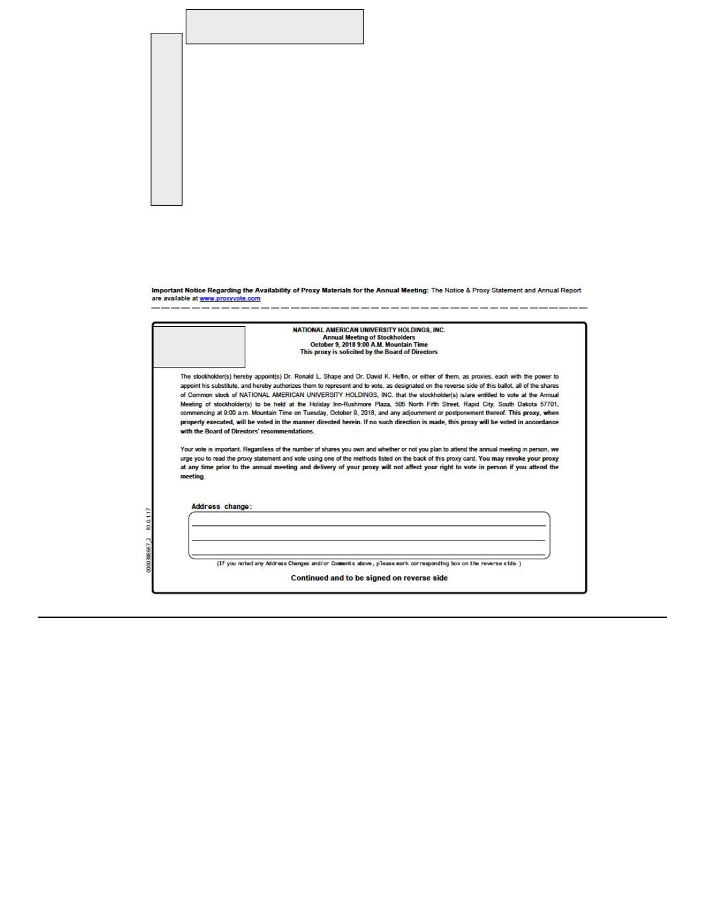**Important Notice Regarding the Availability of Proxy Materials for the Annual Meeting:** The Notice & Proxy Statement and Annual Report are available at www.proxyvote.com

**NATIONAL AMERICAN UNIVERSITY HOLDINGS, INC.**
**Annual Meeting of Stockholders**
**October 9, 2018 9:00 A.M. Mountain Time**
**This proxy is solicited by the Board of Directors**

The stockholder(s) hereby appoint(s) Dr. Ronald L. Shape and Dr. David K. Heflin, or either of them, as proxies, each with the power to appoint his substitute, and hereby authorizes them to represent and to vote, as designated on the reverse side of this ballot, all of the shares of Common stock of NATIONAL AMERICAN UNIVERSITY HOLDINGS, INC. that the stockholder(s) is/are entitled to vote at the Annual Meeting of stockholder(s) to be held at the Holiday Inn-Rushmore Plaza, 505 North Fifth Street, Rapid City, South Dakota 57701, commencing at 9:00 a.m. Mountain Time on Tuesday, October 9, 2018, and any adjournment or postponement thereof. **This proxy, when properly executed, will be voted in the manner directed herein. If no such direction is made, this proxy will be voted in accordance with the Board of Directors' recommendations.**

Your vote is important. Regardless of the number of shares you own and whether or not you plan to attend the annual meeting in person, we urge you to read the proxy statement and vote using one of the methods listed on the back of this proxy card. **You may revoke your proxy at any time prior to the annual meeting and delivery of your proxy will not affect your right to vote in person if you attend the meeting.**

**Address change:**

(If you noted any Address Changes and/or Comments above, please mark corresponding box on the reverse side.)

**Continued and to be signed on reverse side**

0000388667_2 R1.0.1.17